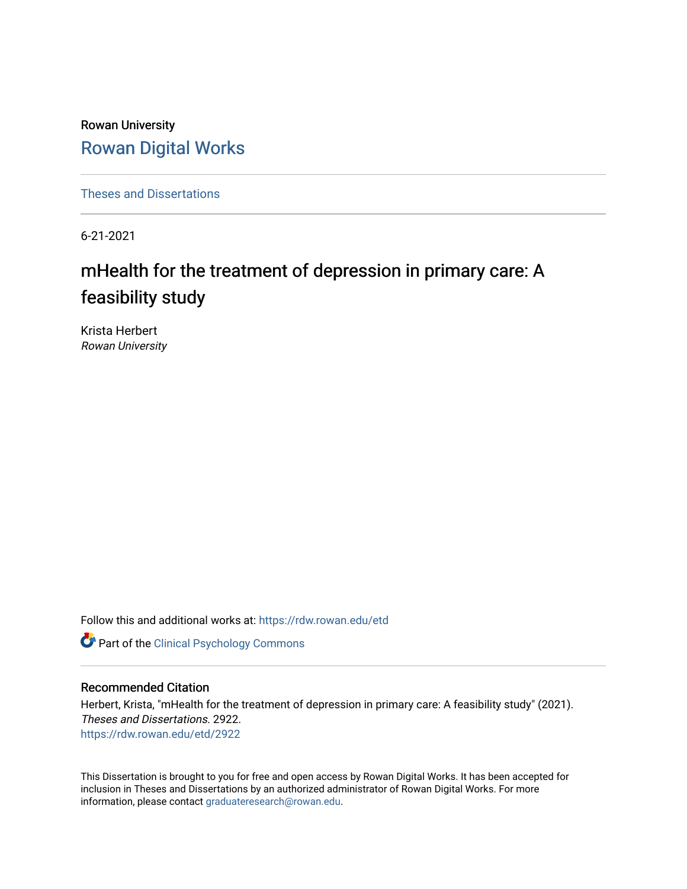Rowan University

# Rowan Digital Works

Theses and Dissertations

6-21-2021

# mHealth for the treatment of depression in primary care: A feasibility study

Krista Herbert
*Rowan University*

Follow this and additional works at: https://rdw.rowan.edu/etd

Part of the Clinical Psychology Commons

## Recommended Citation

Herbert, Krista, "mHealth for the treatment of depression in primary care: A feasibility study" (2021). *Theses and Dissertations*. 2922.
https://rdw.rowan.edu/etd/2922

This Dissertation is brought to you for free and open access by Rowan Digital Works. It has been accepted for inclusion in Theses and Dissertations by an authorized administrator of Rowan Digital Works. For more information, please contact graduateresearch@rowan.edu.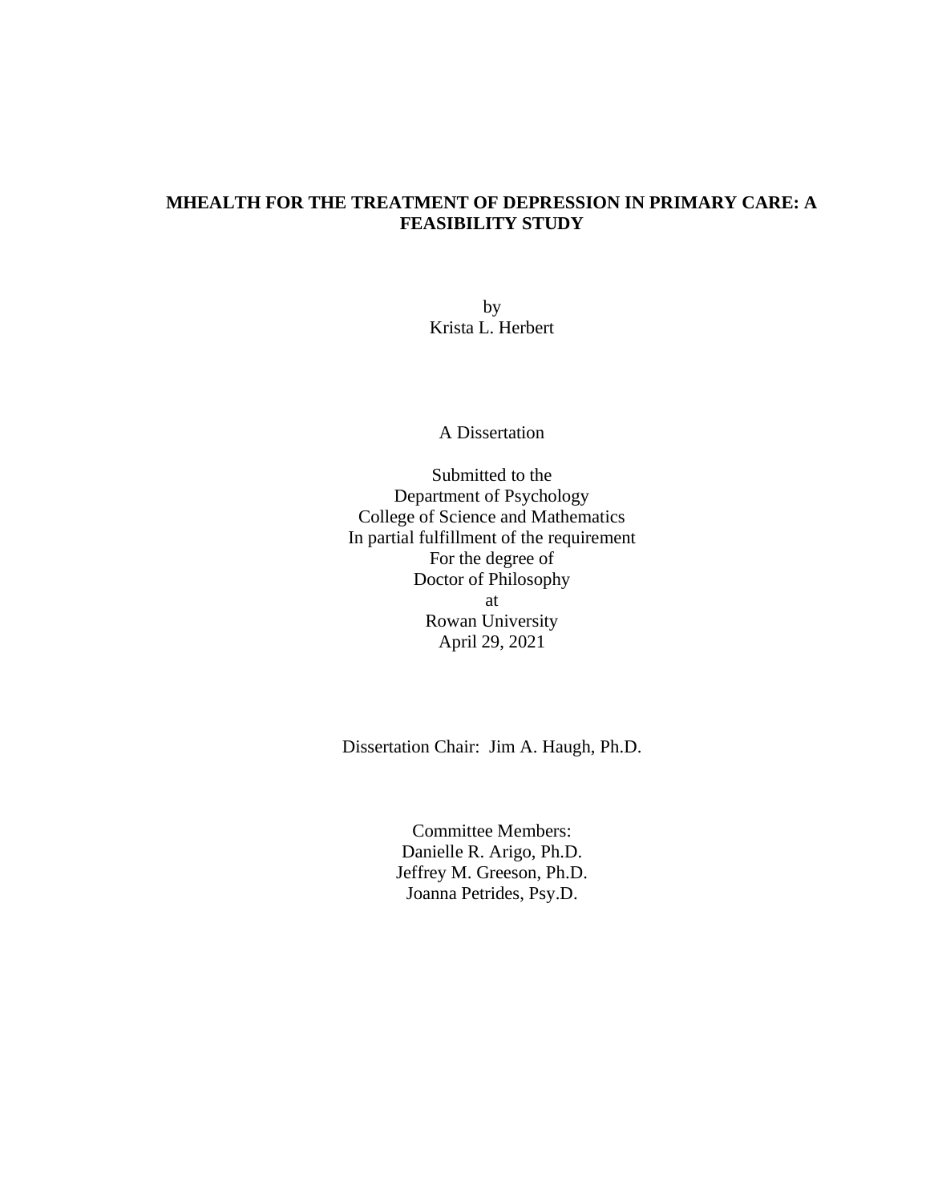# MHEALTH FOR THE TREATMENT OF DEPRESSION IN PRIMARY CARE: A FEASIBILITY STUDY

by

Krista L. Herbert

A Dissertation

Submitted to the
Department of Psychology
College of Science and Mathematics
In partial fulfillment of the requirement
For the degree of
Doctor of Philosophy
at
Rowan University
April 29, 2021

Dissertation Chair: Jim A. Haugh, Ph.D.

Committee Members:
Danielle R. Arigo, Ph.D.
Jeffrey M. Greeson, Ph.D.
Joanna Petrides, Psy.D.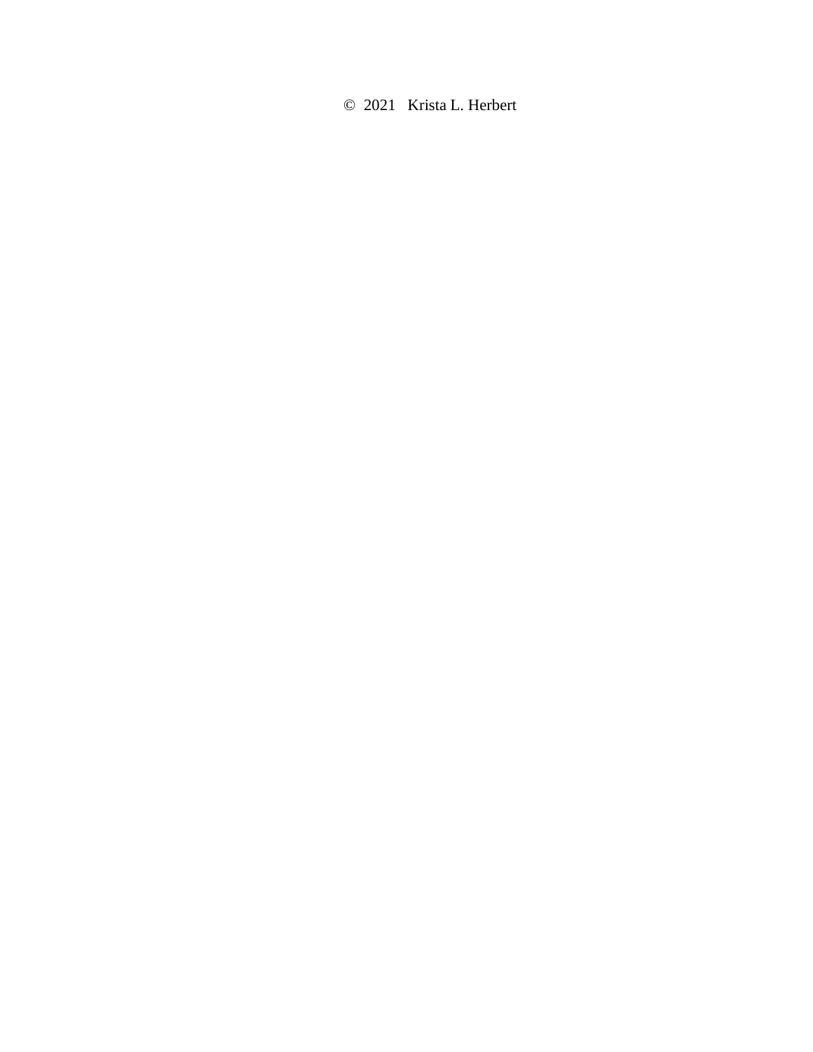© 2021 Krista L. Herbert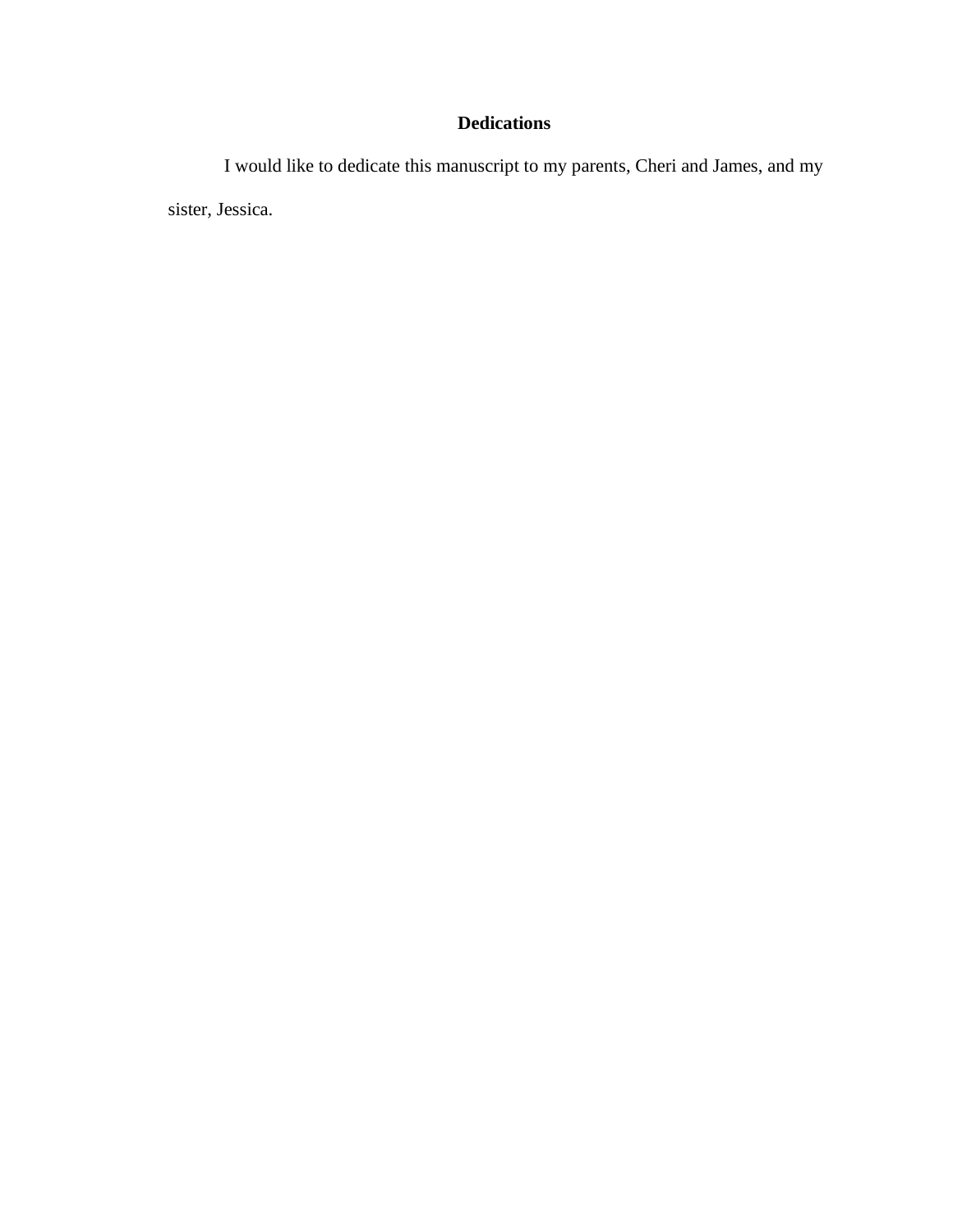# Dedications

I would like to dedicate this manuscript to my parents, Cheri and James, and my sister, Jessica.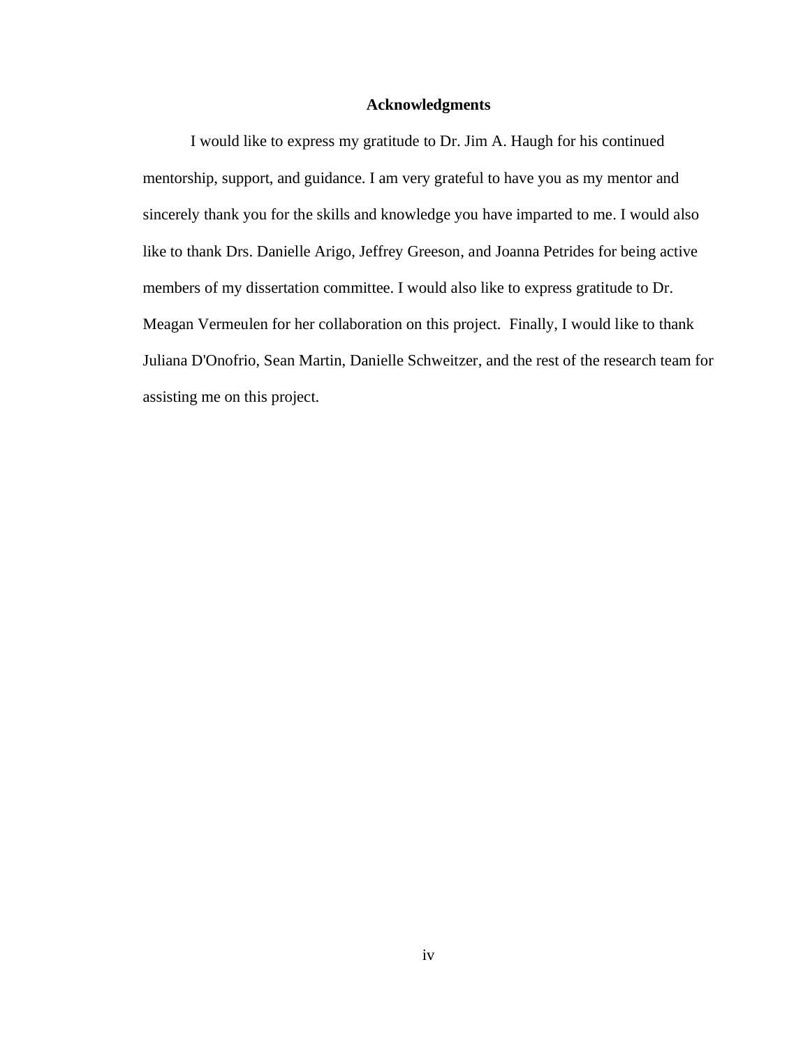# Acknowledgments

I would like to express my gratitude to Dr. Jim A. Haugh for his continued mentorship, support, and guidance. I am very grateful to have you as my mentor and sincerely thank you for the skills and knowledge you have imparted to me. I would also like to thank Drs. Danielle Arigo, Jeffrey Greeson, and Joanna Petrides for being active members of my dissertation committee. I would also like to express gratitude to Dr. Meagan Vermeulen for her collaboration on this project. Finally, I would like to thank Juliana D'Onofrio, Sean Martin, Danielle Schweitzer, and the rest of the research team for assisting me on this project.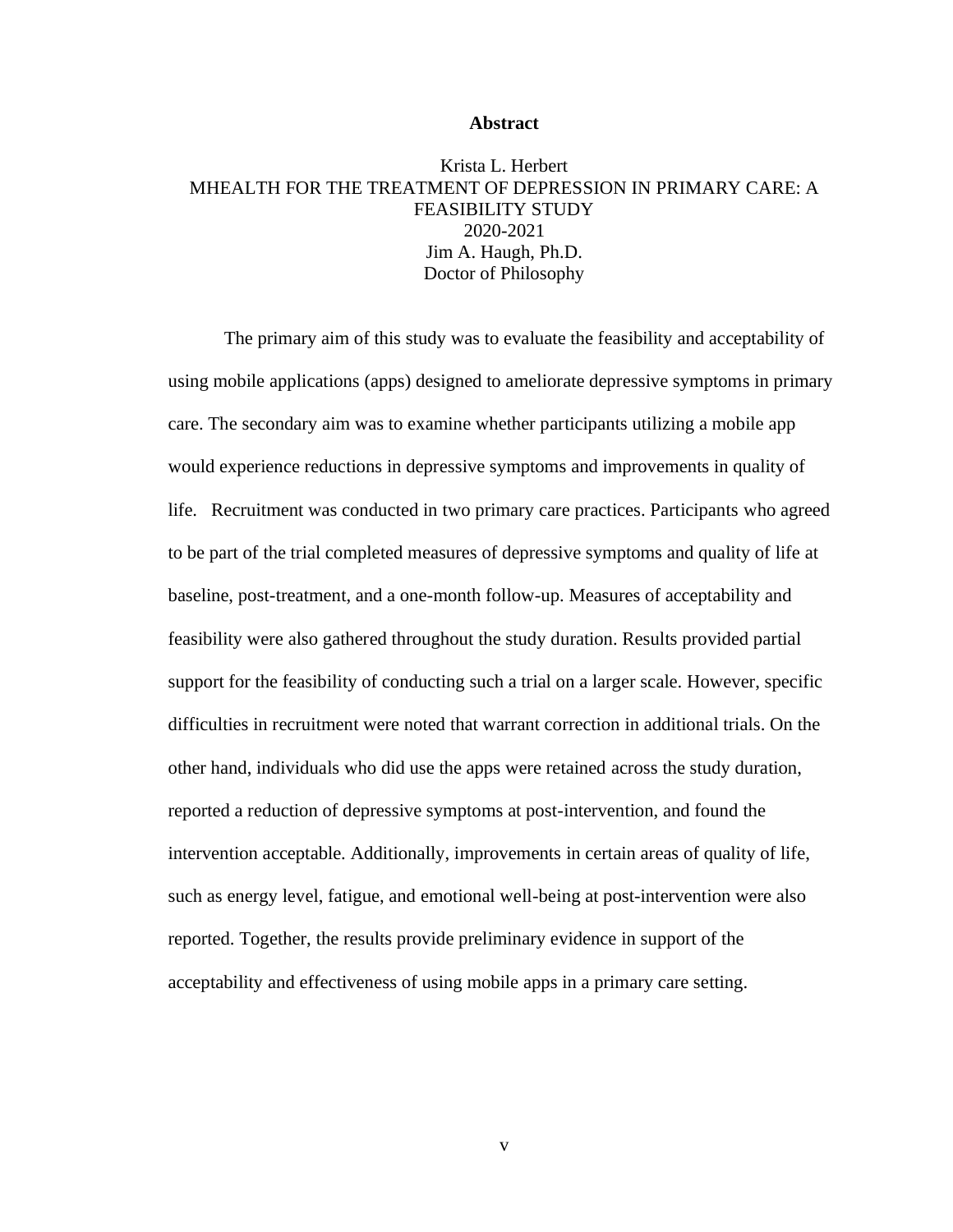# Abstract

Krista L. Herbert
MHEALTH FOR THE TREATMENT OF DEPRESSION IN PRIMARY CARE: A FEASIBILITY STUDY
2020-2021
Jim A. Haugh, Ph.D.
Doctor of Philosophy

The primary aim of this study was to evaluate the feasibility and acceptability of using mobile applications (apps) designed to ameliorate depressive symptoms in primary care. The secondary aim was to examine whether participants utilizing a mobile app would experience reductions in depressive symptoms and improvements in quality of life. Recruitment was conducted in two primary care practices. Participants who agreed to be part of the trial completed measures of depressive symptoms and quality of life at baseline, post-treatment, and a one-month follow-up. Measures of acceptability and feasibility were also gathered throughout the study duration. Results provided partial support for the feasibility of conducting such a trial on a larger scale. However, specific difficulties in recruitment were noted that warrant correction in additional trials. On the other hand, individuals who did use the apps were retained across the study duration, reported a reduction of depressive symptoms at post-intervention, and found the intervention acceptable. Additionally, improvements in certain areas of quality of life, such as energy level, fatigue, and emotional well-being at post-intervention were also reported. Together, the results provide preliminary evidence in support of the acceptability and effectiveness of using mobile apps in a primary care setting.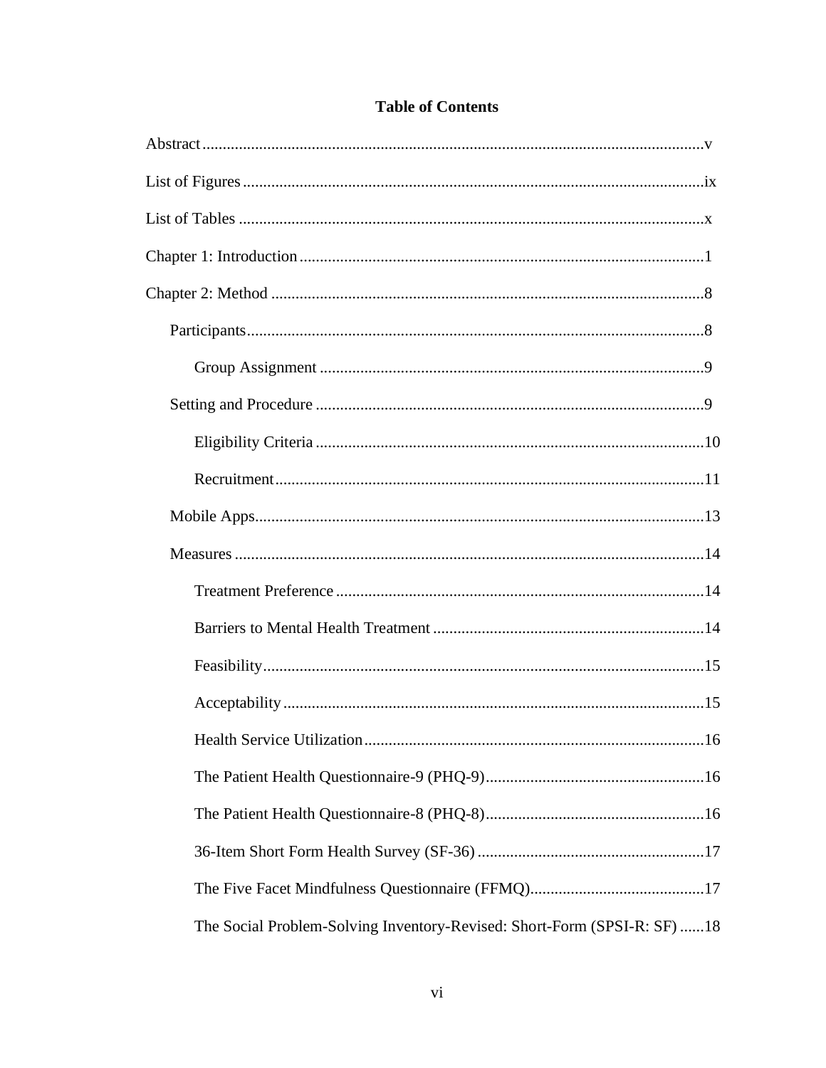# Table of Contents

Abstract .......... v

List of Figures .......... ix

List of Tables .......... x

Chapter 1: Introduction .......... 1

Chapter 2: Method .......... 8

- Participants .......... 8
  - Group Assignment .......... 9
- Setting and Procedure .......... 9
  - Eligibility Criteria .......... 10
  - Recruitment .......... 11
- Mobile Apps .......... 13
- Measures .......... 14
  - Treatment Preference .......... 14
  - Barriers to Mental Health Treatment .......... 14
  - Feasibility .......... 15
  - Acceptability .......... 15
  - Health Service Utilization .......... 16
  - The Patient Health Questionnaire-9 (PHQ-9) .......... 16
  - The Patient Health Questionnaire-8 (PHQ-8) .......... 16
  - 36-Item Short Form Health Survey (SF-36) .......... 17
  - The Five Facet Mindfulness Questionnaire (FFMQ) .......... 17
  - The Social Problem-Solving Inventory-Revised: Short-Form (SPSI-R: SF) .......... 18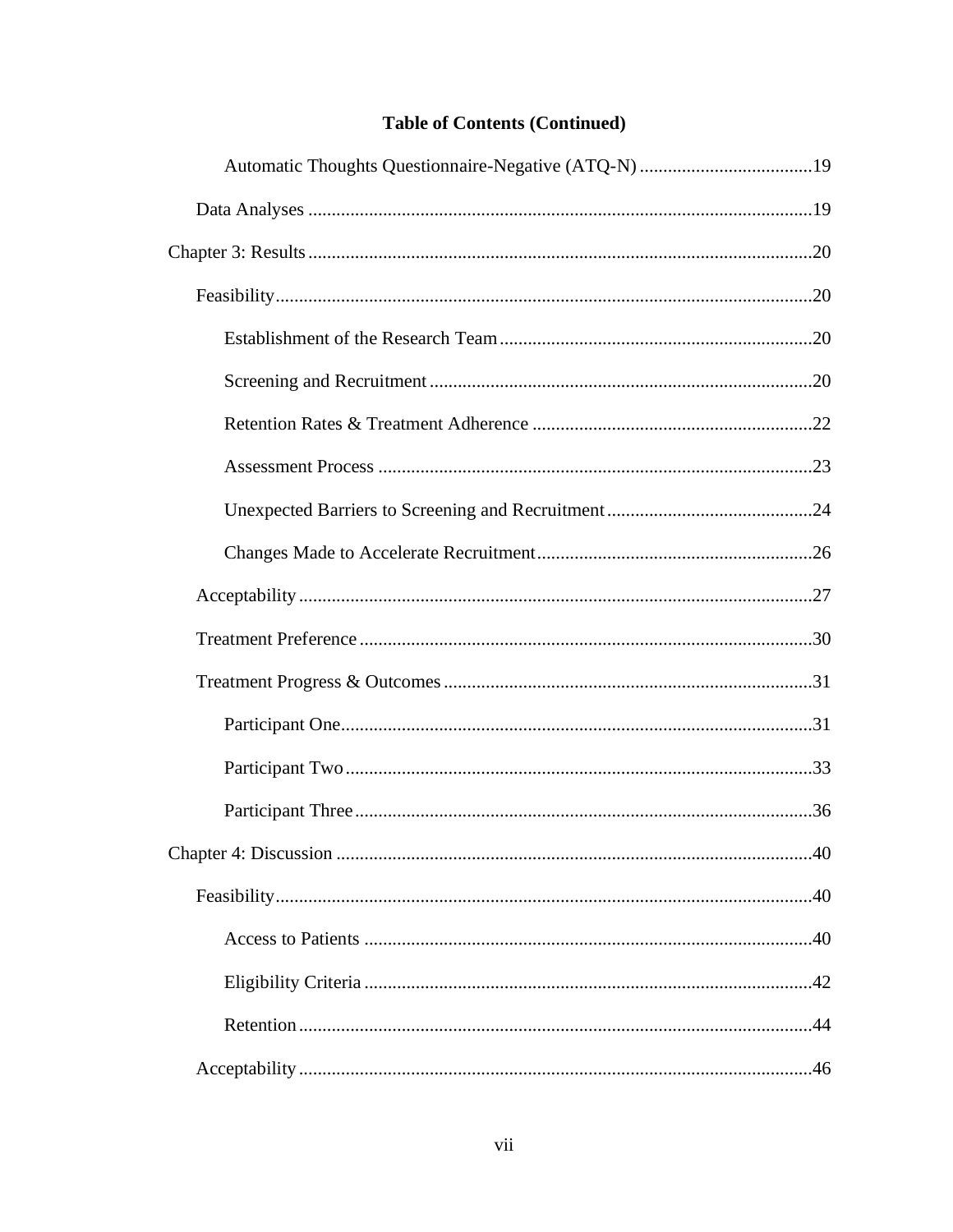**Table of Contents (Continued)**

- Automatic Thoughts Questionnaire-Negative (ATQ-N) .....19
- Data Analyses .....19

Chapter 3: Results .....20

- Feasibility .....20
  - Establishment of the Research Team .....20
  - Screening and Recruitment .....20
  - Retention Rates & Treatment Adherence .....22
  - Assessment Process .....23
  - Unexpected Barriers to Screening and Recruitment .....24
  - Changes Made to Accelerate Recruitment .....26
- Acceptability .....27
- Treatment Preference .....30
- Treatment Progress & Outcomes .....31
  - Participant One .....31
  - Participant Two .....33
  - Participant Three .....36

Chapter 4: Discussion .....40

- Feasibility .....40
  - Access to Patients .....40
  - Eligibility Criteria .....42
  - Retention .....44
- Acceptability .....46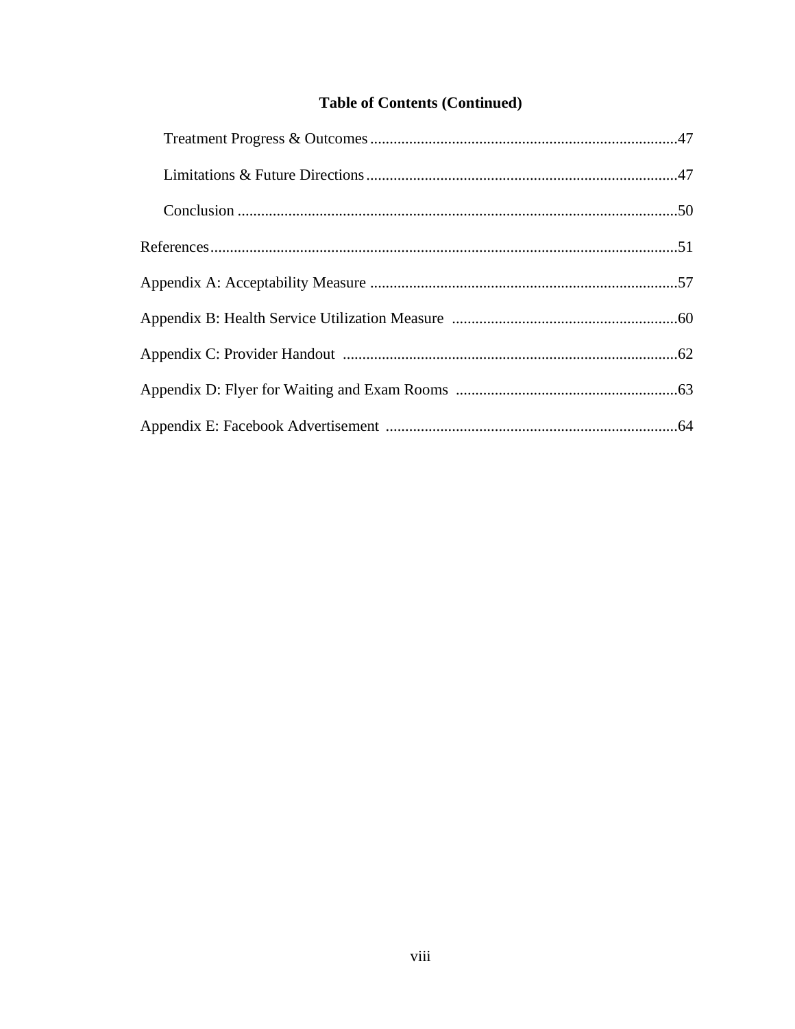**Table of Contents (Continued)**

- Treatment Progress & Outcomes ........ 47
- Limitations & Future Directions ........ 47
- Conclusion ........ 50

References ........ 51

Appendix A: Acceptability Measure ........ 57

Appendix B: Health Service Utilization Measure ........ 60

Appendix C: Provider Handout ........ 62

Appendix D: Flyer for Waiting and Exam Rooms ........ 63

Appendix E: Facebook Advertisement ........ 64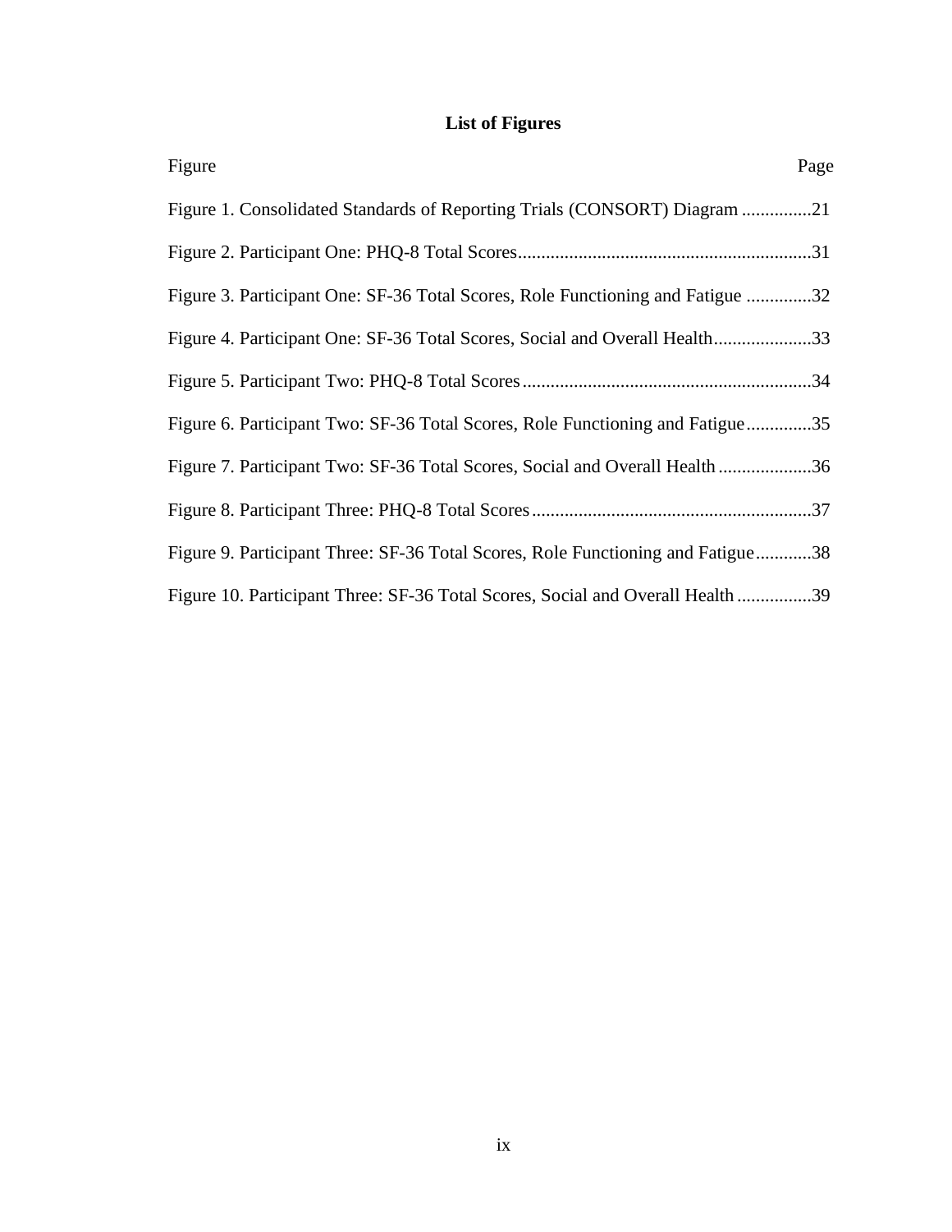## List of Figures

| Figure | Page |
| --- | --- |
| Figure 1. Consolidated Standards of Reporting Trials (CONSORT) Diagram | 21 |
| Figure 2. Participant One: PHQ-8 Total Scores | 31 |
| Figure 3. Participant One: SF-36 Total Scores, Role Functioning and Fatigue | 32 |
| Figure 4. Participant One: SF-36 Total Scores, Social and Overall Health | 33 |
| Figure 5. Participant Two: PHQ-8 Total Scores | 34 |
| Figure 6. Participant Two: SF-36 Total Scores, Role Functioning and Fatigue | 35 |
| Figure 7. Participant Two: SF-36 Total Scores, Social and Overall Health | 36 |
| Figure 8. Participant Three: PHQ-8 Total Scores | 37 |
| Figure 9. Participant Three: SF-36 Total Scores, Role Functioning and Fatigue | 38 |
| Figure 10. Participant Three: SF-36 Total Scores, Social and Overall Health | 39 |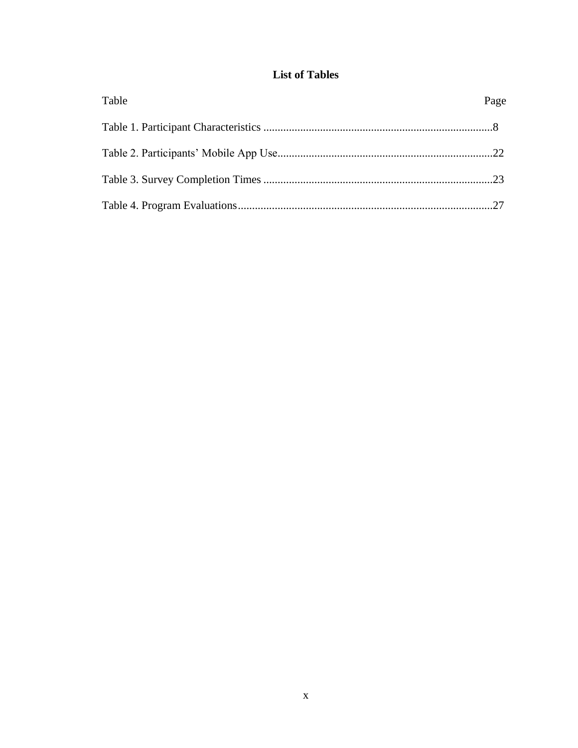# List of Tables

| Table | Page |
|---|---|
| Table 1. Participant Characteristics | 8 |
| Table 2. Participants' Mobile App Use | 22 |
| Table 3. Survey Completion Times | 23 |
| Table 4. Program Evaluations | 27 |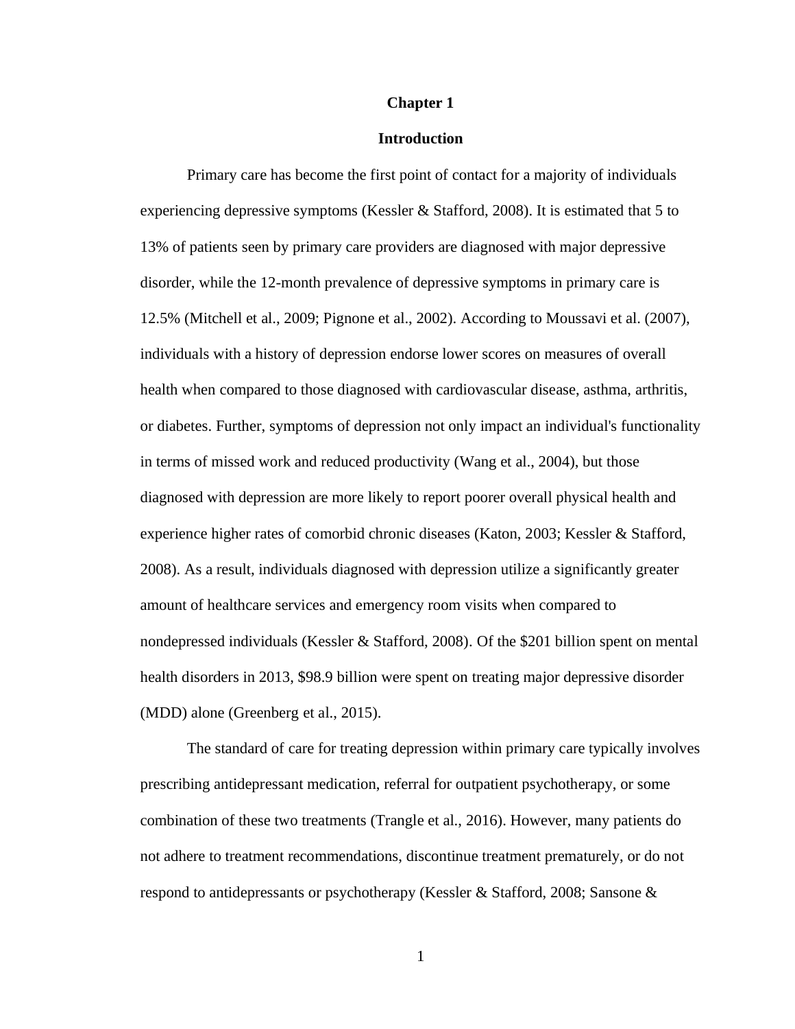# Chapter 1

## Introduction

Primary care has become the first point of contact for a majority of individuals experiencing depressive symptoms (Kessler & Stafford, 2008). It is estimated that 5 to 13% of patients seen by primary care providers are diagnosed with major depressive disorder, while the 12-month prevalence of depressive symptoms in primary care is 12.5% (Mitchell et al., 2009; Pignone et al., 2002). According to Moussavi et al. (2007), individuals with a history of depression endorse lower scores on measures of overall health when compared to those diagnosed with cardiovascular disease, asthma, arthritis, or diabetes. Further, symptoms of depression not only impact an individual's functionality in terms of missed work and reduced productivity (Wang et al., 2004), but those diagnosed with depression are more likely to report poorer overall physical health and experience higher rates of comorbid chronic diseases (Katon, 2003; Kessler & Stafford, 2008). As a result, individuals diagnosed with depression utilize a significantly greater amount of healthcare services and emergency room visits when compared to nondepressed individuals (Kessler & Stafford, 2008). Of the $201 billion spent on mental health disorders in 2013, $98.9 billion were spent on treating major depressive disorder (MDD) alone (Greenberg et al., 2015).

The standard of care for treating depression within primary care typically involves prescribing antidepressant medication, referral for outpatient psychotherapy, or some combination of these two treatments (Trangle et al., 2016). However, many patients do not adhere to treatment recommendations, discontinue treatment prematurely, or do not respond to antidepressants or psychotherapy (Kessler & Stafford, 2008; Sansone &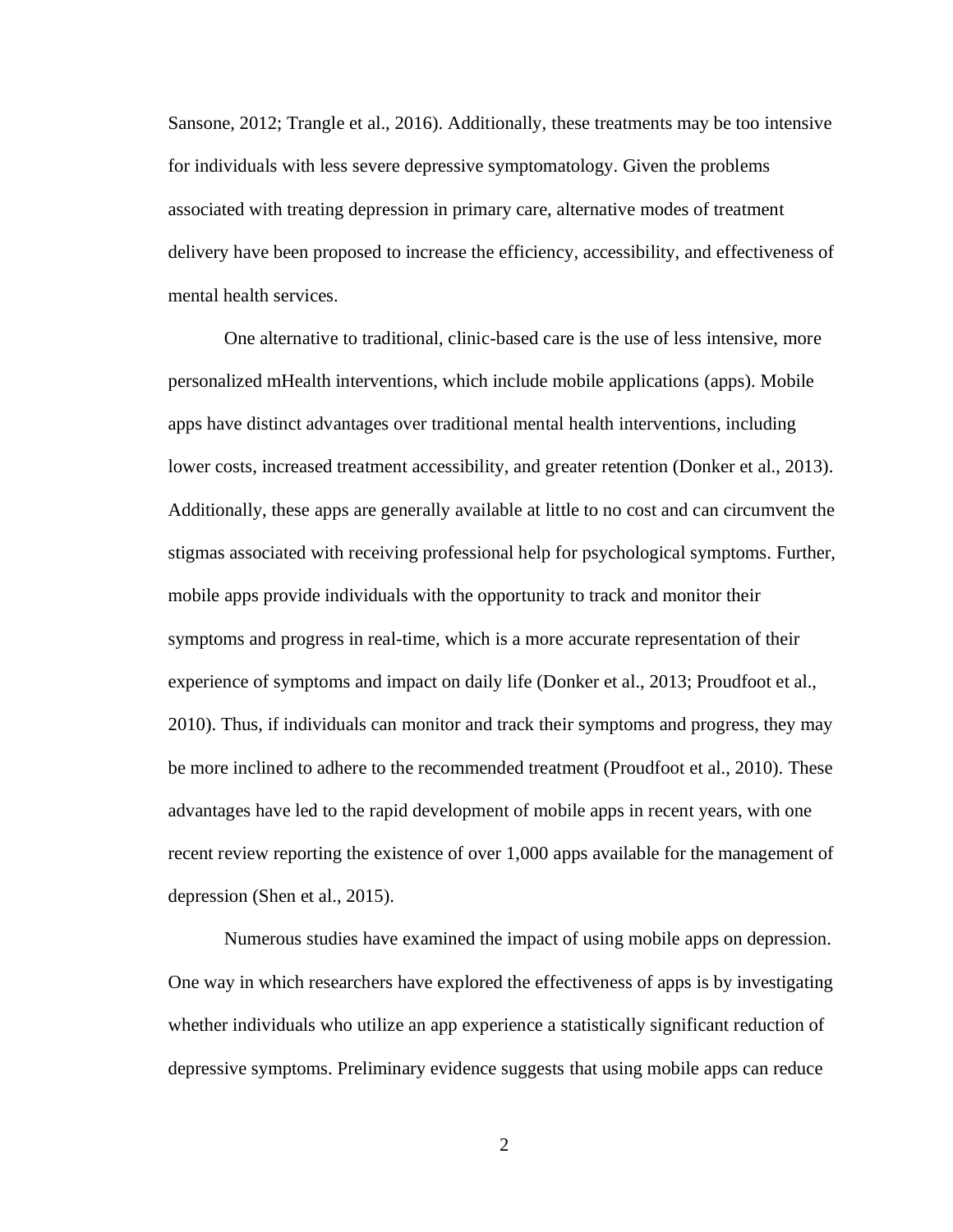Sansone, 2012; Trangle et al., 2016). Additionally, these treatments may be too intensive for individuals with less severe depressive symptomatology. Given the problems associated with treating depression in primary care, alternative modes of treatment delivery have been proposed to increase the efficiency, accessibility, and effectiveness of mental health services.

One alternative to traditional, clinic-based care is the use of less intensive, more personalized mHealth interventions, which include mobile applications (apps). Mobile apps have distinct advantages over traditional mental health interventions, including lower costs, increased treatment accessibility, and greater retention (Donker et al., 2013). Additionally, these apps are generally available at little to no cost and can circumvent the stigmas associated with receiving professional help for psychological symptoms. Further, mobile apps provide individuals with the opportunity to track and monitor their symptoms and progress in real-time, which is a more accurate representation of their experience of symptoms and impact on daily life (Donker et al., 2013; Proudfoot et al., 2010). Thus, if individuals can monitor and track their symptoms and progress, they may be more inclined to adhere to the recommended treatment (Proudfoot et al., 2010). These advantages have led to the rapid development of mobile apps in recent years, with one recent review reporting the existence of over 1,000 apps available for the management of depression (Shen et al., 2015).

Numerous studies have examined the impact of using mobile apps on depression. One way in which researchers have explored the effectiveness of apps is by investigating whether individuals who utilize an app experience a statistically significant reduction of depressive symptoms. Preliminary evidence suggests that using mobile apps can reduce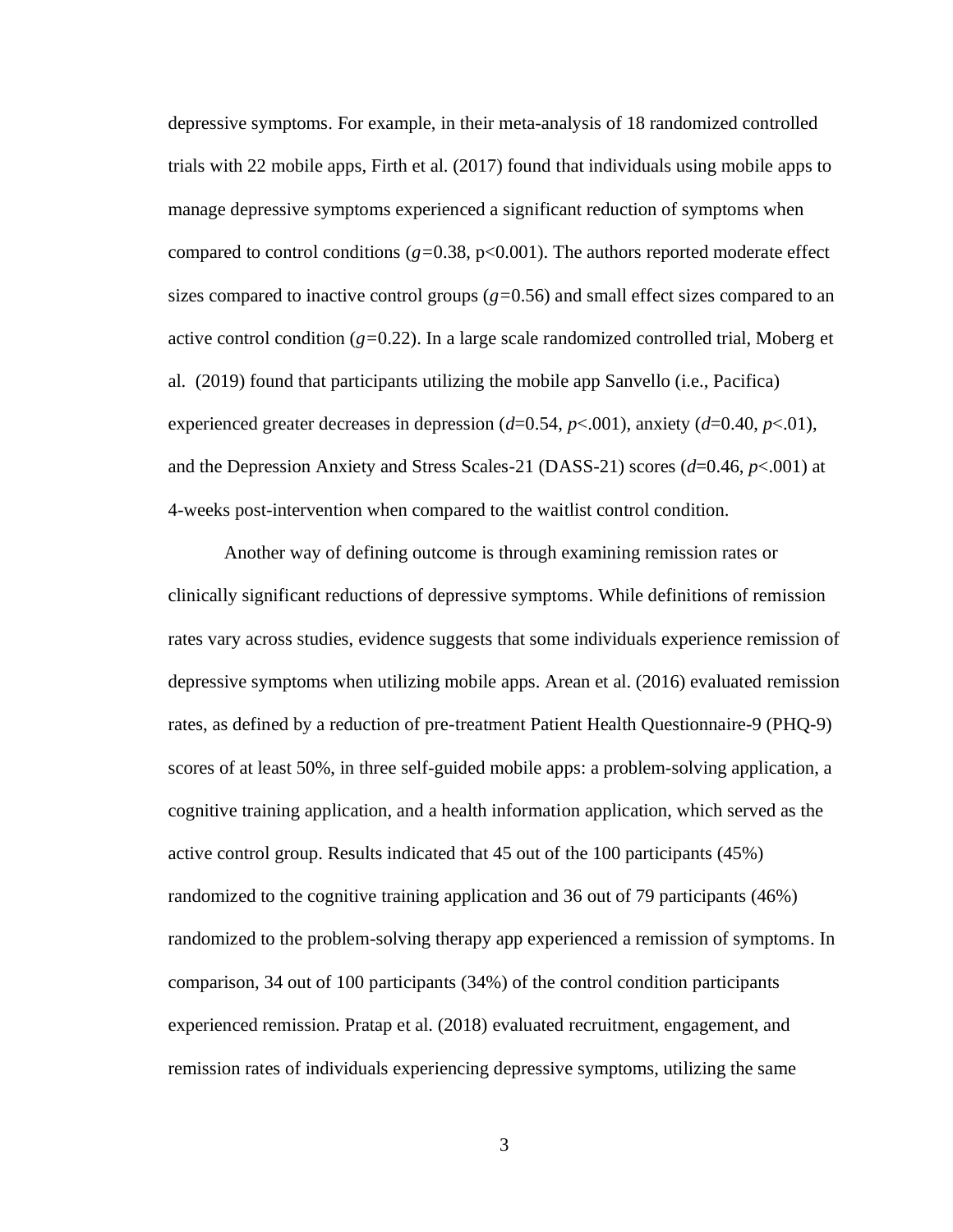depressive symptoms. For example, in their meta-analysis of 18 randomized controlled trials with 22 mobile apps, Firth et al. (2017) found that individuals using mobile apps to manage depressive symptoms experienced a significant reduction of symptoms when compared to control conditions ($g=0.38$, $p<0.001$). The authors reported moderate effect sizes compared to inactive control groups ($g=0.56$) and small effect sizes compared to an active control condition ($g=0.22$). In a large scale randomized controlled trial, Moberg et al. (2019) found that participants utilizing the mobile app Sanvello (i.e., Pacifica) experienced greater decreases in depression ($d=0.54$, $p<.001$), anxiety ($d=0.40$, $p<.01$), and the Depression Anxiety and Stress Scales-21 (DASS-21) scores ($d=0.46$, $p<.001$) at 4-weeks post-intervention when compared to the waitlist control condition.

Another way of defining outcome is through examining remission rates or clinically significant reductions of depressive symptoms. While definitions of remission rates vary across studies, evidence suggests that some individuals experience remission of depressive symptoms when utilizing mobile apps. Arean et al. (2016) evaluated remission rates, as defined by a reduction of pre-treatment Patient Health Questionnaire-9 (PHQ-9) scores of at least 50%, in three self-guided mobile apps: a problem-solving application, a cognitive training application, and a health information application, which served as the active control group. Results indicated that 45 out of the 100 participants (45%) randomized to the cognitive training application and 36 out of 79 participants (46%) randomized to the problem-solving therapy app experienced a remission of symptoms. In comparison, 34 out of 100 participants (34%) of the control condition participants experienced remission. Pratap et al. (2018) evaluated recruitment, engagement, and remission rates of individuals experiencing depressive symptoms, utilizing the same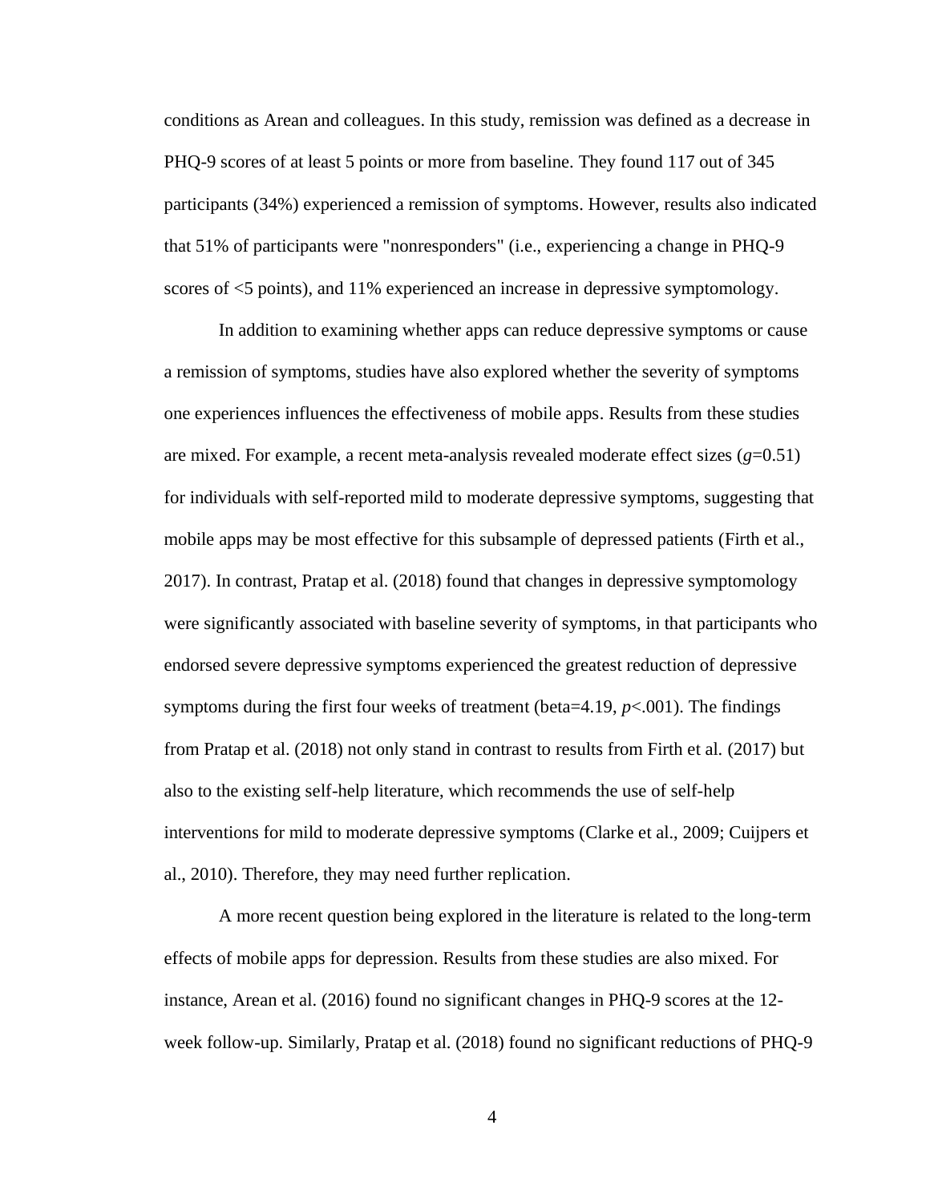conditions as Arean and colleagues. In this study, remission was defined as a decrease in PHQ-9 scores of at least 5 points or more from baseline. They found 117 out of 345 participants (34%) experienced a remission of symptoms. However, results also indicated that 51% of participants were "nonresponders" (i.e., experiencing a change in PHQ-9 scores of <5 points), and 11% experienced an increase in depressive symptomology.

In addition to examining whether apps can reduce depressive symptoms or cause a remission of symptoms, studies have also explored whether the severity of symptoms one experiences influences the effectiveness of mobile apps. Results from these studies are mixed. For example, a recent meta-analysis revealed moderate effect sizes ($g$=0.51) for individuals with self-reported mild to moderate depressive symptoms, suggesting that mobile apps may be most effective for this subsample of depressed patients (Firth et al., 2017). In contrast, Pratap et al. (2018) found that changes in depressive symptomology were significantly associated with baseline severity of symptoms, in that participants who endorsed severe depressive symptoms experienced the greatest reduction of depressive symptoms during the first four weeks of treatment (beta=4.19, $p$<.001). The findings from Pratap et al. (2018) not only stand in contrast to results from Firth et al. (2017) but also to the existing self-help literature, which recommends the use of self-help interventions for mild to moderate depressive symptoms (Clarke et al., 2009; Cuijpers et al., 2010). Therefore, they may need further replication.

A more recent question being explored in the literature is related to the long-term effects of mobile apps for depression. Results from these studies are also mixed. For instance, Arean et al. (2016) found no significant changes in PHQ-9 scores at the 12-week follow-up. Similarly, Pratap et al. (2018) found no significant reductions of PHQ-9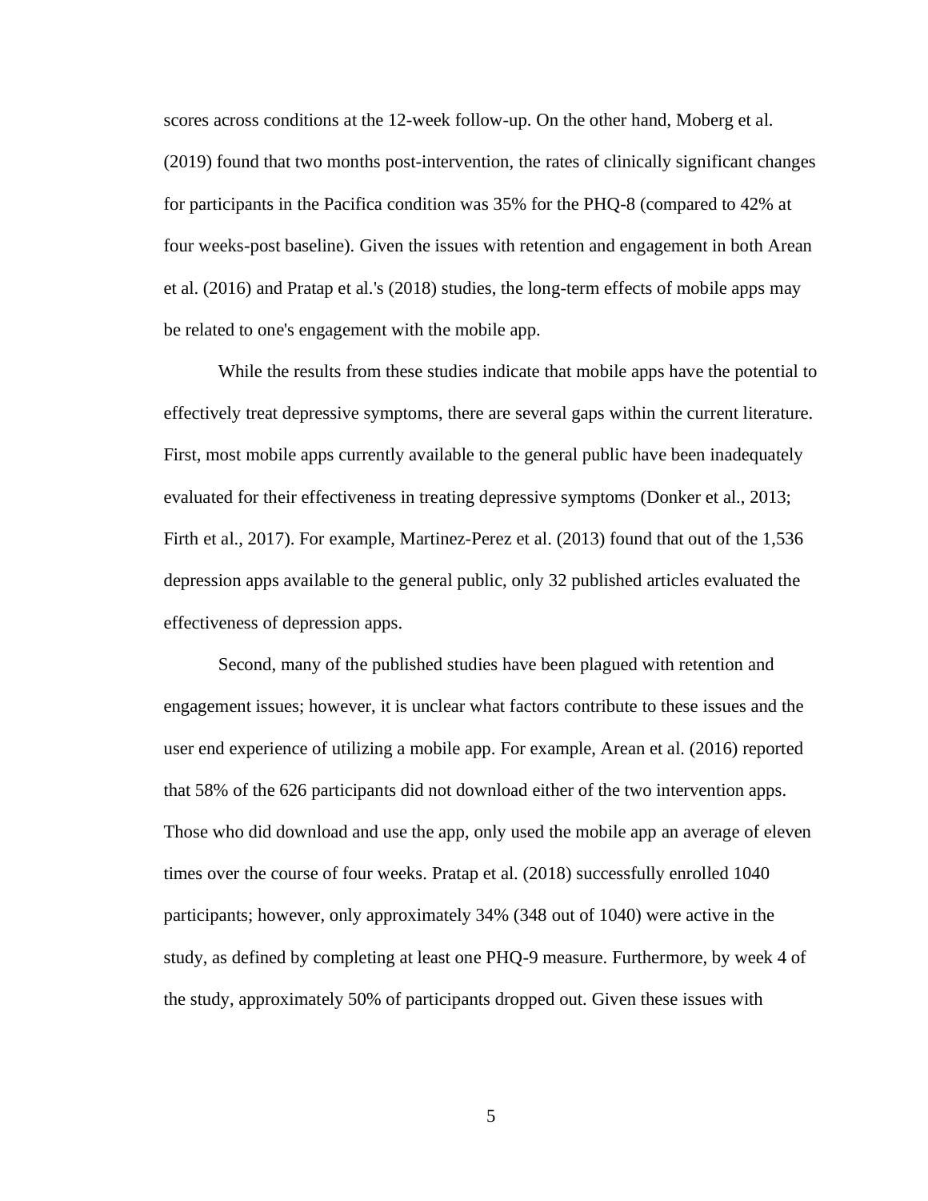scores across conditions at the 12-week follow-up. On the other hand, Moberg et al. (2019) found that two months post-intervention, the rates of clinically significant changes for participants in the Pacifica condition was 35% for the PHQ-8 (compared to 42% at four weeks-post baseline). Given the issues with retention and engagement in both Arean et al. (2016) and Pratap et al.'s (2018) studies, the long-term effects of mobile apps may be related to one's engagement with the mobile app.

While the results from these studies indicate that mobile apps have the potential to effectively treat depressive symptoms, there are several gaps within the current literature. First, most mobile apps currently available to the general public have been inadequately evaluated for their effectiveness in treating depressive symptoms (Donker et al., 2013; Firth et al., 2017). For example, Martinez-Perez et al. (2013) found that out of the 1,536 depression apps available to the general public, only 32 published articles evaluated the effectiveness of depression apps.

Second, many of the published studies have been plagued with retention and engagement issues; however, it is unclear what factors contribute to these issues and the user end experience of utilizing a mobile app. For example, Arean et al. (2016) reported that 58% of the 626 participants did not download either of the two intervention apps. Those who did download and use the app, only used the mobile app an average of eleven times over the course of four weeks. Pratap et al. (2018) successfully enrolled 1040 participants; however, only approximately 34% (348 out of 1040) were active in the study, as defined by completing at least one PHQ-9 measure. Furthermore, by week 4 of the study, approximately 50% of participants dropped out. Given these issues with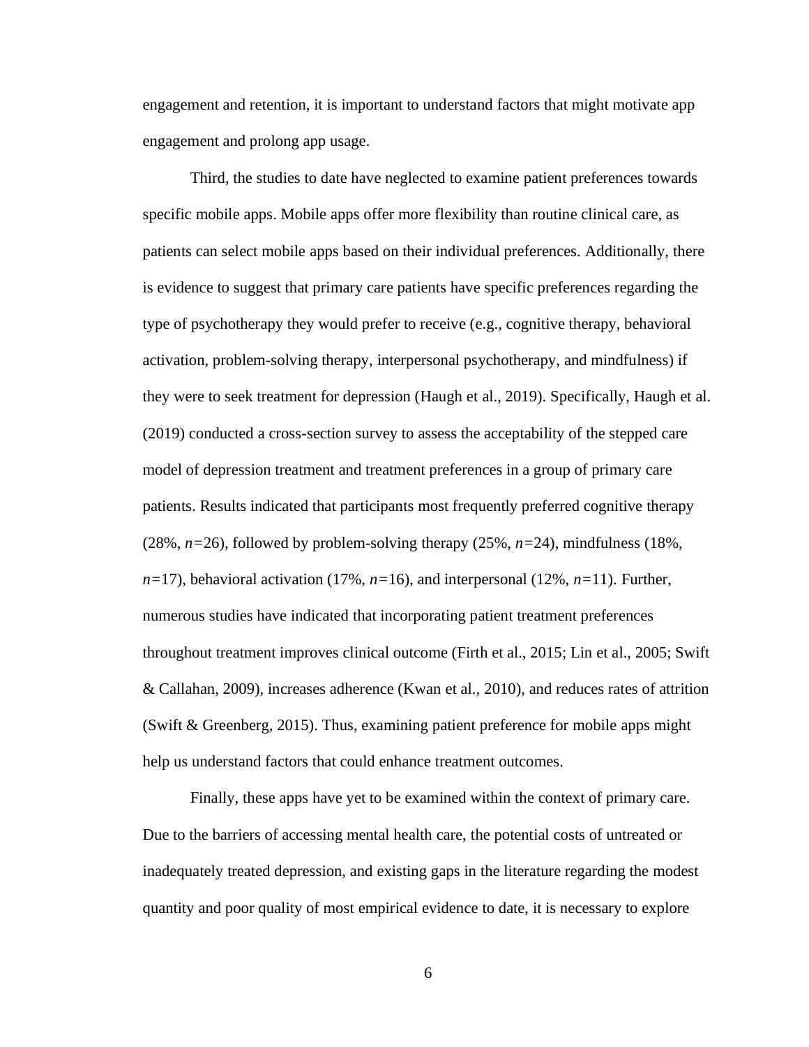engagement and retention, it is important to understand factors that might motivate app engagement and prolong app usage.

Third, the studies to date have neglected to examine patient preferences towards specific mobile apps. Mobile apps offer more flexibility than routine clinical care, as patients can select mobile apps based on their individual preferences. Additionally, there is evidence to suggest that primary care patients have specific preferences regarding the type of psychotherapy they would prefer to receive (e.g., cognitive therapy, behavioral activation, problem-solving therapy, interpersonal psychotherapy, and mindfulness) if they were to seek treatment for depression (Haugh et al., 2019). Specifically, Haugh et al. (2019) conducted a cross-section survey to assess the acceptability of the stepped care model of depression treatment and treatment preferences in a group of primary care patients. Results indicated that participants most frequently preferred cognitive therapy (28%, $n=26$), followed by problem-solving therapy (25%, $n=24$), mindfulness (18%, $n=17$), behavioral activation (17%, $n=16$), and interpersonal (12%, $n=11$). Further, numerous studies have indicated that incorporating patient treatment preferences throughout treatment improves clinical outcome (Firth et al., 2015; Lin et al., 2005; Swift & Callahan, 2009), increases adherence (Kwan et al., 2010), and reduces rates of attrition (Swift & Greenberg, 2015). Thus, examining patient preference for mobile apps might help us understand factors that could enhance treatment outcomes.

Finally, these apps have yet to be examined within the context of primary care. Due to the barriers of accessing mental health care, the potential costs of untreated or inadequately treated depression, and existing gaps in the literature regarding the modest quantity and poor quality of most empirical evidence to date, it is necessary to explore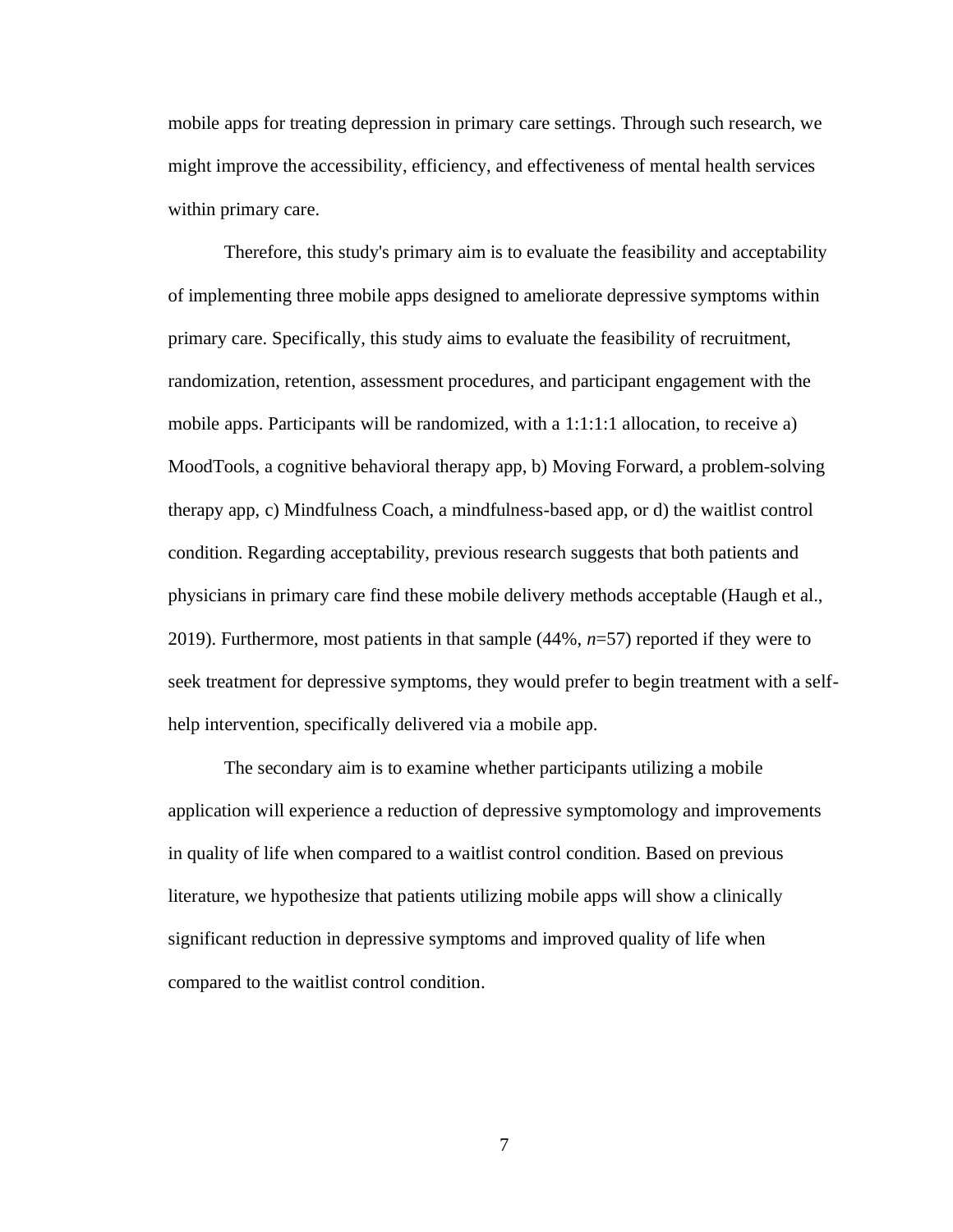mobile apps for treating depression in primary care settings. Through such research, we might improve the accessibility, efficiency, and effectiveness of mental health services within primary care.

Therefore, this study's primary aim is to evaluate the feasibility and acceptability of implementing three mobile apps designed to ameliorate depressive symptoms within primary care. Specifically, this study aims to evaluate the feasibility of recruitment, randomization, retention, assessment procedures, and participant engagement with the mobile apps. Participants will be randomized, with a 1:1:1:1 allocation, to receive a) MoodTools, a cognitive behavioral therapy app, b) Moving Forward, a problem-solving therapy app, c) Mindfulness Coach, a mindfulness-based app, or d) the waitlist control condition. Regarding acceptability, previous research suggests that both patients and physicians in primary care find these mobile delivery methods acceptable (Haugh et al., 2019). Furthermore, most patients in that sample (44%, *n*=57) reported if they were to seek treatment for depressive symptoms, they would prefer to begin treatment with a self-help intervention, specifically delivered via a mobile app.

The secondary aim is to examine whether participants utilizing a mobile application will experience a reduction of depressive symptomology and improvements in quality of life when compared to a waitlist control condition. Based on previous literature, we hypothesize that patients utilizing mobile apps will show a clinically significant reduction in depressive symptoms and improved quality of life when compared to the waitlist control condition.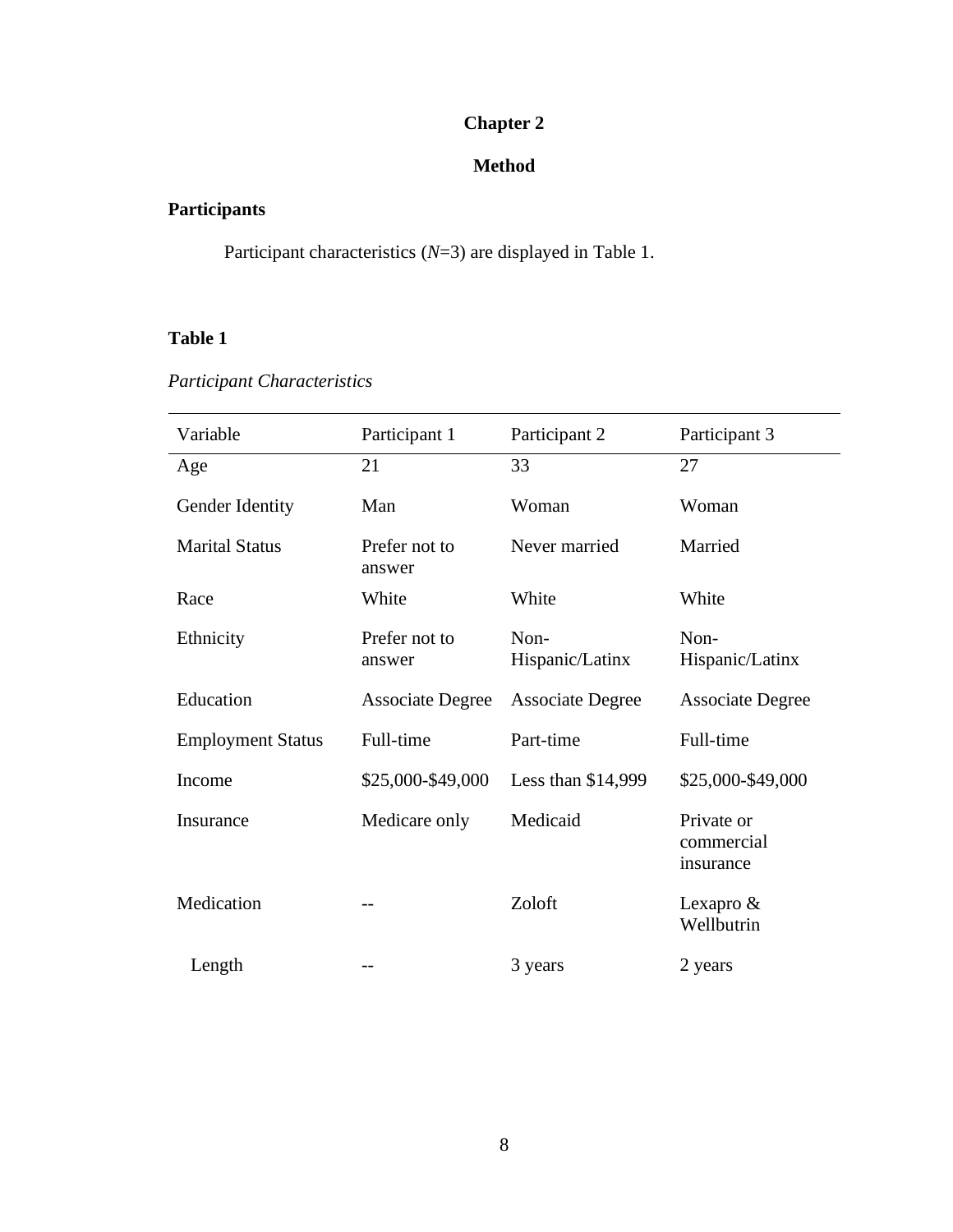# Chapter 2

## Method

### Participants

Participant characteristics (*N*=3) are displayed in Table 1.

**Table 1**

*Participant Characteristics*

| Variable | Participant 1 | Participant 2 | Participant 3 |
|---|---|---|---|
| Age | 21 | 33 | 27 |
| Gender Identity | Man | Woman | Woman |
| Marital Status | Prefer not to answer | Never married | Married |
| Race | White | White | White |
| Ethnicity | Prefer not to answer | Non-Hispanic/Latinx | Non-Hispanic/Latinx |
| Education | Associate Degree | Associate Degree | Associate Degree |
| Employment Status | Full-time | Part-time | Full-time |
| Income | $25,000-$49,000 | Less than $14,999 | $25,000-$49,000 |
| Insurance | Medicare only | Medicaid | Private or commercial insurance |
| Medication | -- | Zoloft | Lexapro & Wellbutrin |
| Length | -- | 3 years | 2 years |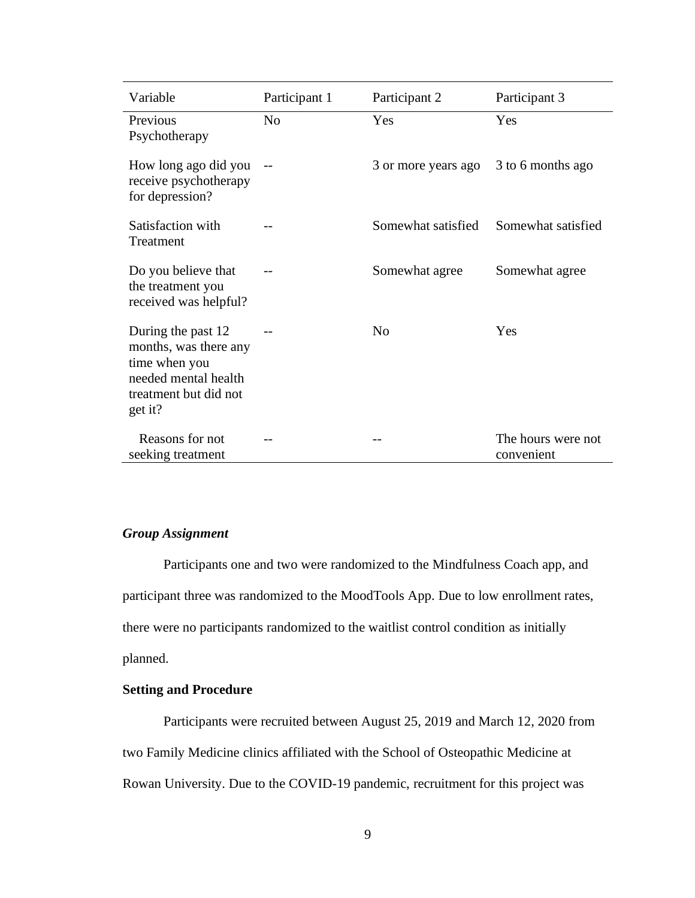| Variable | Participant 1 | Participant 2 | Participant 3 |
|---|---|---|---|
| Previous Psychotherapy | No | Yes | Yes |
| How long ago did you receive psychotherapy for depression? | -- | 3 or more years ago | 3 to 6 months ago |
| Satisfaction with Treatment | -- | Somewhat satisfied | Somewhat satisfied |
| Do you believe that the treatment you received was helpful? | -- | Somewhat agree | Somewhat agree |
| During the past 12 months, was there any time when you needed mental health treatment but did not get it? | -- | No | Yes |
| Reasons for not seeking treatment | -- | -- | The hours were not convenient |

### *Group Assignment*

Participants one and two were randomized to the Mindfulness Coach app, and participant three was randomized to the MoodTools App. Due to low enrollment rates, there were no participants randomized to the waitlist control condition as initially planned.

### Setting and Procedure

Participants were recruited between August 25, 2019 and March 12, 2020 from two Family Medicine clinics affiliated with the School of Osteopathic Medicine at Rowan University. Due to the COVID-19 pandemic, recruitment for this project was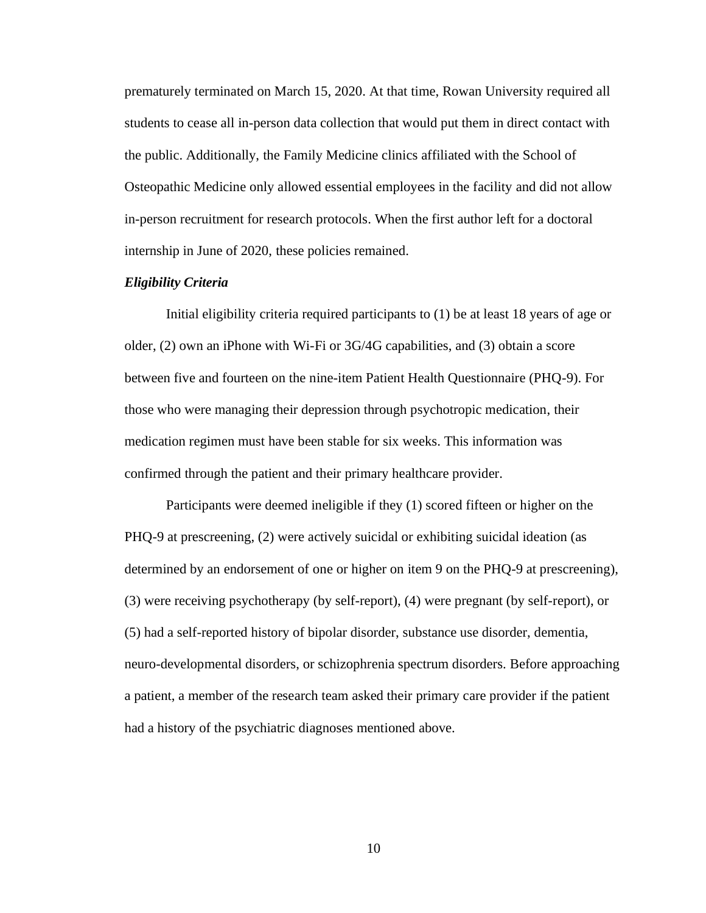prematurely terminated on March 15, 2020. At that time, Rowan University required all students to cease all in-person data collection that would put them in direct contact with the public. Additionally, the Family Medicine clinics affiliated with the School of Osteopathic Medicine only allowed essential employees in the facility and did not allow in-person recruitment for research protocols. When the first author left for a doctoral internship in June of 2020, these policies remained.

***Eligibility Criteria***

Initial eligibility criteria required participants to (1) be at least 18 years of age or older, (2) own an iPhone with Wi-Fi or 3G/4G capabilities, and (3) obtain a score between five and fourteen on the nine-item Patient Health Questionnaire (PHQ-9). For those who were managing their depression through psychotropic medication, their medication regimen must have been stable for six weeks. This information was confirmed through the patient and their primary healthcare provider.

Participants were deemed ineligible if they (1) scored fifteen or higher on the PHQ-9 at prescreening, (2) were actively suicidal or exhibiting suicidal ideation (as determined by an endorsement of one or higher on item 9 on the PHQ-9 at prescreening), (3) were receiving psychotherapy (by self-report), (4) were pregnant (by self-report), or (5) had a self-reported history of bipolar disorder, substance use disorder, dementia, neuro-developmental disorders, or schizophrenia spectrum disorders. Before approaching a patient, a member of the research team asked their primary care provider if the patient had a history of the psychiatric diagnoses mentioned above.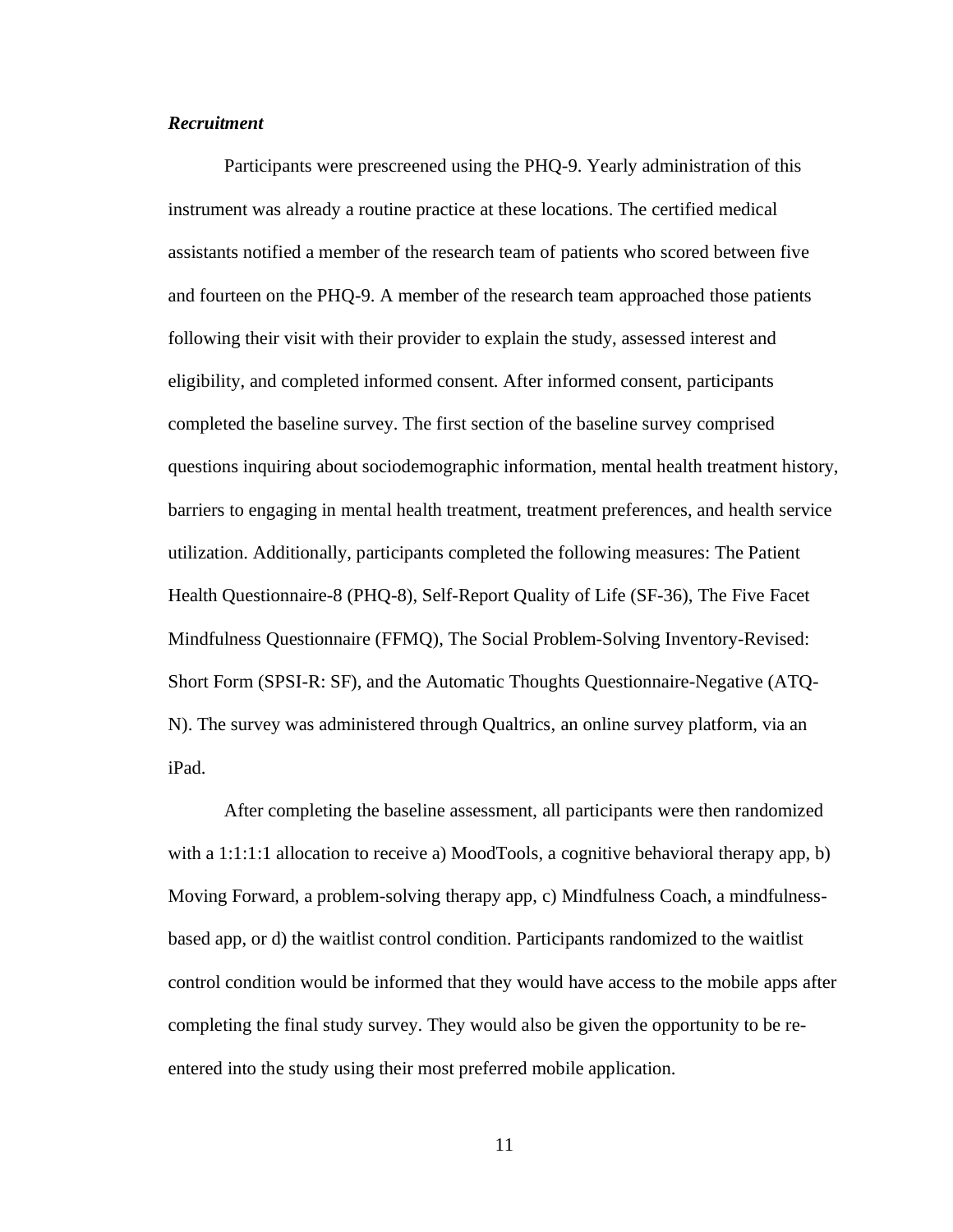### *Recruitment*

Participants were prescreened using the PHQ-9. Yearly administration of this instrument was already a routine practice at these locations. The certified medical assistants notified a member of the research team of patients who scored between five and fourteen on the PHQ-9. A member of the research team approached those patients following their visit with their provider to explain the study, assessed interest and eligibility, and completed informed consent. After informed consent, participants completed the baseline survey. The first section of the baseline survey comprised questions inquiring about sociodemographic information, mental health treatment history, barriers to engaging in mental health treatment, treatment preferences, and health service utilization. Additionally, participants completed the following measures: The Patient Health Questionnaire-8 (PHQ-8), Self-Report Quality of Life (SF-36), The Five Facet Mindfulness Questionnaire (FFMQ), The Social Problem-Solving Inventory-Revised: Short Form (SPSI-R: SF), and the Automatic Thoughts Questionnaire-Negative (ATQ-N). The survey was administered through Qualtrics, an online survey platform, via an iPad.

After completing the baseline assessment, all participants were then randomized with a 1:1:1:1 allocation to receive a) MoodTools, a cognitive behavioral therapy app, b) Moving Forward, a problem-solving therapy app, c) Mindfulness Coach, a mindfulness-based app, or d) the waitlist control condition. Participants randomized to the waitlist control condition would be informed that they would have access to the mobile apps after completing the final study survey. They would also be given the opportunity to be re-entered into the study using their most preferred mobile application.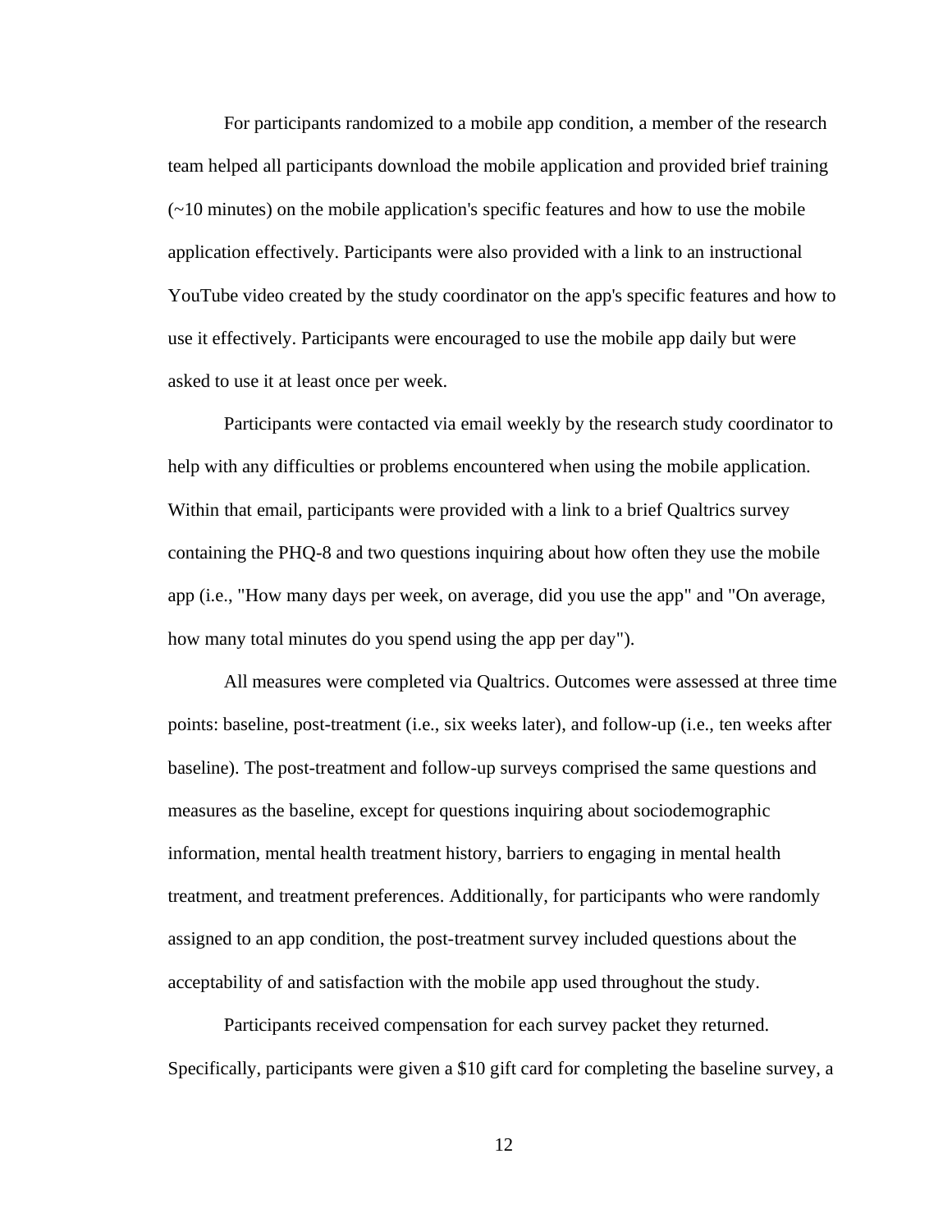For participants randomized to a mobile app condition, a member of the research team helped all participants download the mobile application and provided brief training (~10 minutes) on the mobile application's specific features and how to use the mobile application effectively. Participants were also provided with a link to an instructional YouTube video created by the study coordinator on the app's specific features and how to use it effectively. Participants were encouraged to use the mobile app daily but were asked to use it at least once per week.

Participants were contacted via email weekly by the research study coordinator to help with any difficulties or problems encountered when using the mobile application. Within that email, participants were provided with a link to a brief Qualtrics survey containing the PHQ-8 and two questions inquiring about how often they use the mobile app (i.e., "How many days per week, on average, did you use the app" and "On average, how many total minutes do you spend using the app per day").

All measures were completed via Qualtrics. Outcomes were assessed at three time points: baseline, post-treatment (i.e., six weeks later), and follow-up (i.e., ten weeks after baseline). The post-treatment and follow-up surveys comprised the same questions and measures as the baseline, except for questions inquiring about sociodemographic information, mental health treatment history, barriers to engaging in mental health treatment, and treatment preferences. Additionally, for participants who were randomly assigned to an app condition, the post-treatment survey included questions about the acceptability of and satisfaction with the mobile app used throughout the study.

Participants received compensation for each survey packet they returned. Specifically, participants were given a $10 gift card for completing the baseline survey, a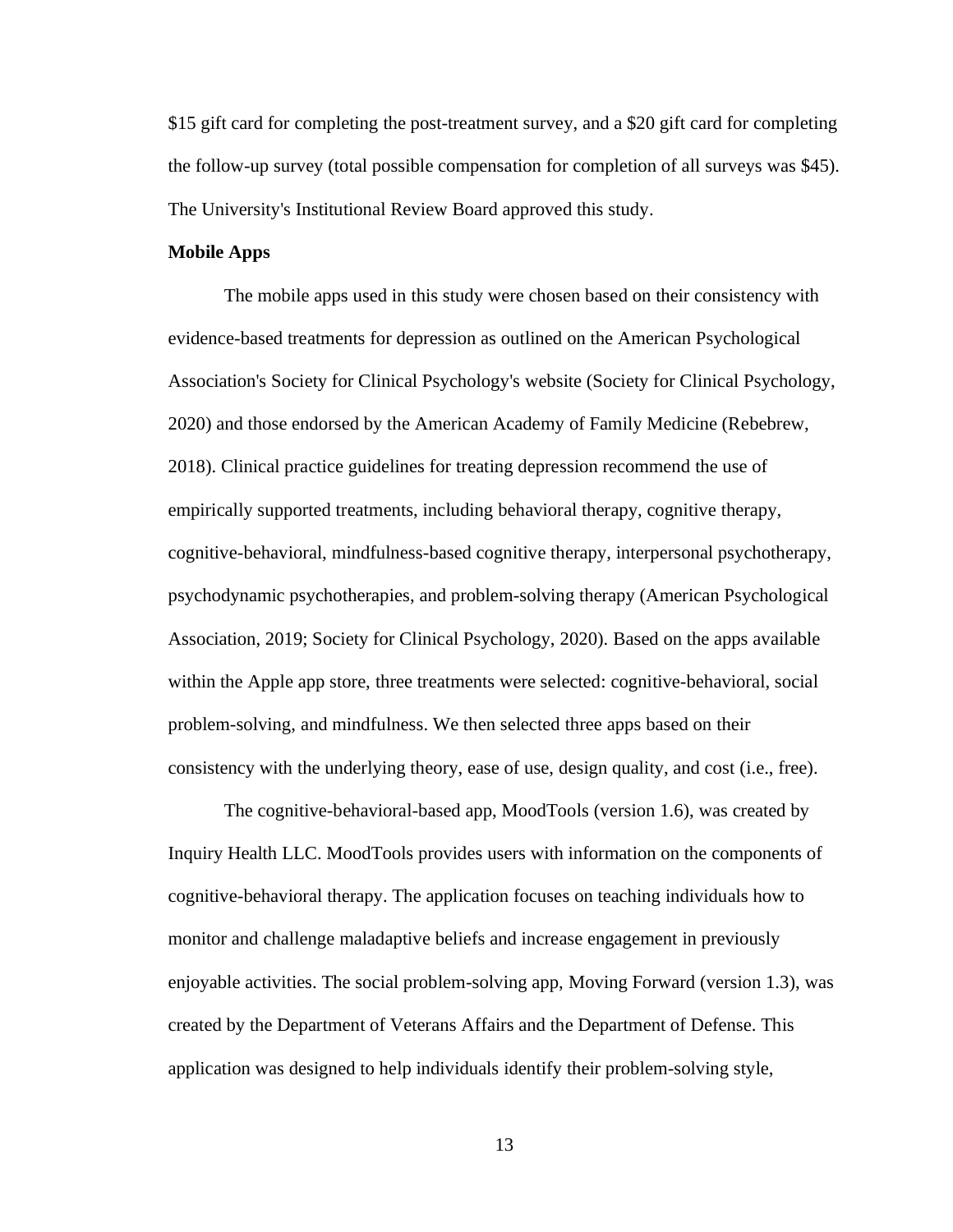$15 gift card for completing the post-treatment survey, and a $20 gift card for completing the follow-up survey (total possible compensation for completion of all surveys was $45). The University's Institutional Review Board approved this study.

**Mobile Apps**

The mobile apps used in this study were chosen based on their consistency with evidence-based treatments for depression as outlined on the American Psychological Association's Society for Clinical Psychology's website (Society for Clinical Psychology, 2020) and those endorsed by the American Academy of Family Medicine (Rebebrew, 2018). Clinical practice guidelines for treating depression recommend the use of empirically supported treatments, including behavioral therapy, cognitive therapy, cognitive-behavioral, mindfulness-based cognitive therapy, interpersonal psychotherapy, psychodynamic psychotherapies, and problem-solving therapy (American Psychological Association, 2019; Society for Clinical Psychology, 2020). Based on the apps available within the Apple app store, three treatments were selected: cognitive-behavioral, social problem-solving, and mindfulness. We then selected three apps based on their consistency with the underlying theory, ease of use, design quality, and cost (i.e., free).

The cognitive-behavioral-based app, MoodTools (version 1.6), was created by Inquiry Health LLC. MoodTools provides users with information on the components of cognitive-behavioral therapy. The application focuses on teaching individuals how to monitor and challenge maladaptive beliefs and increase engagement in previously enjoyable activities. The social problem-solving app, Moving Forward (version 1.3), was created by the Department of Veterans Affairs and the Department of Defense. This application was designed to help individuals identify their problem-solving style,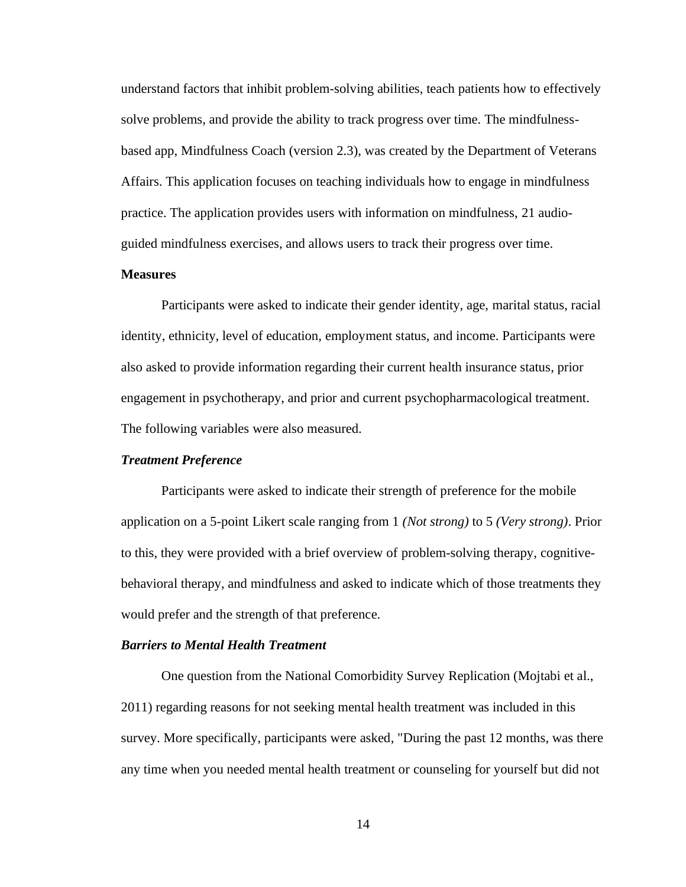understand factors that inhibit problem-solving abilities, teach patients how to effectively solve problems, and provide the ability to track progress over time. The mindfulness-based app, Mindfulness Coach (version 2.3), was created by the Department of Veterans Affairs. This application focuses on teaching individuals how to engage in mindfulness practice. The application provides users with information on mindfulness, 21 audio-guided mindfulness exercises, and allows users to track their progress over time.

## Measures

Participants were asked to indicate their gender identity, age, marital status, racial identity, ethnicity, level of education, employment status, and income. Participants were also asked to provide information regarding their current health insurance status, prior engagement in psychotherapy, and prior and current psychopharmacological treatment. The following variables were also measured.

### *Treatment Preference*

Participants were asked to indicate their strength of preference for the mobile application on a 5-point Likert scale ranging from 1 *(Not strong)* to 5 *(Very strong)*. Prior to this, they were provided with a brief overview of problem-solving therapy, cognitive-behavioral therapy, and mindfulness and asked to indicate which of those treatments they would prefer and the strength of that preference.

### *Barriers to Mental Health Treatment*

One question from the National Comorbidity Survey Replication (Mojtabi et al., 2011) regarding reasons for not seeking mental health treatment was included in this survey. More specifically, participants were asked, "During the past 12 months, was there any time when you needed mental health treatment or counseling for yourself but did not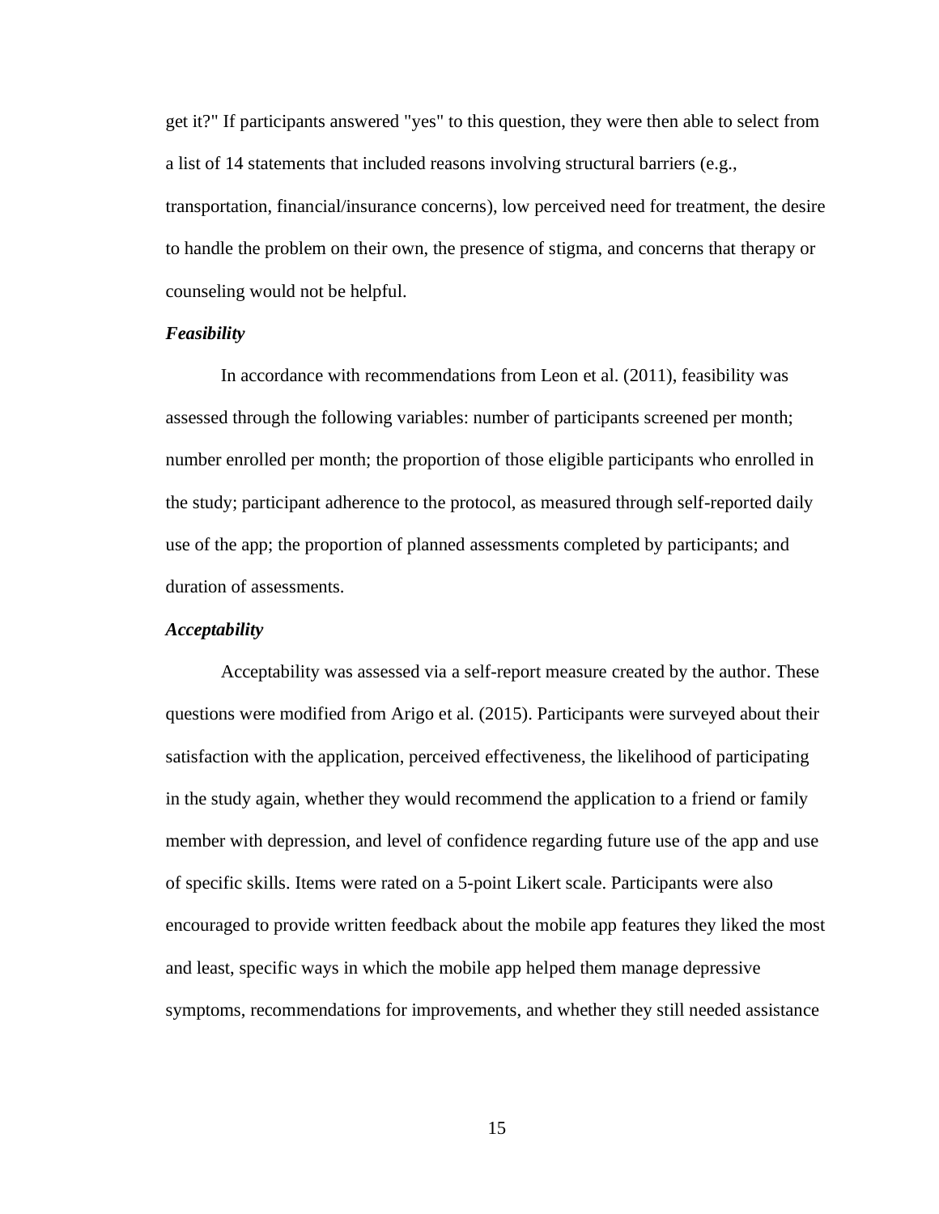get it?" If participants answered "yes" to this question, they were then able to select from a list of 14 statements that included reasons involving structural barriers (e.g., transportation, financial/insurance concerns), low perceived need for treatment, the desire to handle the problem on their own, the presence of stigma, and concerns that therapy or counseling would not be helpful.

### *Feasibility*

In accordance with recommendations from Leon et al. (2011), feasibility was assessed through the following variables: number of participants screened per month; number enrolled per month; the proportion of those eligible participants who enrolled in the study; participant adherence to the protocol, as measured through self-reported daily use of the app; the proportion of planned assessments completed by participants; and duration of assessments.

### *Acceptability*

Acceptability was assessed via a self-report measure created by the author. These questions were modified from Arigo et al. (2015). Participants were surveyed about their satisfaction with the application, perceived effectiveness, the likelihood of participating in the study again, whether they would recommend the application to a friend or family member with depression, and level of confidence regarding future use of the app and use of specific skills. Items were rated on a 5-point Likert scale. Participants were also encouraged to provide written feedback about the mobile app features they liked the most and least, specific ways in which the mobile app helped them manage depressive symptoms, recommendations for improvements, and whether they still needed assistance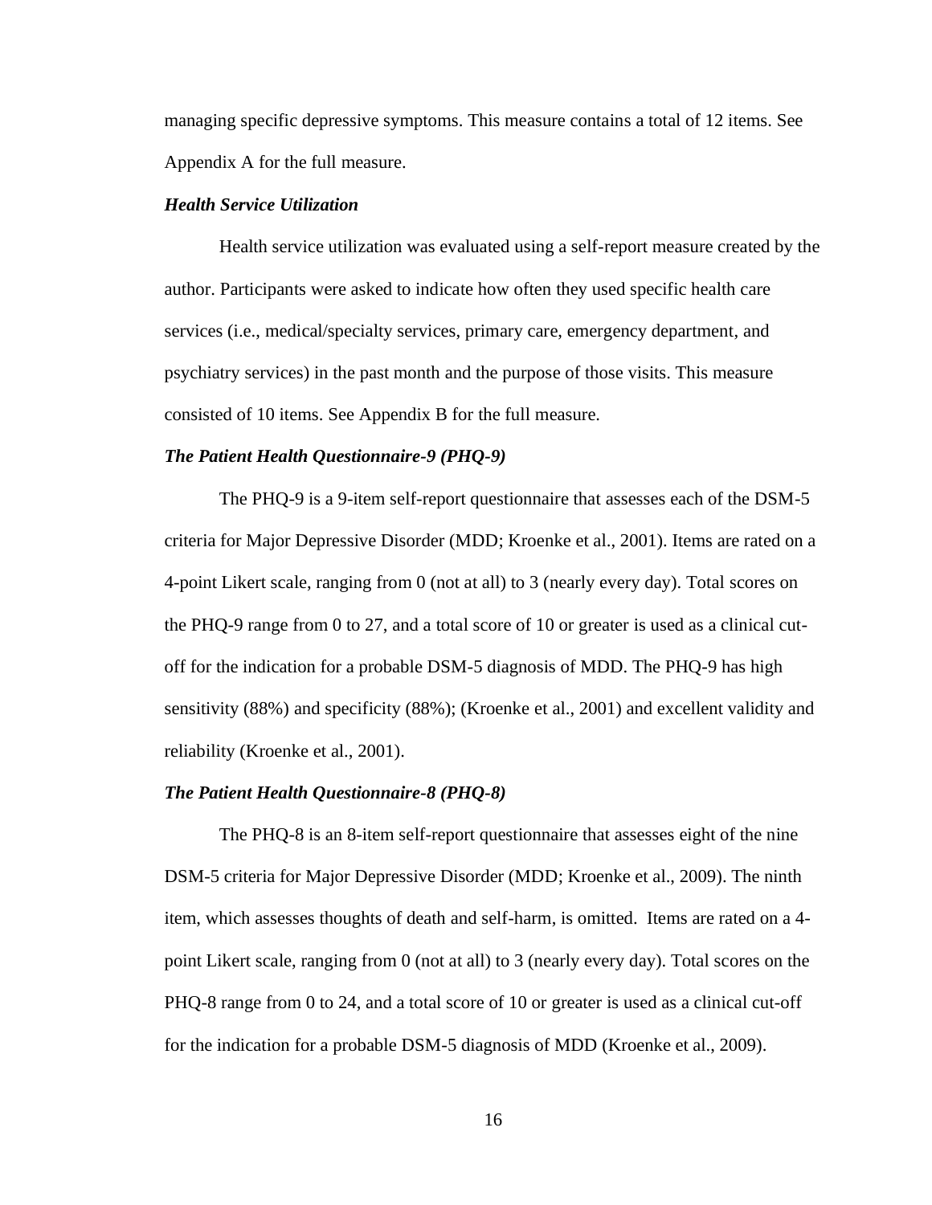managing specific depressive symptoms. This measure contains a total of 12 items. See Appendix A for the full measure.

### *Health Service Utilization*

Health service utilization was evaluated using a self-report measure created by the author. Participants were asked to indicate how often they used specific health care services (i.e., medical/specialty services, primary care, emergency department, and psychiatry services) in the past month and the purpose of those visits. This measure consisted of 10 items. See Appendix B for the full measure.

### *The Patient Health Questionnaire-9 (PHQ-9)*

The PHQ-9 is a 9-item self-report questionnaire that assesses each of the DSM-5 criteria for Major Depressive Disorder (MDD; Kroenke et al., 2001). Items are rated on a 4-point Likert scale, ranging from 0 (not at all) to 3 (nearly every day). Total scores on the PHQ-9 range from 0 to 27, and a total score of 10 or greater is used as a clinical cut-off for the indication for a probable DSM-5 diagnosis of MDD. The PHQ-9 has high sensitivity (88%) and specificity (88%); (Kroenke et al., 2001) and excellent validity and reliability (Kroenke et al., 2001).

### *The Patient Health Questionnaire-8 (PHQ-8)*

The PHQ-8 is an 8-item self-report questionnaire that assesses eight of the nine DSM-5 criteria for Major Depressive Disorder (MDD; Kroenke et al., 2009). The ninth item, which assesses thoughts of death and self-harm, is omitted. Items are rated on a 4-point Likert scale, ranging from 0 (not at all) to 3 (nearly every day). Total scores on the PHQ-8 range from 0 to 24, and a total score of 10 or greater is used as a clinical cut-off for the indication for a probable DSM-5 diagnosis of MDD (Kroenke et al., 2009).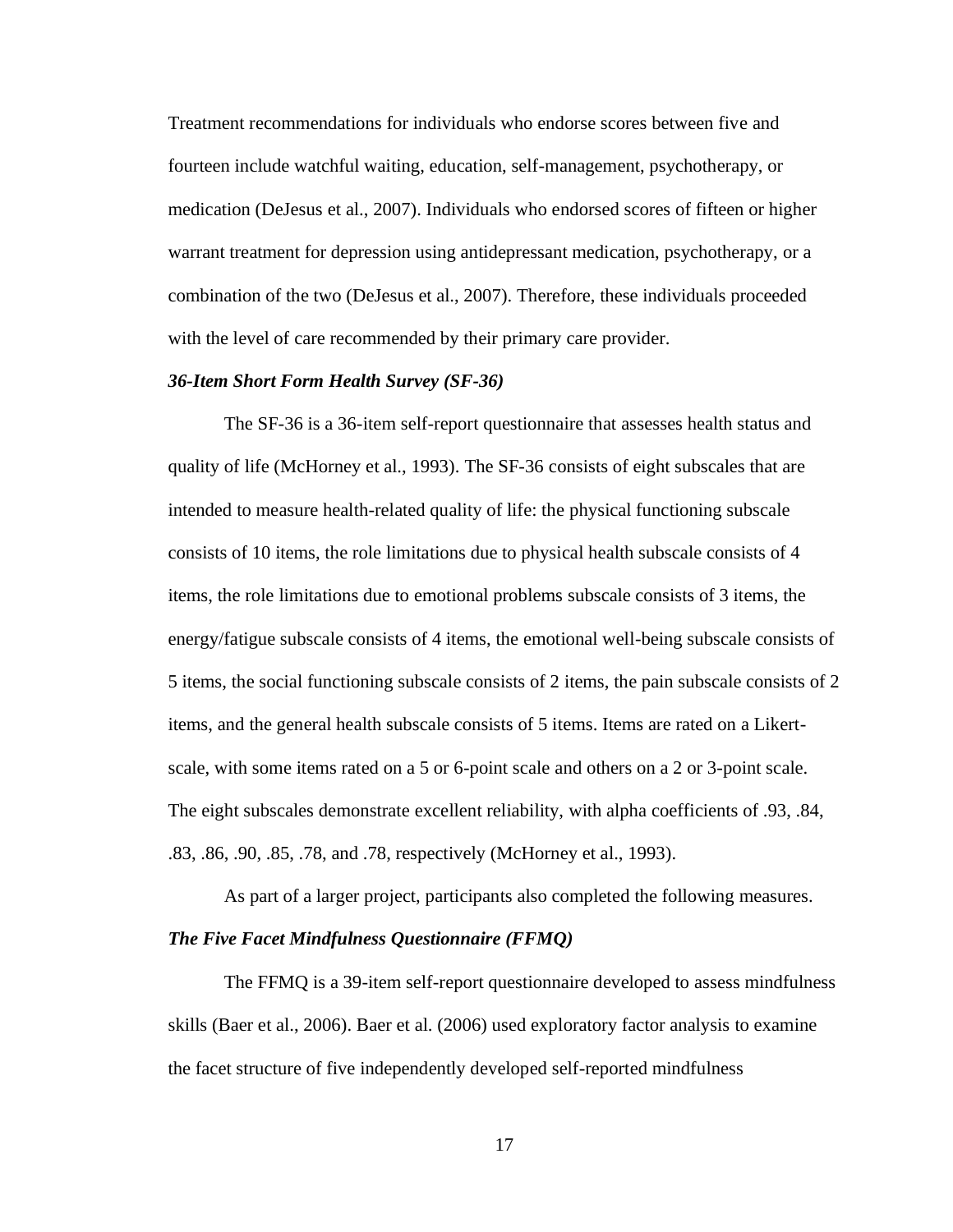Treatment recommendations for individuals who endorse scores between five and fourteen include watchful waiting, education, self-management, psychotherapy, or medication (DeJesus et al., 2007). Individuals who endorsed scores of fifteen or higher warrant treatment for depression using antidepressant medication, psychotherapy, or a combination of the two (DeJesus et al., 2007). Therefore, these individuals proceeded with the level of care recommended by their primary care provider.

### *36-Item Short Form Health Survey (SF-36)*

The SF-36 is a 36-item self-report questionnaire that assesses health status and quality of life (McHorney et al., 1993). The SF-36 consists of eight subscales that are intended to measure health-related quality of life: the physical functioning subscale consists of 10 items, the role limitations due to physical health subscale consists of 4 items, the role limitations due to emotional problems subscale consists of 3 items, the energy/fatigue subscale consists of 4 items, the emotional well-being subscale consists of 5 items, the social functioning subscale consists of 2 items, the pain subscale consists of 2 items, and the general health subscale consists of 5 items. Items are rated on a Likert-scale, with some items rated on a 5 or 6-point scale and others on a 2 or 3-point scale. The eight subscales demonstrate excellent reliability, with alpha coefficients of .93, .84, .83, .86, .90, .85, .78, and .78, respectively (McHorney et al., 1993).

As part of a larger project, participants also completed the following measures.

### *The Five Facet Mindfulness Questionnaire (FFMQ)*

The FFMQ is a 39-item self-report questionnaire developed to assess mindfulness skills (Baer et al., 2006). Baer et al. (2006) used exploratory factor analysis to examine the facet structure of five independently developed self-reported mindfulness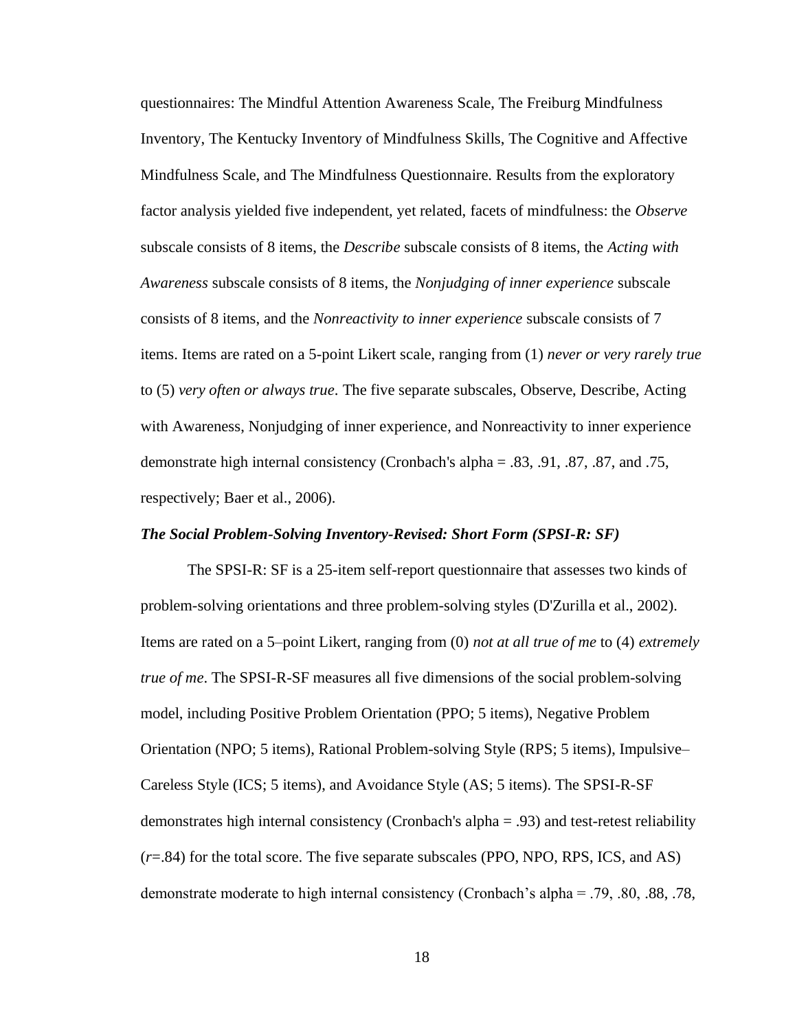questionnaires: The Mindful Attention Awareness Scale, The Freiburg Mindfulness Inventory, The Kentucky Inventory of Mindfulness Skills, The Cognitive and Affective Mindfulness Scale, and The Mindfulness Questionnaire. Results from the exploratory factor analysis yielded five independent, yet related, facets of mindfulness: the *Observe* subscale consists of 8 items, the *Describe* subscale consists of 8 items, the *Acting with Awareness* subscale consists of 8 items, the *Nonjudging of inner experience* subscale consists of 8 items, and the *Nonreactivity to inner experience* subscale consists of 7 items. Items are rated on a 5-point Likert scale, ranging from (1) *never or very rarely true* to (5) *very often or always true*. The five separate subscales, Observe, Describe, Acting with Awareness, Nonjudging of inner experience, and Nonreactivity to inner experience demonstrate high internal consistency (Cronbach's alpha = .83, .91, .87, .87, and .75, respectively; Baer et al., 2006).

### *The Social Problem-Solving Inventory-Revised: Short Form (SPSI-R: SF)*

The SPSI-R: SF is a 25-item self-report questionnaire that assesses two kinds of problem-solving orientations and three problem-solving styles (D'Zurilla et al., 2002). Items are rated on a 5–point Likert, ranging from (0) *not at all true of me* to (4) *extremely true of me*. The SPSI-R-SF measures all five dimensions of the social problem-solving model, including Positive Problem Orientation (PPO; 5 items), Negative Problem Orientation (NPO; 5 items), Rational Problem-solving Style (RPS; 5 items), Impulsive–Careless Style (ICS; 5 items), and Avoidance Style (AS; 5 items). The SPSI-R-SF demonstrates high internal consistency (Cronbach's alpha = .93) and test-retest reliability ($r$=.84) for the total score. The five separate subscales (PPO, NPO, RPS, ICS, and AS) demonstrate moderate to high internal consistency (Cronbach's alpha = .79, .80, .88, .78,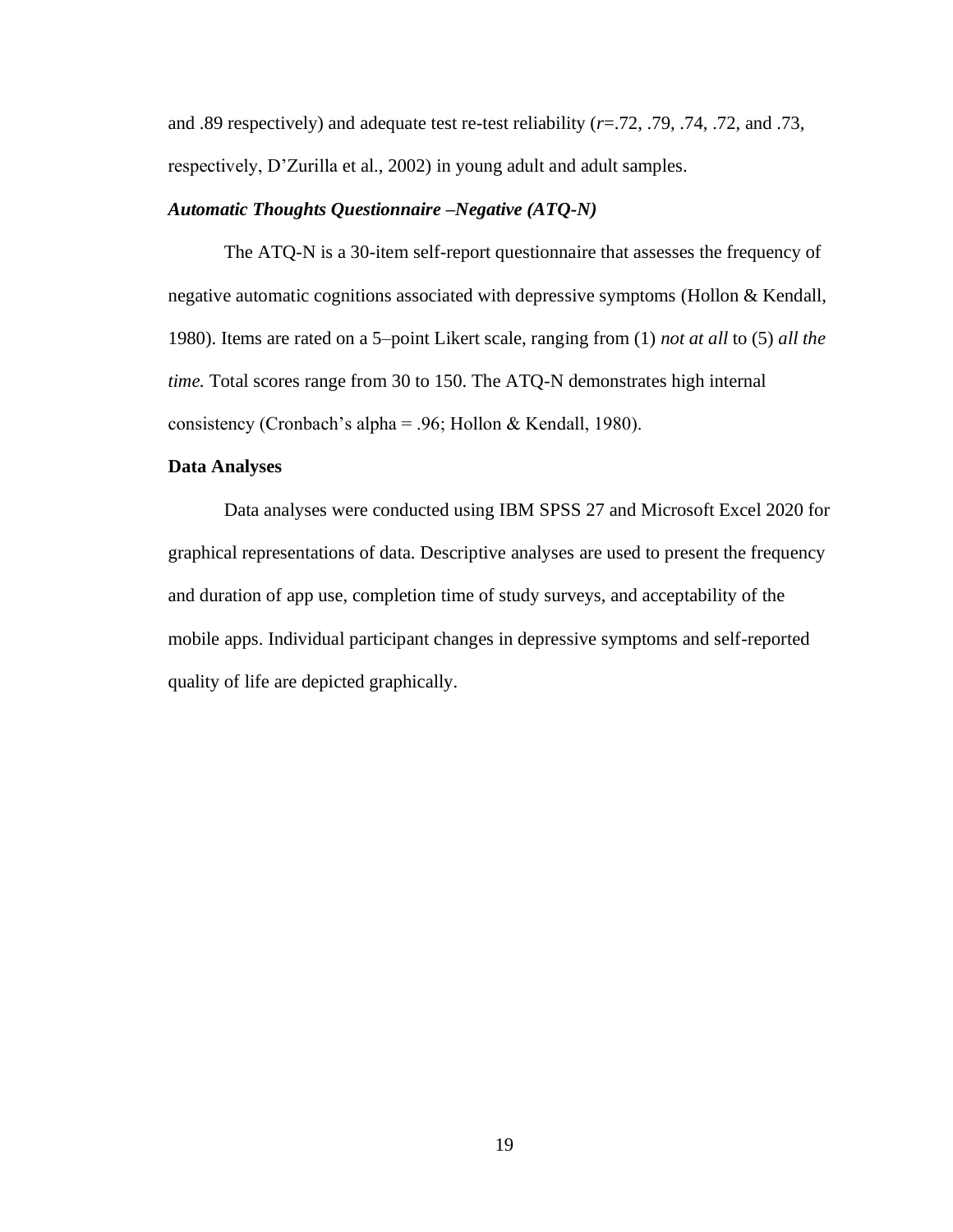and .89 respectively) and adequate test re-test reliability ($r$=.72, .79, .74, .72, and .73, respectively, D'Zurilla et al., 2002) in young adult and adult samples.

***Automatic Thoughts Questionnaire –Negative (ATQ-N)***

The ATQ-N is a 30-item self-report questionnaire that assesses the frequency of negative automatic cognitions associated with depressive symptoms (Hollon & Kendall, 1980). Items are rated on a 5–point Likert scale, ranging from (1) *not at all* to (5) *all the time.* Total scores range from 30 to 150. The ATQ-N demonstrates high internal consistency (Cronbach's alpha = .96; Hollon & Kendall, 1980).

**Data Analyses**

Data analyses were conducted using IBM SPSS 27 and Microsoft Excel 2020 for graphical representations of data. Descriptive analyses are used to present the frequency and duration of app use, completion time of study surveys, and acceptability of the mobile apps. Individual participant changes in depressive symptoms and self-reported quality of life are depicted graphically.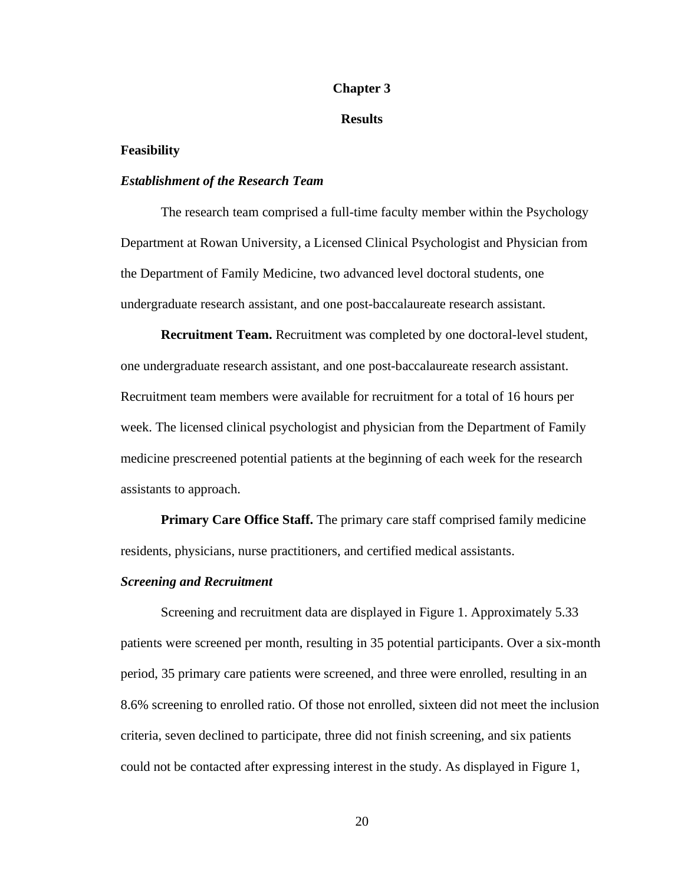# Chapter 3

# Results

## Feasibility

### *Establishment of the Research Team*

The research team comprised a full-time faculty member within the Psychology Department at Rowan University, a Licensed Clinical Psychologist and Physician from the Department of Family Medicine, two advanced level doctoral students, one undergraduate research assistant, and one post-baccalaureate research assistant.

**Recruitment Team.** Recruitment was completed by one doctoral-level student, one undergraduate research assistant, and one post-baccalaureate research assistant. Recruitment team members were available for recruitment for a total of 16 hours per week. The licensed clinical psychologist and physician from the Department of Family medicine prescreened potential patients at the beginning of each week for the research assistants to approach.

**Primary Care Office Staff.** The primary care staff comprised family medicine residents, physicians, nurse practitioners, and certified medical assistants.

### *Screening and Recruitment*

Screening and recruitment data are displayed in Figure 1. Approximately 5.33 patients were screened per month, resulting in 35 potential participants. Over a six-month period, 35 primary care patients were screened, and three were enrolled, resulting in an 8.6% screening to enrolled ratio. Of those not enrolled, sixteen did not meet the inclusion criteria, seven declined to participate, three did not finish screening, and six patients could not be contacted after expressing interest in the study. As displayed in Figure 1,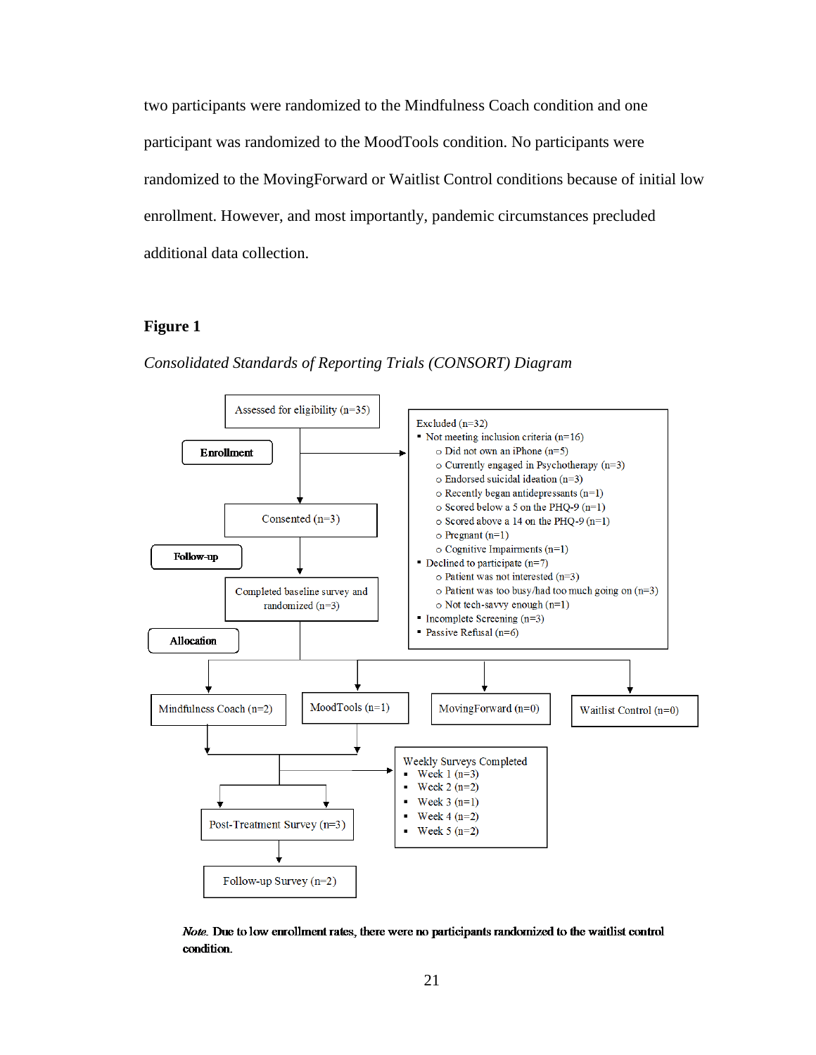two participants were randomized to the Mindfulness Coach condition and one participant was randomized to the MoodTools condition. No participants were randomized to the MovingForward or Waitlist Control conditions because of initial low enrollment. However, and most importantly, pandemic circumstances precluded additional data collection.

**Figure 1**

*Consolidated Standards of Reporting Trials (CONSORT) Diagram*

**Enrollment**

Assessed for eligibility (n=35)

Excluded (n=32)
- Not meeting inclusion criteria (n=16)
  - Did not own an iPhone (n=5)
  - Currently engaged in Psychotherapy (n=3)
  - Endorsed suicidal ideation (n=3)
  - Recently began antidepressants (n=1)
  - Scored below a 5 on the PHQ-9 (n=1)
  - Scored above a 14 on the PHQ-9 (n=1)
  - Pregnant (n=1)
  - Cognitive Impairments (n=1)
- Declined to participate (n=7)
  - Patient was not interested (n=3)
  - Patient was too busy/had too much going on (n=3)
  - Not tech-savvy enough (n=1)
- Incomplete Screening (n=3)
- Passive Refusal (n=6)

Consented (n=3)

**Follow-up**

Completed baseline survey and randomized (n=3)

**Allocation**

Mindfulness Coach (n=2) | MoodTools (n=1) | MovingForward (n=0) | Waitlist Control (n=0)

Weekly Surveys Completed
- Week 1 (n=3)
- Week 2 (n=2)
- Week 3 (n=1)
- Week 4 (n=2)
- Week 5 (n=2)

Post-Treatment Survey (n=3)

Follow-up Survey (n=2)

*Note.* Due to low enrollment rates, there were no participants randomized to the waitlist control condition.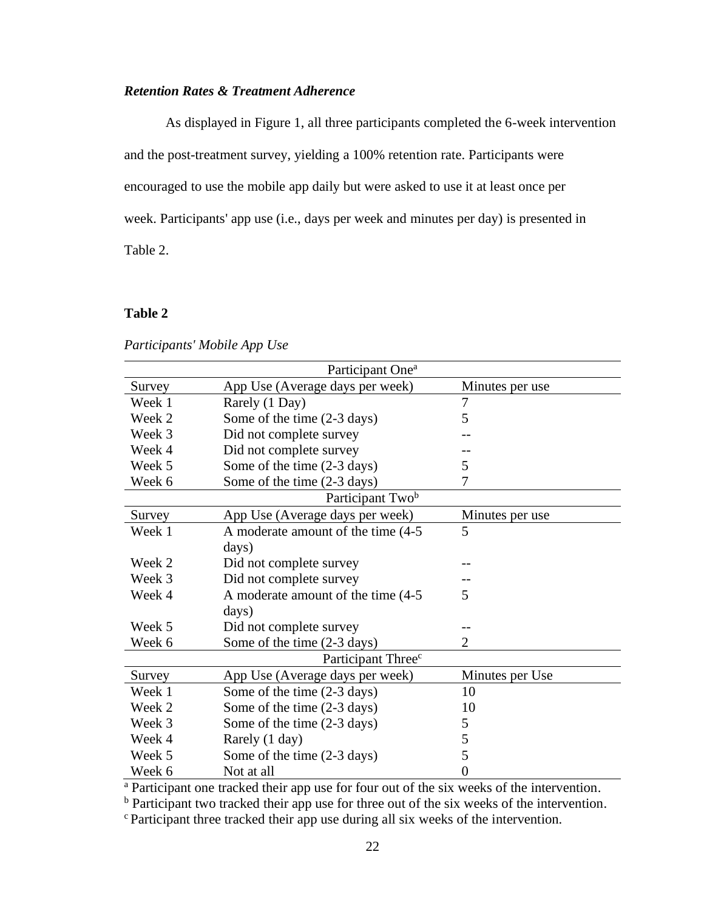### *Retention Rates & Treatment Adherence*

As displayed in Figure 1, all three participants completed the 6-week intervention and the post-treatment survey, yielding a 100% retention rate. Participants were encouraged to use the mobile app daily but were asked to use it at least once per week. Participants' app use (i.e., days per week and minutes per day) is presented in Table 2.

**Table 2**

*Participants' Mobile App Use*

| Participant One[a] | | |
|---|---|---|
| Survey | App Use (Average days per week) | Minutes per use |
| Week 1 | Rarely (1 Day) | 7 |
| Week 2 | Some of the time (2-3 days) | 5 |
| Week 3 | Did not complete survey | -- |
| Week 4 | Did not complete survey | -- |
| Week 5 | Some of the time (2-3 days) | 5 |
| Week 6 | Some of the time (2-3 days) | 7 |
| **Participant Two[b]** | | |
| Survey | App Use (Average days per week) | Minutes per use |
| Week 1 | A moderate amount of the time (4-5 days) | 5 |
| Week 2 | Did not complete survey | -- |
| Week 3 | Did not complete survey | -- |
| Week 4 | A moderate amount of the time (4-5 days) | 5 |
| Week 5 | Did not complete survey | -- |
| Week 6 | Some of the time (2-3 days) | 2 |
| **Participant Three[c]** | | |
| Survey | App Use (Average days per week) | Minutes per Use |
| Week 1 | Some of the time (2-3 days) | 10 |
| Week 2 | Some of the time (2-3 days) | 10 |
| Week 3 | Some of the time (2-3 days) | 5 |
| Week 4 | Rarely (1 day) | 5 |
| Week 5 | Some of the time (2-3 days) | 5 |
| Week 6 | Not at all | 0 |

[a] Participant one tracked their app use for four out of the six weeks of the intervention.
[b] Participant two tracked their app use for three out of the six weeks of the intervention.
[c] Participant three tracked their app use during all six weeks of the intervention.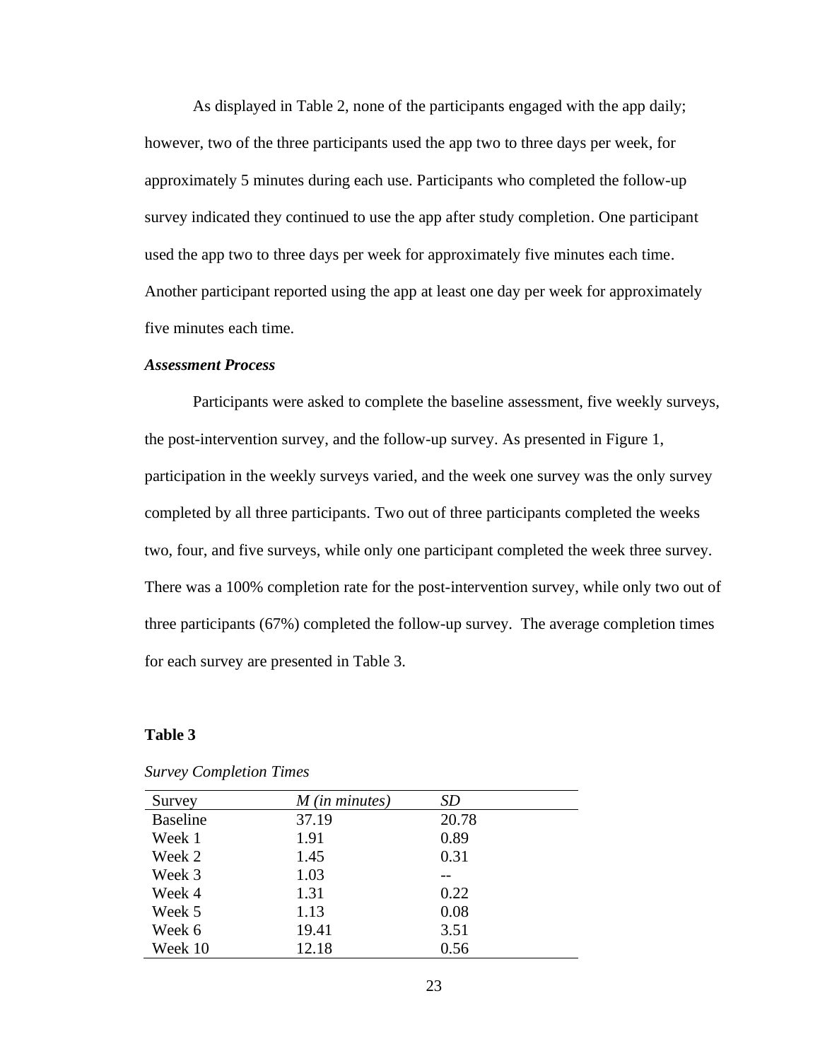As displayed in Table 2, none of the participants engaged with the app daily; however, two of the three participants used the app two to three days per week, for approximately 5 minutes during each use. Participants who completed the follow-up survey indicated they continued to use the app after study completion. One participant used the app two to three days per week for approximately five minutes each time. Another participant reported using the app at least one day per week for approximately five minutes each time.

### *Assessment Process*

Participants were asked to complete the baseline assessment, five weekly surveys, the post-intervention survey, and the follow-up survey. As presented in Figure 1, participation in the weekly surveys varied, and the week one survey was the only survey completed by all three participants. Two out of three participants completed the weeks two, four, and five surveys, while only one participant completed the week three survey. There was a 100% completion rate for the post-intervention survey, while only two out of three participants (67%) completed the follow-up survey. The average completion times for each survey are presented in Table 3.

**Table 3**

*Survey Completion Times*

| Survey | *M (in minutes)* | *SD* |
|---|---|---|
| Baseline | 37.19 | 20.78 |
| Week 1 | 1.91 | 0.89 |
| Week 2 | 1.45 | 0.31 |
| Week 3 | 1.03 | -- |
| Week 4 | 1.31 | 0.22 |
| Week 5 | 1.13 | 0.08 |
| Week 6 | 19.41 | 3.51 |
| Week 10 | 12.18 | 0.56 |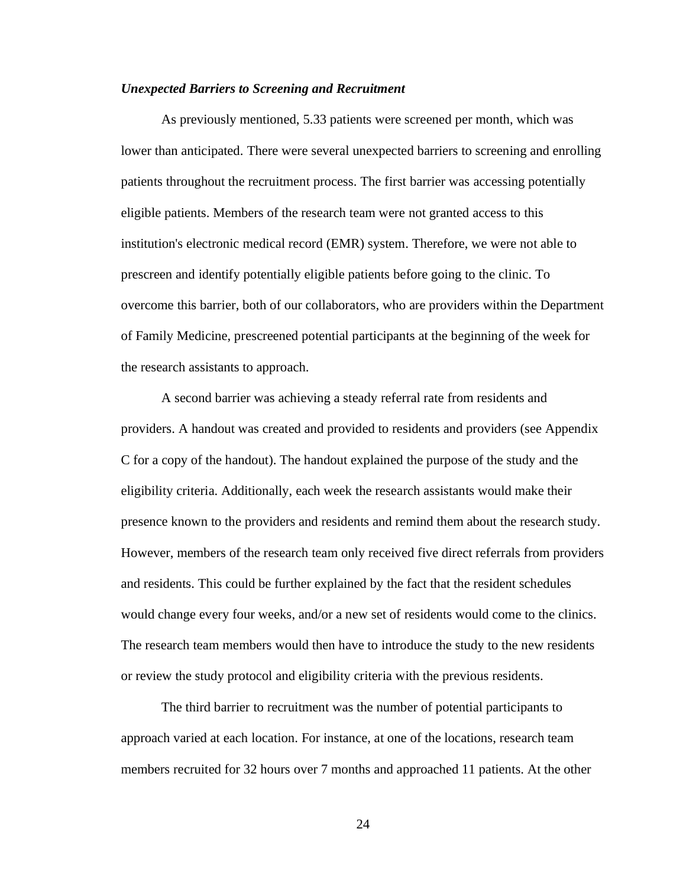### *Unexpected Barriers to Screening and Recruitment*

As previously mentioned, 5.33 patients were screened per month, which was lower than anticipated. There were several unexpected barriers to screening and enrolling patients throughout the recruitment process. The first barrier was accessing potentially eligible patients. Members of the research team were not granted access to this institution's electronic medical record (EMR) system. Therefore, we were not able to prescreen and identify potentially eligible patients before going to the clinic. To overcome this barrier, both of our collaborators, who are providers within the Department of Family Medicine, prescreened potential participants at the beginning of the week for the research assistants to approach.

A second barrier was achieving a steady referral rate from residents and providers. A handout was created and provided to residents and providers (see Appendix C for a copy of the handout). The handout explained the purpose of the study and the eligibility criteria. Additionally, each week the research assistants would make their presence known to the providers and residents and remind them about the research study. However, members of the research team only received five direct referrals from providers and residents. This could be further explained by the fact that the resident schedules would change every four weeks, and/or a new set of residents would come to the clinics. The research team members would then have to introduce the study to the new residents or review the study protocol and eligibility criteria with the previous residents.

The third barrier to recruitment was the number of potential participants to approach varied at each location. For instance, at one of the locations, research team members recruited for 32 hours over 7 months and approached 11 patients. At the other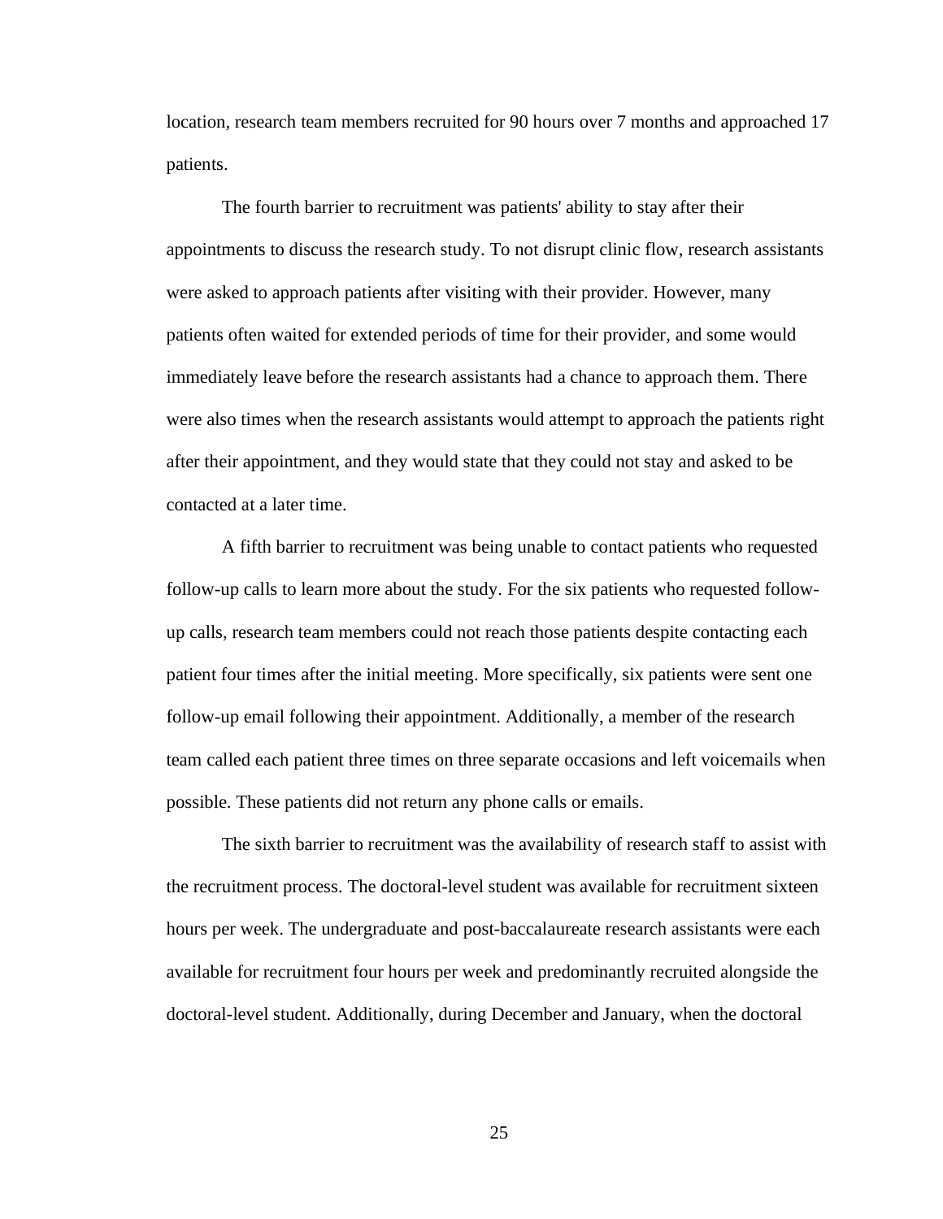location, research team members recruited for 90 hours over 7 months and approached 17 patients.

The fourth barrier to recruitment was patients' ability to stay after their appointments to discuss the research study. To not disrupt clinic flow, research assistants were asked to approach patients after visiting with their provider. However, many patients often waited for extended periods of time for their provider, and some would immediately leave before the research assistants had a chance to approach them. There were also times when the research assistants would attempt to approach the patients right after their appointment, and they would state that they could not stay and asked to be contacted at a later time.

A fifth barrier to recruitment was being unable to contact patients who requested follow-up calls to learn more about the study. For the six patients who requested follow-up calls, research team members could not reach those patients despite contacting each patient four times after the initial meeting. More specifically, six patients were sent one follow-up email following their appointment. Additionally, a member of the research team called each patient three times on three separate occasions and left voicemails when possible. These patients did not return any phone calls or emails.

The sixth barrier to recruitment was the availability of research staff to assist with the recruitment process. The doctoral-level student was available for recruitment sixteen hours per week. The undergraduate and post-baccalaureate research assistants were each available for recruitment four hours per week and predominantly recruited alongside the doctoral-level student. Additionally, during December and January, when the doctoral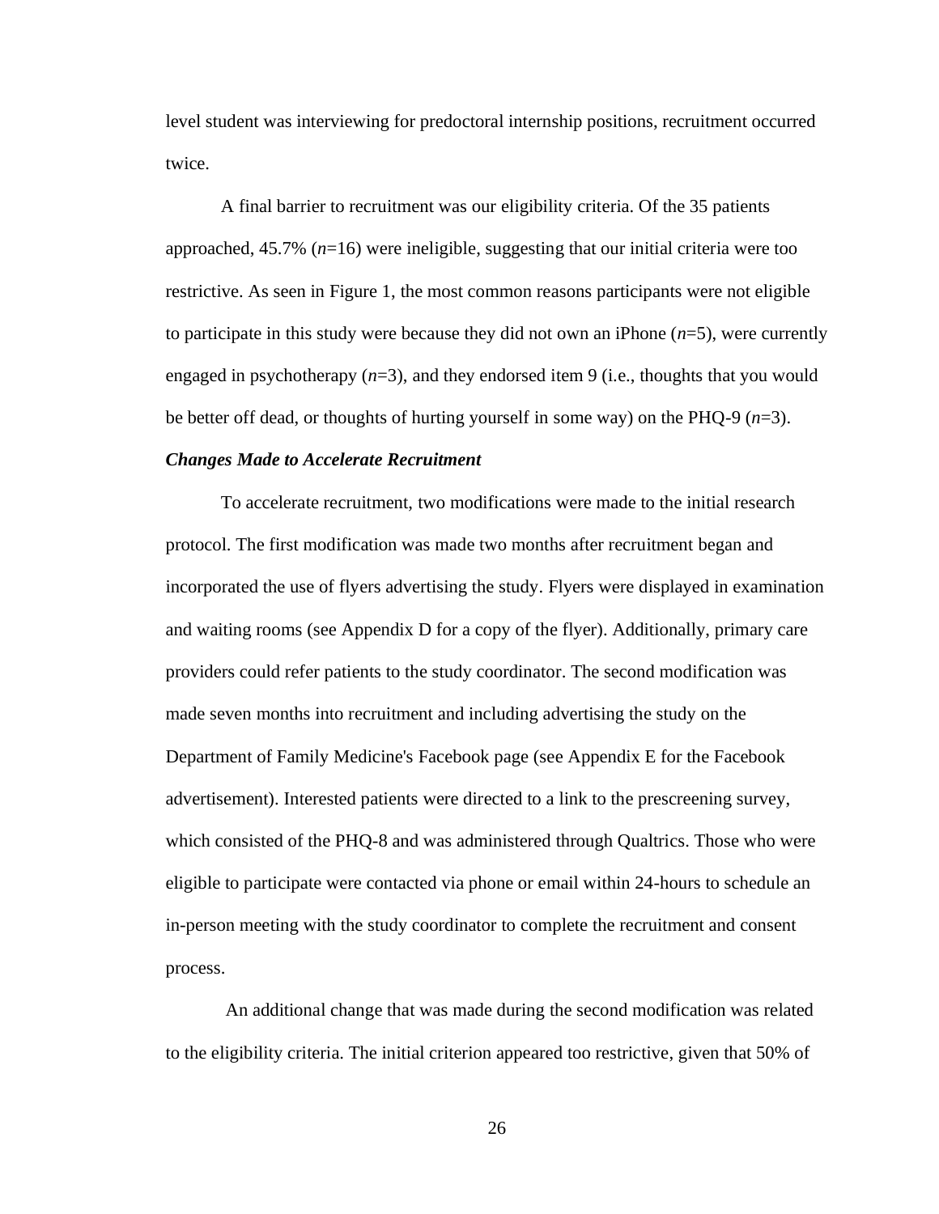level student was interviewing for predoctoral internship positions, recruitment occurred twice.

A final barrier to recruitment was our eligibility criteria. Of the 35 patients approached, 45.7% (*n*=16) were ineligible, suggesting that our initial criteria were too restrictive. As seen in Figure 1, the most common reasons participants were not eligible to participate in this study were because they did not own an iPhone (*n*=5), were currently engaged in psychotherapy (*n*=3), and they endorsed item 9 (i.e., thoughts that you would be better off dead, or thoughts of hurting yourself in some way) on the PHQ-9 (*n*=3).

***Changes Made to Accelerate Recruitment***

To accelerate recruitment, two modifications were made to the initial research protocol. The first modification was made two months after recruitment began and incorporated the use of flyers advertising the study. Flyers were displayed in examination and waiting rooms (see Appendix D for a copy of the flyer). Additionally, primary care providers could refer patients to the study coordinator. The second modification was made seven months into recruitment and including advertising the study on the Department of Family Medicine's Facebook page (see Appendix E for the Facebook advertisement). Interested patients were directed to a link to the prescreening survey, which consisted of the PHQ-8 and was administered through Qualtrics. Those who were eligible to participate were contacted via phone or email within 24-hours to schedule an in-person meeting with the study coordinator to complete the recruitment and consent process.

An additional change that was made during the second modification was related to the eligibility criteria. The initial criterion appeared too restrictive, given that 50% of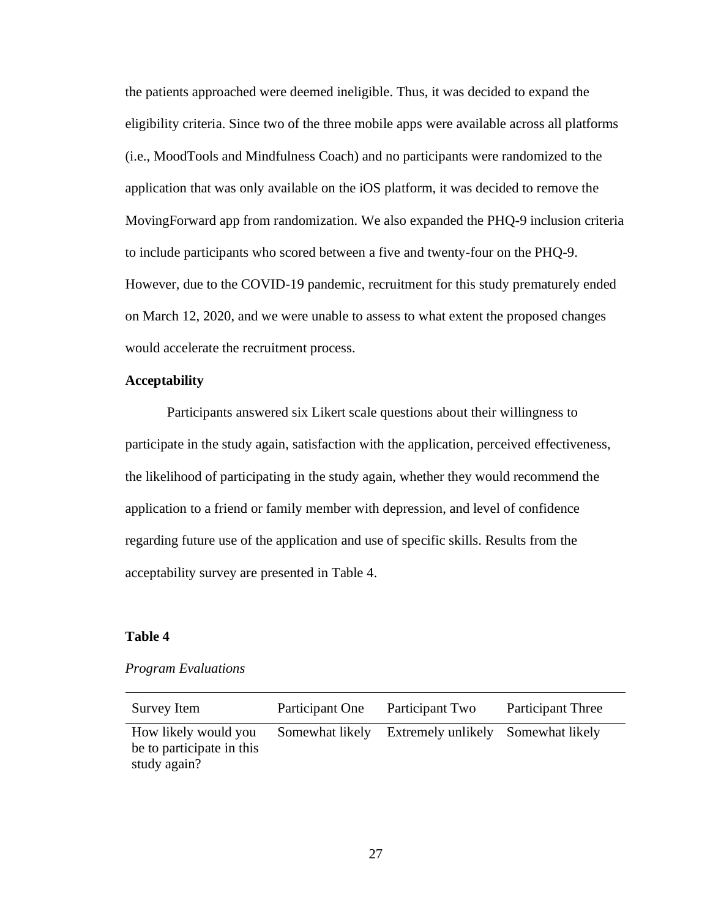the patients approached were deemed ineligible. Thus, it was decided to expand the eligibility criteria. Since two of the three mobile apps were available across all platforms (i.e., MoodTools and Mindfulness Coach) and no participants were randomized to the application that was only available on the iOS platform, it was decided to remove the MovingForward app from randomization. We also expanded the PHQ-9 inclusion criteria to include participants who scored between a five and twenty-four on the PHQ-9. However, due to the COVID-19 pandemic, recruitment for this study prematurely ended on March 12, 2020, and we were unable to assess to what extent the proposed changes would accelerate the recruitment process.

### Acceptability

Participants answered six Likert scale questions about their willingness to participate in the study again, satisfaction with the application, perceived effectiveness, the likelihood of participating in the study again, whether they would recommend the application to a friend or family member with depression, and level of confidence regarding future use of the application and use of specific skills. Results from the acceptability survey are presented in Table 4.

**Table 4**

*Program Evaluations*

| Survey Item | Participant One | Participant Two | Participant Three |
|---|---|---|---|
| How likely would you be to participate in this study again? | Somewhat likely | Extremely unlikely | Somewhat likely |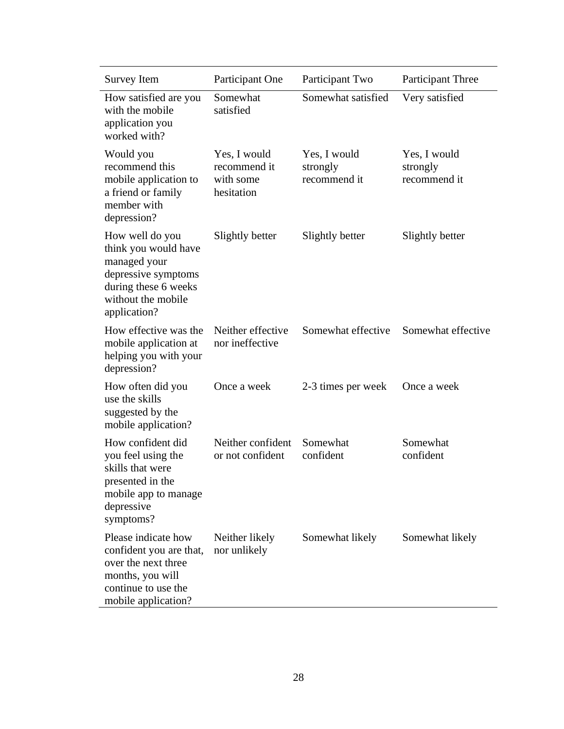| Survey Item | Participant One | Participant Two | Participant Three |
|---|---|---|---|
| How satisfied are you with the mobile application you worked with? | Somewhat satisfied | Somewhat satisfied | Very satisfied |
| Would you recommend this mobile application to a friend or family member with depression? | Yes, I would recommend it with some hesitation | Yes, I would strongly recommend it | Yes, I would strongly recommend it |
| How well do you think you would have managed your depressive symptoms during these 6 weeks without the mobile application? | Slightly better | Slightly better | Slightly better |
| How effective was the mobile application at helping you with your depression? | Neither effective nor ineffective | Somewhat effective | Somewhat effective |
| How often did you use the skills suggested by the mobile application? | Once a week | 2-3 times per week | Once a week |
| How confident did you feel using the skills that were presented in the mobile app to manage depressive symptoms? | Neither confident or not confident | Somewhat confident | Somewhat confident |
| Please indicate how confident you are that, over the next three months, you will continue to use the mobile application? | Neither likely nor unlikely | Somewhat likely | Somewhat likely |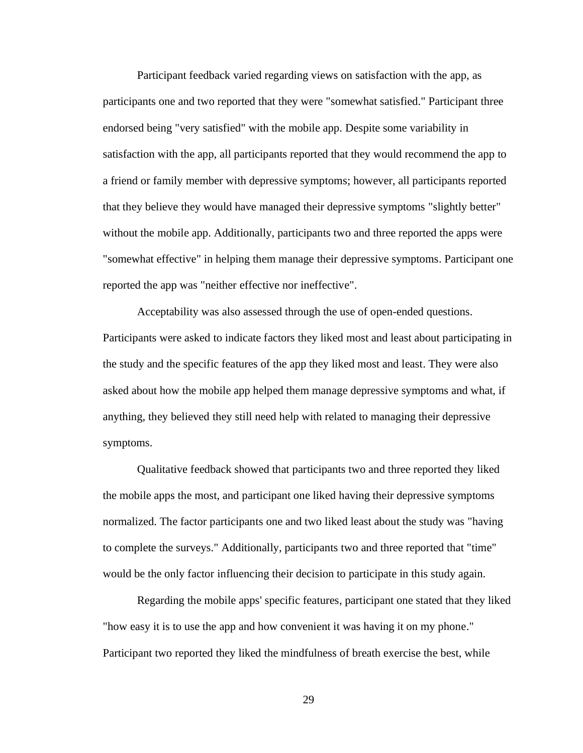Participant feedback varied regarding views on satisfaction with the app, as participants one and two reported that they were "somewhat satisfied." Participant three endorsed being "very satisfied" with the mobile app. Despite some variability in satisfaction with the app, all participants reported that they would recommend the app to a friend or family member with depressive symptoms; however, all participants reported that they believe they would have managed their depressive symptoms "slightly better" without the mobile app. Additionally, participants two and three reported the apps were "somewhat effective" in helping them manage their depressive symptoms. Participant one reported the app was "neither effective nor ineffective".

Acceptability was also assessed through the use of open-ended questions. Participants were asked to indicate factors they liked most and least about participating in the study and the specific features of the app they liked most and least. They were also asked about how the mobile app helped them manage depressive symptoms and what, if anything, they believed they still need help with related to managing their depressive symptoms.

Qualitative feedback showed that participants two and three reported they liked the mobile apps the most, and participant one liked having their depressive symptoms normalized. The factor participants one and two liked least about the study was "having to complete the surveys." Additionally, participants two and three reported that "time" would be the only factor influencing their decision to participate in this study again.

Regarding the mobile apps' specific features, participant one stated that they liked "how easy it is to use the app and how convenient it was having it on my phone." Participant two reported they liked the mindfulness of breath exercise the best, while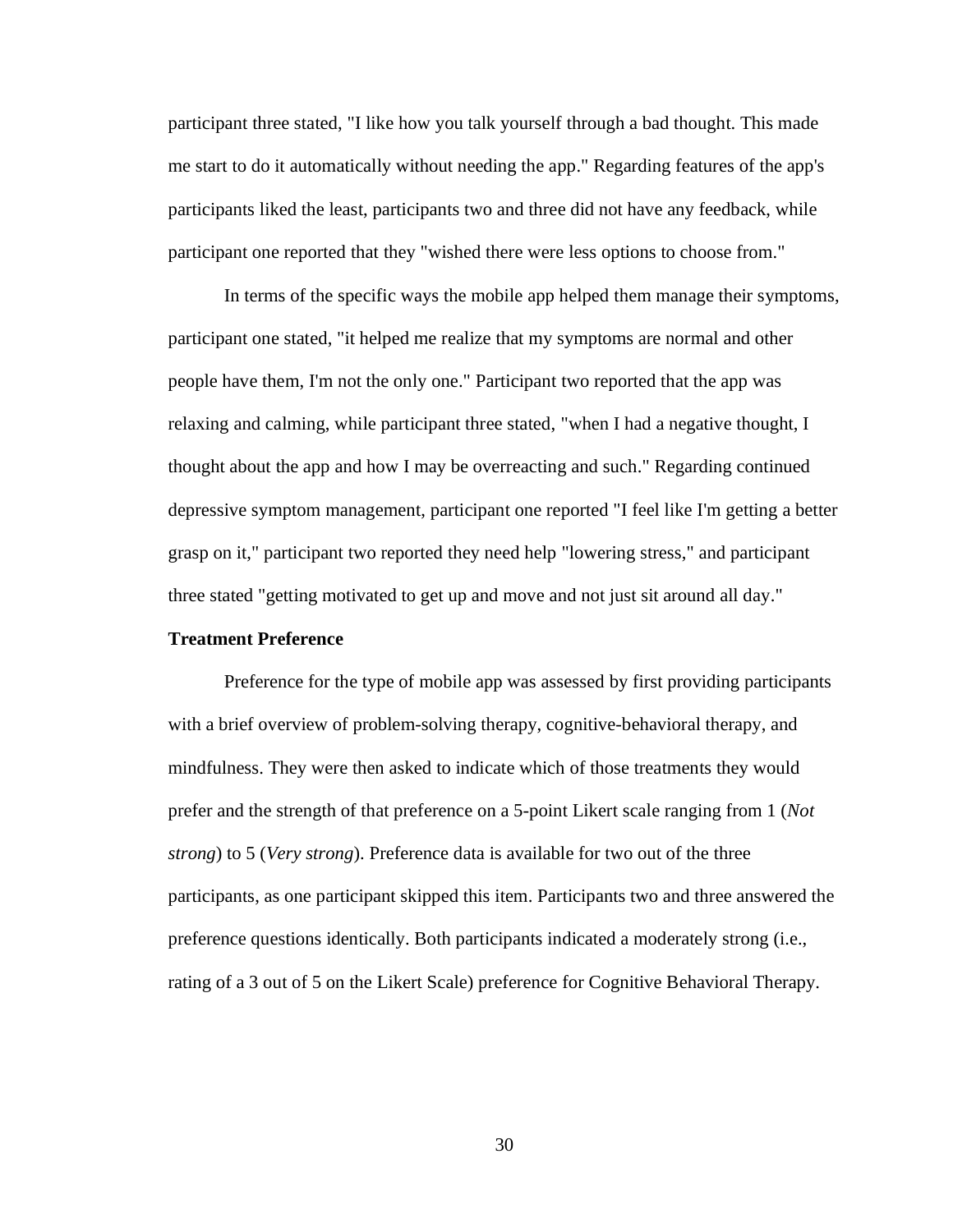participant three stated, "I like how you talk yourself through a bad thought. This made me start to do it automatically without needing the app." Regarding features of the app's participants liked the least, participants two and three did not have any feedback, while participant one reported that they "wished there were less options to choose from."

In terms of the specific ways the mobile app helped them manage their symptoms, participant one stated, "it helped me realize that my symptoms are normal and other people have them, I'm not the only one." Participant two reported that the app was relaxing and calming, while participant three stated, "when I had a negative thought, I thought about the app and how I may be overreacting and such." Regarding continued depressive symptom management, participant one reported "I feel like I'm getting a better grasp on it," participant two reported they need help "lowering stress," and participant three stated "getting motivated to get up and move and not just sit around all day."

**Treatment Preference**

Preference for the type of mobile app was assessed by first providing participants with a brief overview of problem-solving therapy, cognitive-behavioral therapy, and mindfulness. They were then asked to indicate which of those treatments they would prefer and the strength of that preference on a 5-point Likert scale ranging from 1 (*Not strong*) to 5 (*Very strong*). Preference data is available for two out of the three participants, as one participant skipped this item. Participants two and three answered the preference questions identically. Both participants indicated a moderately strong (i.e., rating of a 3 out of 5 on the Likert Scale) preference for Cognitive Behavioral Therapy.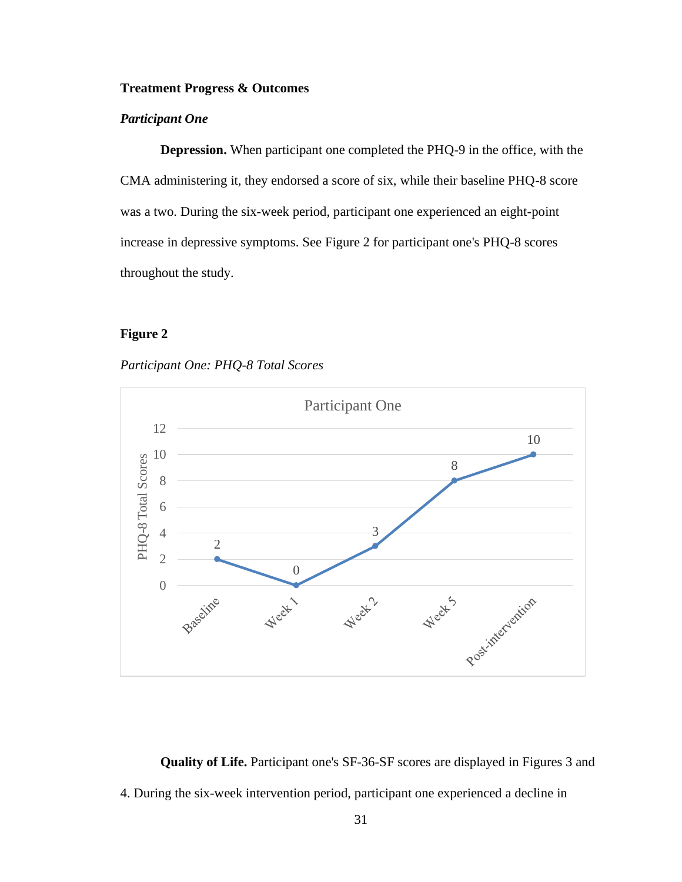**Treatment Progress & Outcomes**

***Participant One***

**Depression.** When participant one completed the PHQ-9 in the office, with the CMA administering it, they endorsed a score of six, while their baseline PHQ-8 score was a two. During the six-week period, participant one experienced an eight-point increase in depressive symptoms. See Figure 2 for participant one's PHQ-8 scores throughout the study.

**Figure 2**

*Participant One: PHQ-8 Total Scores*

| | Baseline | Week 1 | Week 2 | Week 5 | Post-intervention |
|---|---|---|---|---|---|
| PHQ-8 Total Scores | 2 | 0 | 3 | 8 | 10 |

**Quality of Life.** Participant one's SF-36-SF scores are displayed in Figures 3 and 4. During the six-week intervention period, participant one experienced a decline in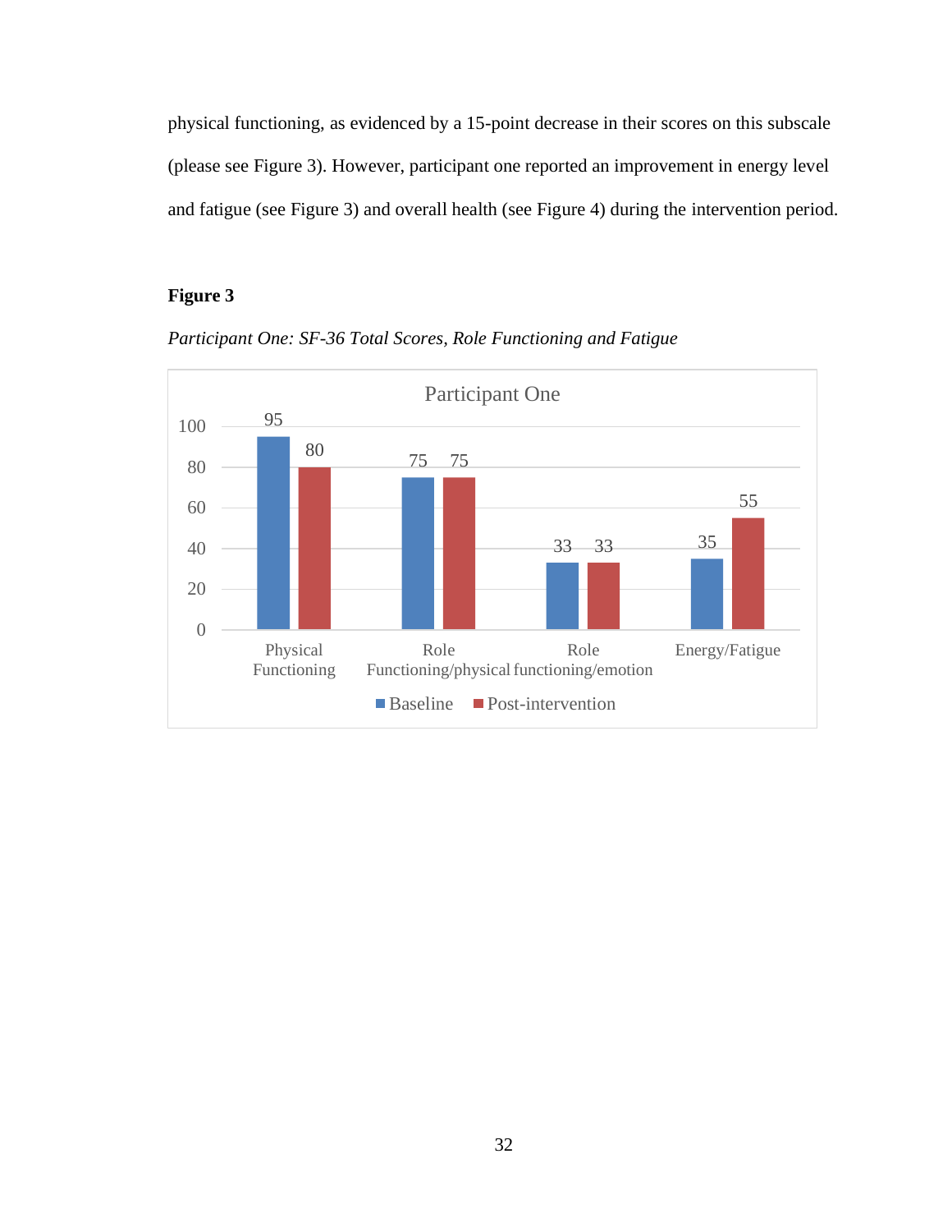physical functioning, as evidenced by a 15-point decrease in their scores on this subscale (please see Figure 3). However, participant one reported an improvement in energy level and fatigue (see Figure 3) and overall health (see Figure 4) during the intervention period.

**Figure 3**

*Participant One: SF-36 Total Scores, Role Functioning and Fatigue*

Participant One

| | Physical Functioning | Role Functioning/physical | Role functioning/emotion | Energy/Fatigue |
|---|---|---|---|---|
| Baseline | 95 | 75 | 33 | 35 |
| Post-intervention | 80 | 75 | 33 | 55 |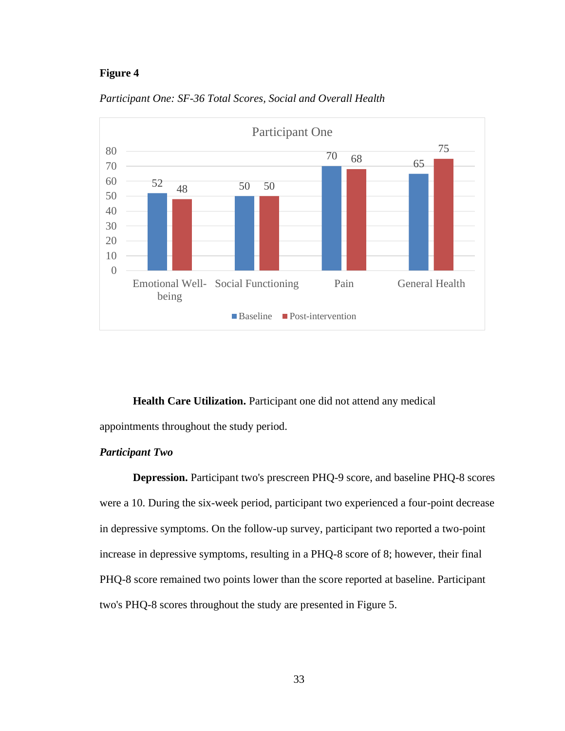**Figure 4**

*Participant One: SF-36 Total Scores, Social and Overall Health*

Participant One

| | Baseline | Post-intervention |
|---|---|---|
| Emotional Well-being | 52 | 48 |
| Social Functioning | 50 | 50 |
| Pain | 70 | 68 |
| General Health | 65 | 75 |

**Health Care Utilization.** Participant one did not attend any medical appointments throughout the study period.

***Participant Two***

**Depression.** Participant two's prescreen PHQ-9 score, and baseline PHQ-8 scores were a 10. During the six-week period, participant two experienced a four-point decrease in depressive symptoms. On the follow-up survey, participant two reported a two-point increase in depressive symptoms, resulting in a PHQ-8 score of 8; however, their final PHQ-8 score remained two points lower than the score reported at baseline. Participant two's PHQ-8 scores throughout the study are presented in Figure 5.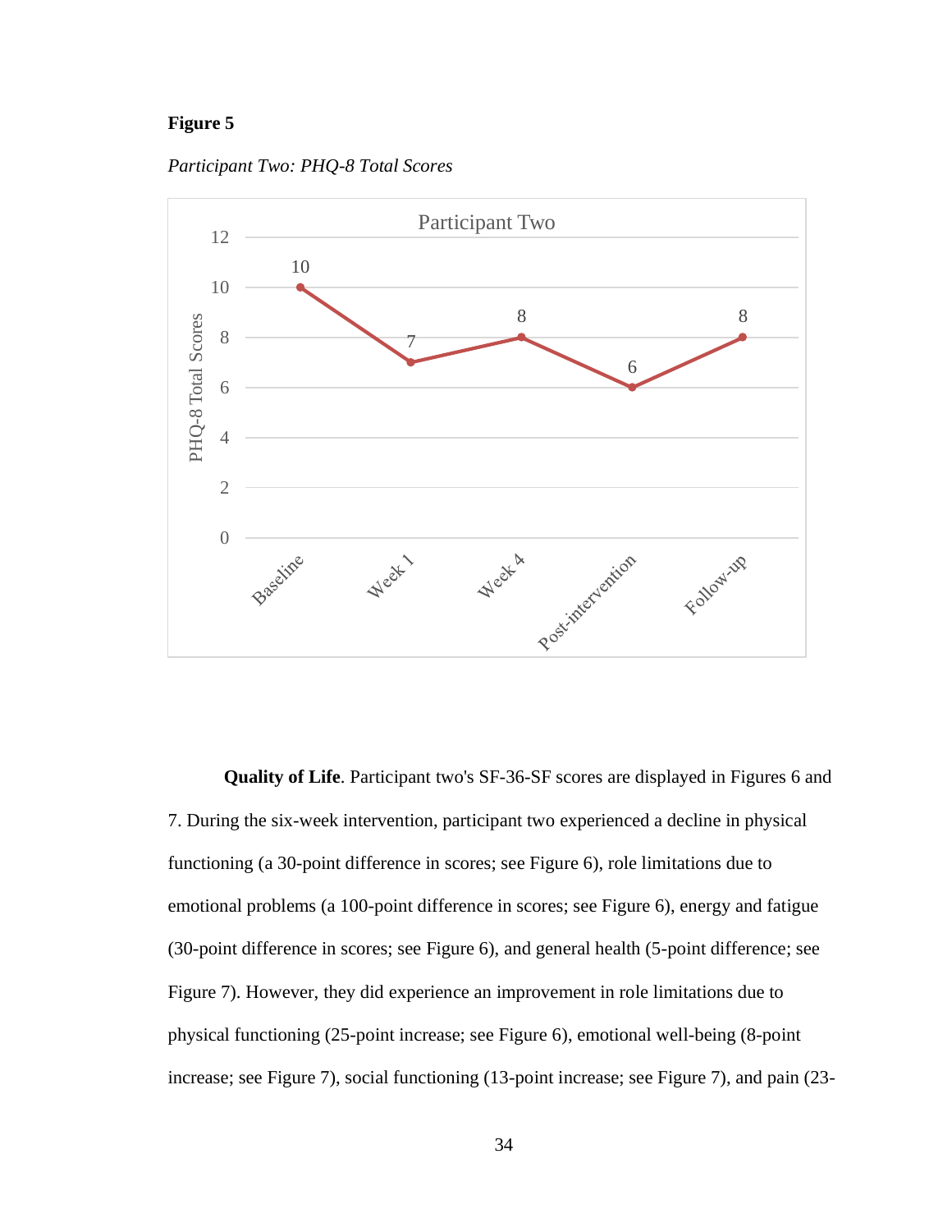**Figure 5**

*Participant Two: PHQ-8 Total Scores*

**Quality of Life**. Participant two's SF-36-SF scores are displayed in Figures 6 and 7. During the six-week intervention, participant two experienced a decline in physical functioning (a 30-point difference in scores; see Figure 6), role limitations due to emotional problems (a 100-point difference in scores; see Figure 6), energy and fatigue (30-point difference in scores; see Figure 6), and general health (5-point difference; see Figure 7). However, they did experience an improvement in role limitations due to physical functioning (25-point increase; see Figure 6), emotional well-being (8-point increase; see Figure 7), social functioning (13-point increase; see Figure 7), and pain (23-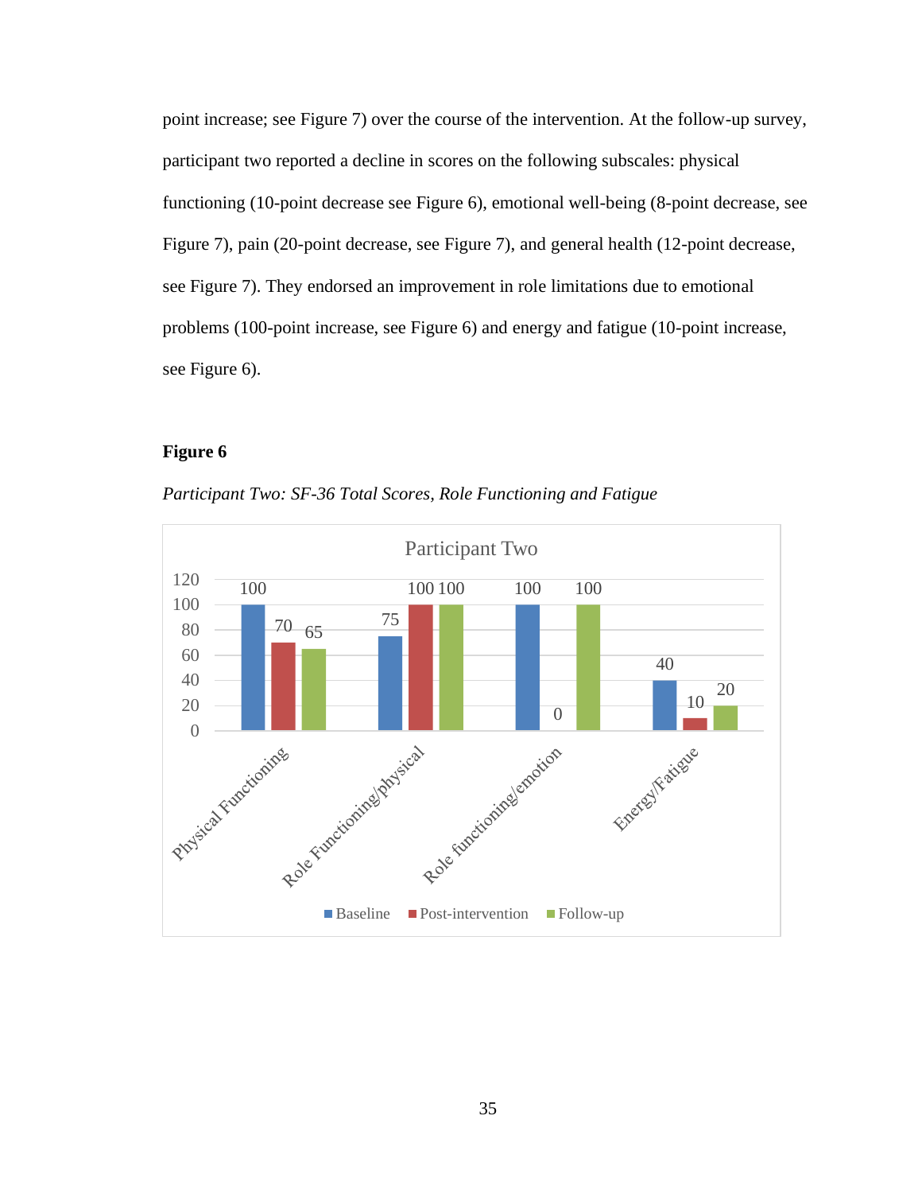point increase; see Figure 7) over the course of the intervention. At the follow-up survey, participant two reported a decline in scores on the following subscales: physical functioning (10-point decrease see Figure 6), emotional well-being (8-point decrease, see Figure 7), pain (20-point decrease, see Figure 7), and general health (12-point decrease, see Figure 7). They endorsed an improvement in role limitations due to emotional problems (100-point increase, see Figure 6) and energy and fatigue (10-point increase, see Figure 6).

**Figure 6**

*Participant Two: SF-36 Total Scores, Role Functioning and Fatigue*

Participant Two

| | Baseline | Post-intervention | Follow-up |
|---|---|---|---|
| Physical Functioning | 100 | 70 | 65 |
| Role Functioning/physical | 75 | 100 | 100 |
| Role functioning/emotion | 100 | 0 | 100 |
| Energy/Fatigue | 40 | 10 | 20 |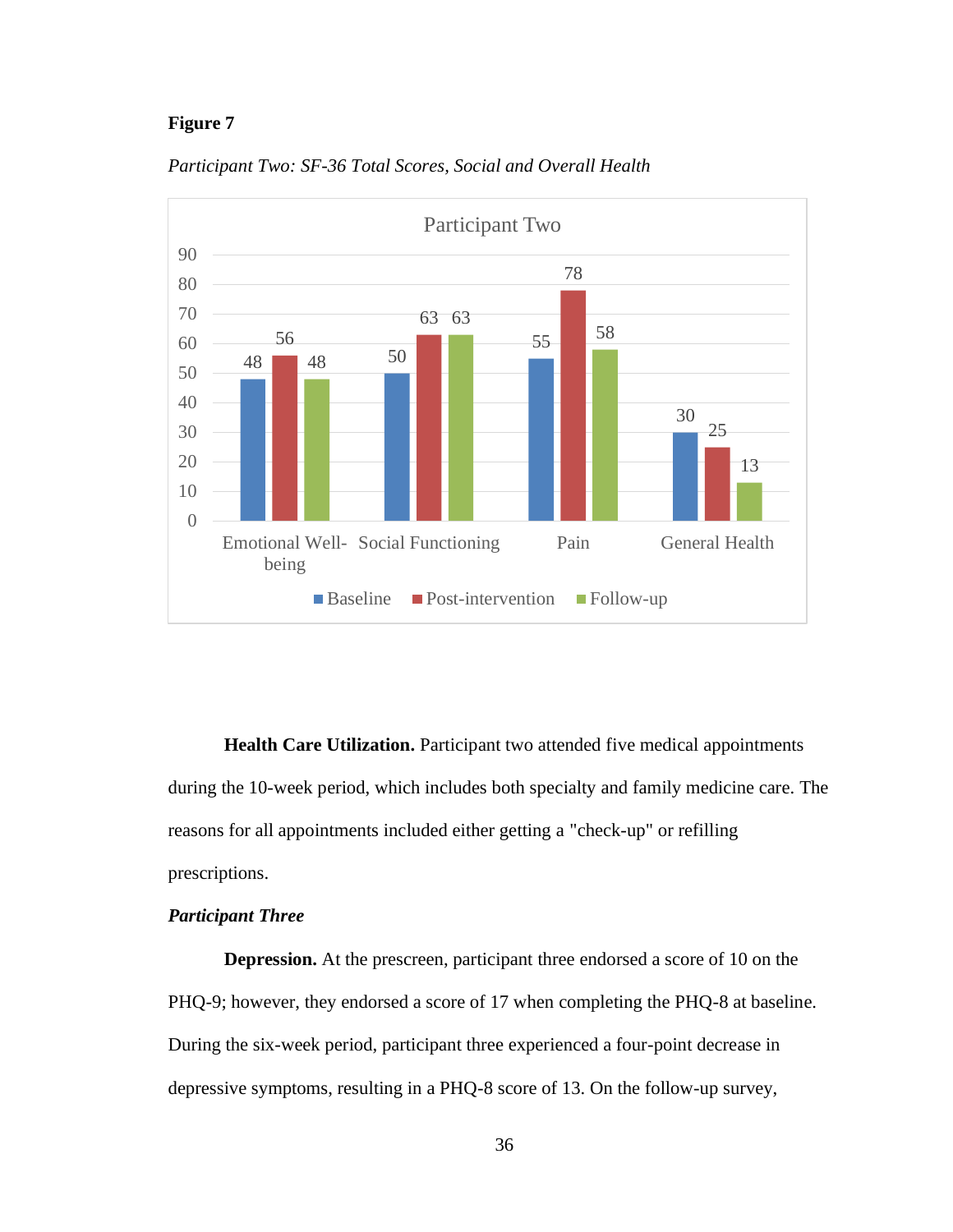**Figure 7**

*Participant Two: SF-36 Total Scores, Social and Overall Health*

| | Baseline | Post-intervention | Follow-up |
|---|---|---|---|
| Emotional Well-being | 48 | 56 | 48 |
| Social Functioning | 50 | 63 | 63 |
| Pain | 55 | 78 | 58 |
| General Health | 30 | 25 | 13 |

**Health Care Utilization.** Participant two attended five medical appointments during the 10-week period, which includes both specialty and family medicine care. The reasons for all appointments included either getting a "check-up" or refilling prescriptions.

***Participant Three***

**Depression.** At the prescreen, participant three endorsed a score of 10 on the PHQ-9; however, they endorsed a score of 17 when completing the PHQ-8 at baseline. During the six-week period, participant three experienced a four-point decrease in depressive symptoms, resulting in a PHQ-8 score of 13. On the follow-up survey,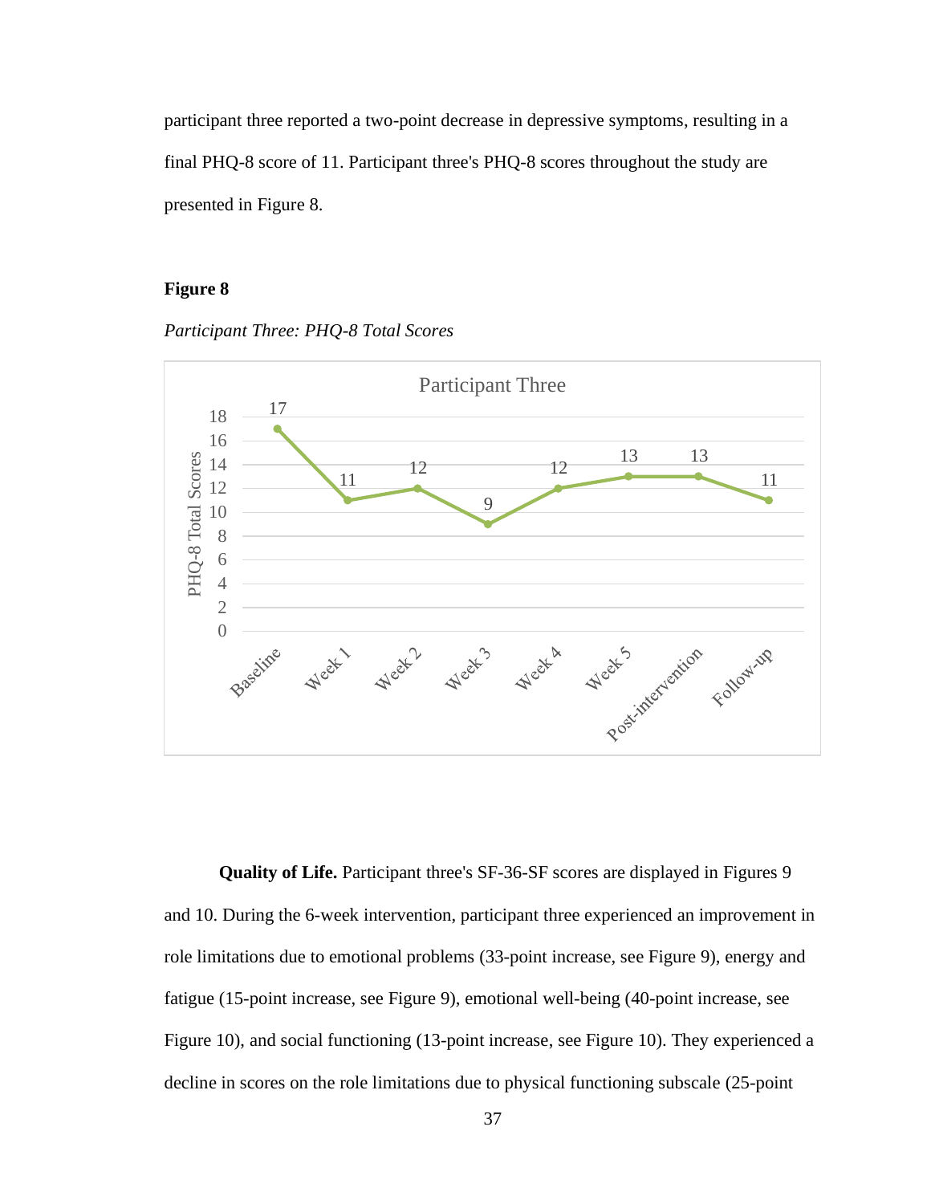participant three reported a two-point decrease in depressive symptoms, resulting in a final PHQ-8 score of 11. Participant three's PHQ-8 scores throughout the study are presented in Figure 8.

**Figure 8**

*Participant Three: PHQ-8 Total Scores*

**Quality of Life.** Participant three's SF-36-SF scores are displayed in Figures 9 and 10. During the 6-week intervention, participant three experienced an improvement in role limitations due to emotional problems (33-point increase, see Figure 9), energy and fatigue (15-point increase, see Figure 9), emotional well-being (40-point increase, see Figure 10), and social functioning (13-point increase, see Figure 10). They experienced a decline in scores on the role limitations due to physical functioning subscale (25-point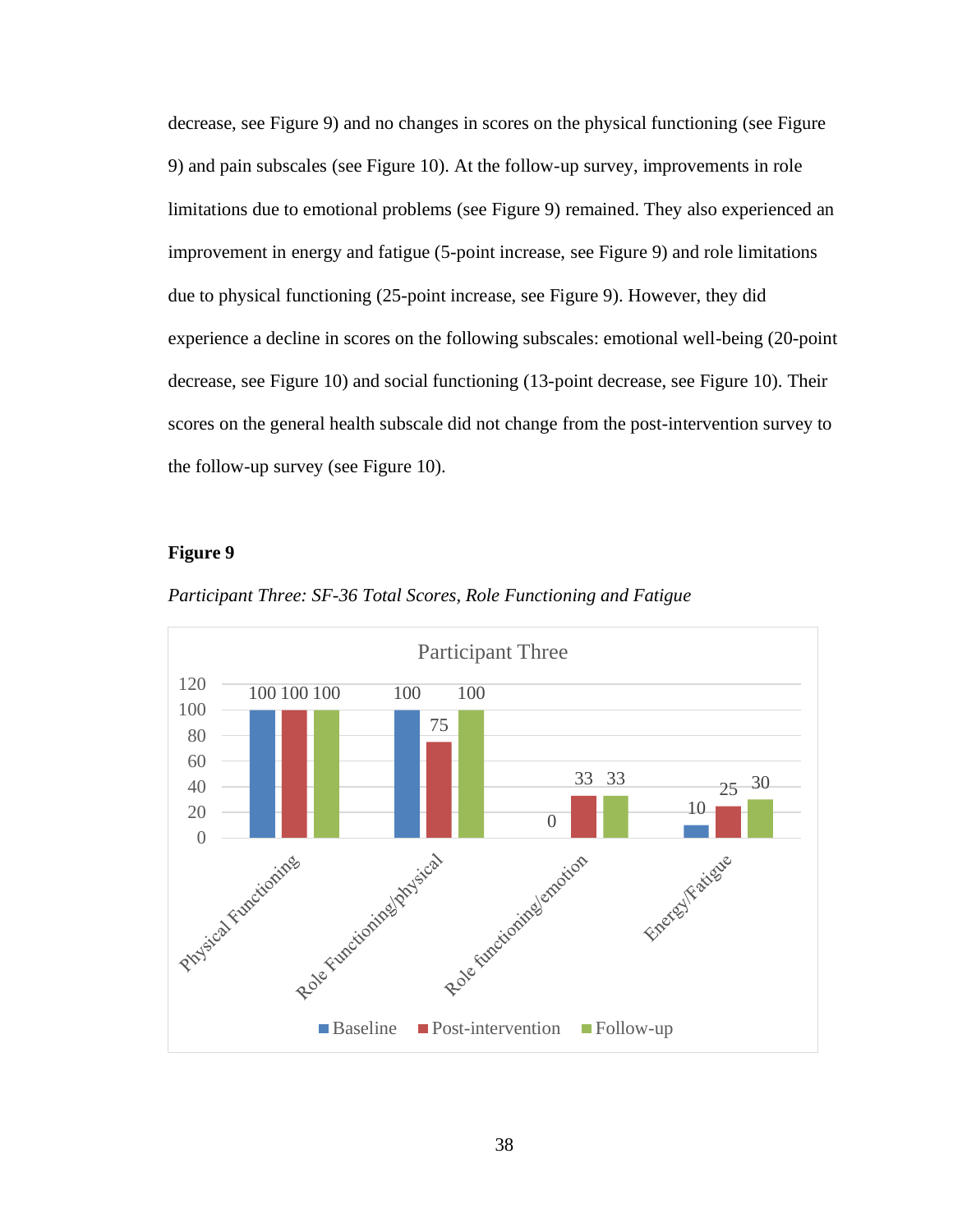decrease, see Figure 9) and no changes in scores on the physical functioning (see Figure 9) and pain subscales (see Figure 10). At the follow-up survey, improvements in role limitations due to emotional problems (see Figure 9) remained. They also experienced an improvement in energy and fatigue (5-point increase, see Figure 9) and role limitations due to physical functioning (25-point increase, see Figure 9). However, they did experience a decline in scores on the following subscales: emotional well-being (20-point decrease, see Figure 10) and social functioning (13-point decrease, see Figure 10). Their scores on the general health subscale did not change from the post-intervention survey to the follow-up survey (see Figure 10).

**Figure 9**

*Participant Three: SF-36 Total Scores, Role Functioning and Fatigue*

Participant Three

| | Baseline | Post-intervention | Follow-up |
|---|---|---|---|
| Physical Functioning | 100 | 100 | 100 |
| Role Functioning/physical | 100 | 75 | 100 |
| Role functioning/emotion | 0 | 33 | 33 |
| Energy/Fatigue | 10 | 25 | 30 |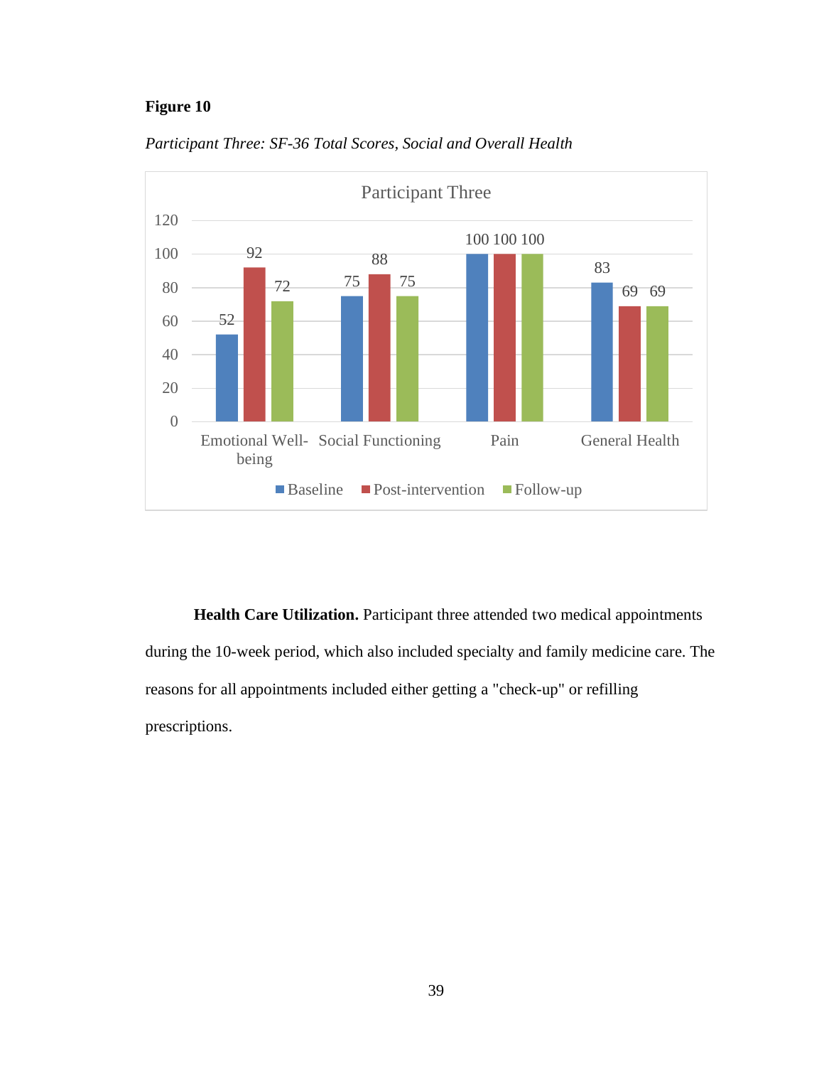**Figure 10**

*Participant Three: SF-36 Total Scores, Social and Overall Health*

**Health Care Utilization.** Participant three attended two medical appointments during the 10-week period, which also included specialty and family medicine care. The reasons for all appointments included either getting a "check-up" or refilling prescriptions.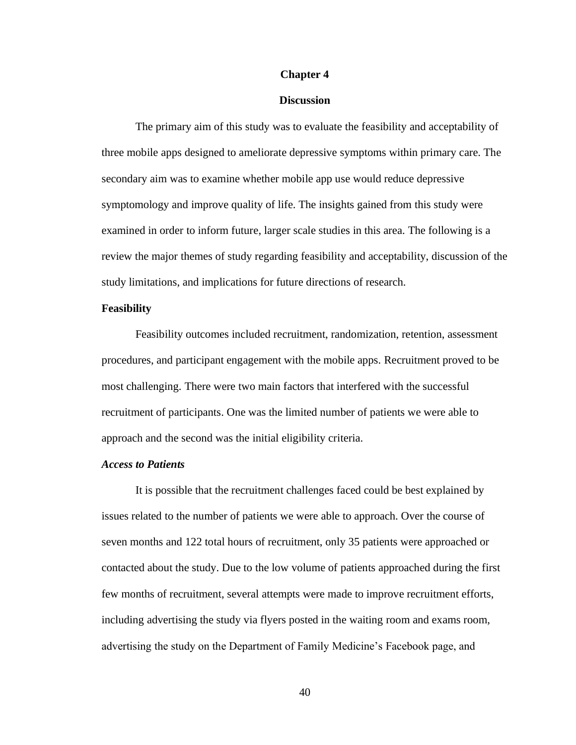# Chapter 4

# Discussion

The primary aim of this study was to evaluate the feasibility and acceptability of three mobile apps designed to ameliorate depressive symptoms within primary care. The secondary aim was to examine whether mobile app use would reduce depressive symptomology and improve quality of life. The insights gained from this study were examined in order to inform future, larger scale studies in this area. The following is a review the major themes of study regarding feasibility and acceptability, discussion of the study limitations, and implications for future directions of research.

## Feasibility

Feasibility outcomes included recruitment, randomization, retention, assessment procedures, and participant engagement with the mobile apps. Recruitment proved to be most challenging. There were two main factors that interfered with the successful recruitment of participants. One was the limited number of patients we were able to approach and the second was the initial eligibility criteria.

### *Access to Patients*

It is possible that the recruitment challenges faced could be best explained by issues related to the number of patients we were able to approach. Over the course of seven months and 122 total hours of recruitment, only 35 patients were approached or contacted about the study. Due to the low volume of patients approached during the first few months of recruitment, several attempts were made to improve recruitment efforts, including advertising the study via flyers posted in the waiting room and exams room, advertising the study on the Department of Family Medicine's Facebook page, and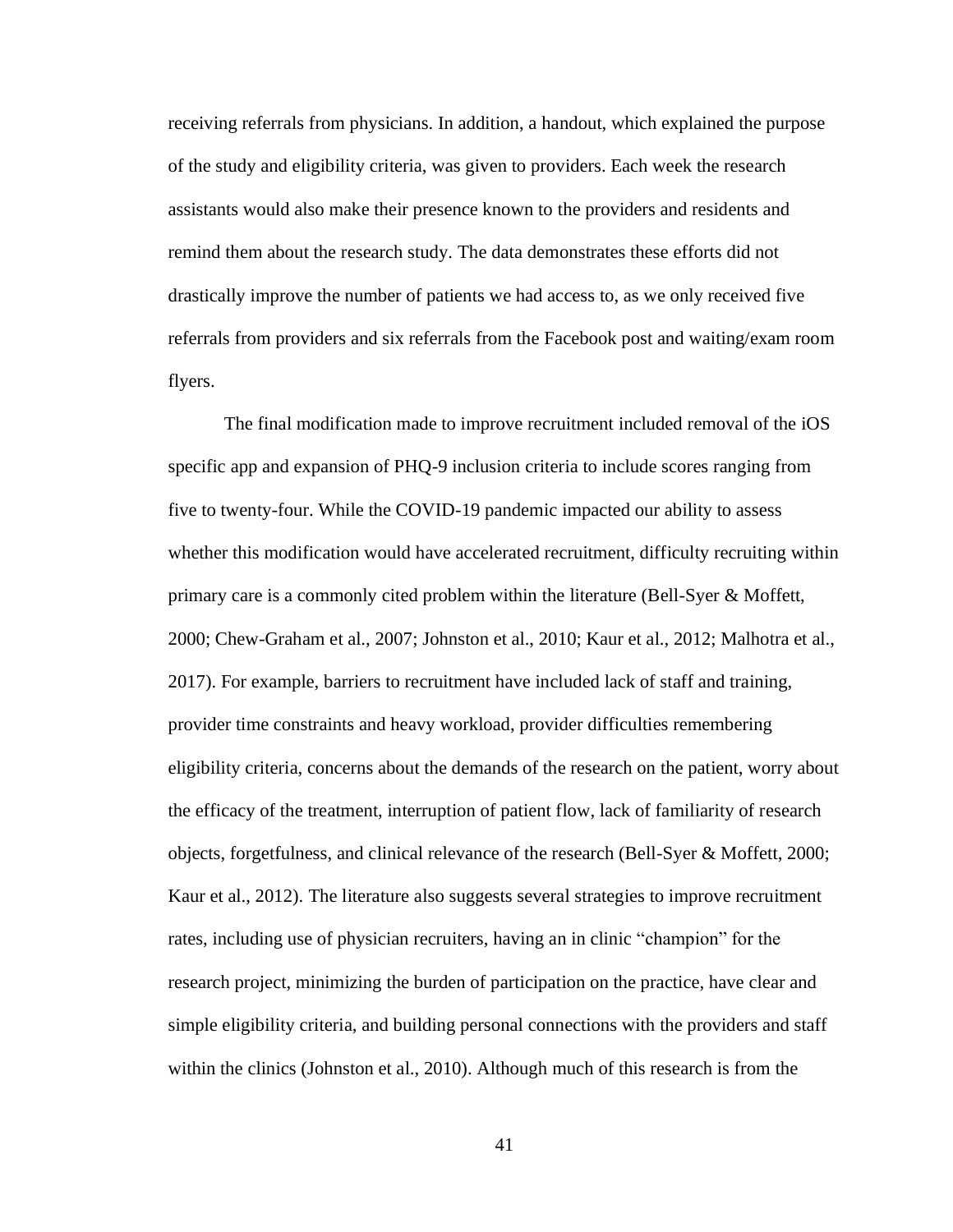receiving referrals from physicians. In addition, a handout, which explained the purpose of the study and eligibility criteria, was given to providers. Each week the research assistants would also make their presence known to the providers and residents and remind them about the research study. The data demonstrates these efforts did not drastically improve the number of patients we had access to, as we only received five referrals from providers and six referrals from the Facebook post and waiting/exam room flyers.

The final modification made to improve recruitment included removal of the iOS specific app and expansion of PHQ-9 inclusion criteria to include scores ranging from five to twenty-four. While the COVID-19 pandemic impacted our ability to assess whether this modification would have accelerated recruitment, difficulty recruiting within primary care is a commonly cited problem within the literature (Bell-Syer & Moffett, 2000; Chew-Graham et al., 2007; Johnston et al., 2010; Kaur et al., 2012; Malhotra et al., 2017). For example, barriers to recruitment have included lack of staff and training, provider time constraints and heavy workload, provider difficulties remembering eligibility criteria, concerns about the demands of the research on the patient, worry about the efficacy of the treatment, interruption of patient flow, lack of familiarity of research objects, forgetfulness, and clinical relevance of the research (Bell-Syer & Moffett, 2000; Kaur et al., 2012). The literature also suggests several strategies to improve recruitment rates, including use of physician recruiters, having an in clinic "champion" for the research project, minimizing the burden of participation on the practice, have clear and simple eligibility criteria, and building personal connections with the providers and staff within the clinics (Johnston et al., 2010). Although much of this research is from the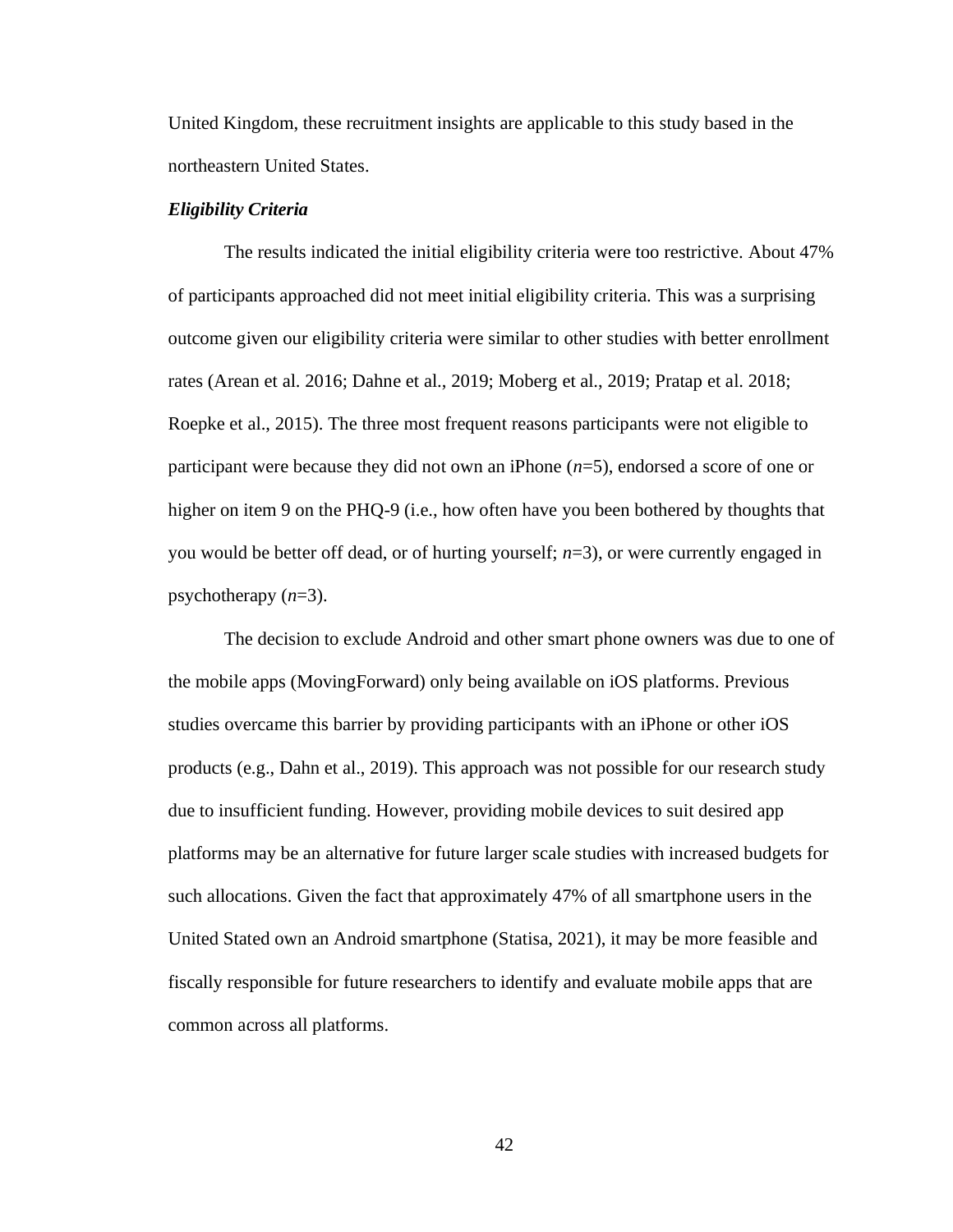United Kingdom, these recruitment insights are applicable to this study based in the northeastern United States.

### ***Eligibility Criteria***

The results indicated the initial eligibility criteria were too restrictive. About 47% of participants approached did not meet initial eligibility criteria. This was a surprising outcome given our eligibility criteria were similar to other studies with better enrollment rates (Arean et al. 2016; Dahne et al., 2019; Moberg et al., 2019; Pratap et al. 2018; Roepke et al., 2015). The three most frequent reasons participants were not eligible to participant were because they did not own an iPhone (*n*=5), endorsed a score of one or higher on item 9 on the PHQ-9 (i.e., how often have you been bothered by thoughts that you would be better off dead, or of hurting yourself; *n*=3), or were currently engaged in psychotherapy (*n*=3).

The decision to exclude Android and other smart phone owners was due to one of the mobile apps (MovingForward) only being available on iOS platforms. Previous studies overcame this barrier by providing participants with an iPhone or other iOS products (e.g., Dahn et al., 2019). This approach was not possible for our research study due to insufficient funding. However, providing mobile devices to suit desired app platforms may be an alternative for future larger scale studies with increased budgets for such allocations. Given the fact that approximately 47% of all smartphone users in the United Stated own an Android smartphone (Statisa, 2021), it may be more feasible and fiscally responsible for future researchers to identify and evaluate mobile apps that are common across all platforms.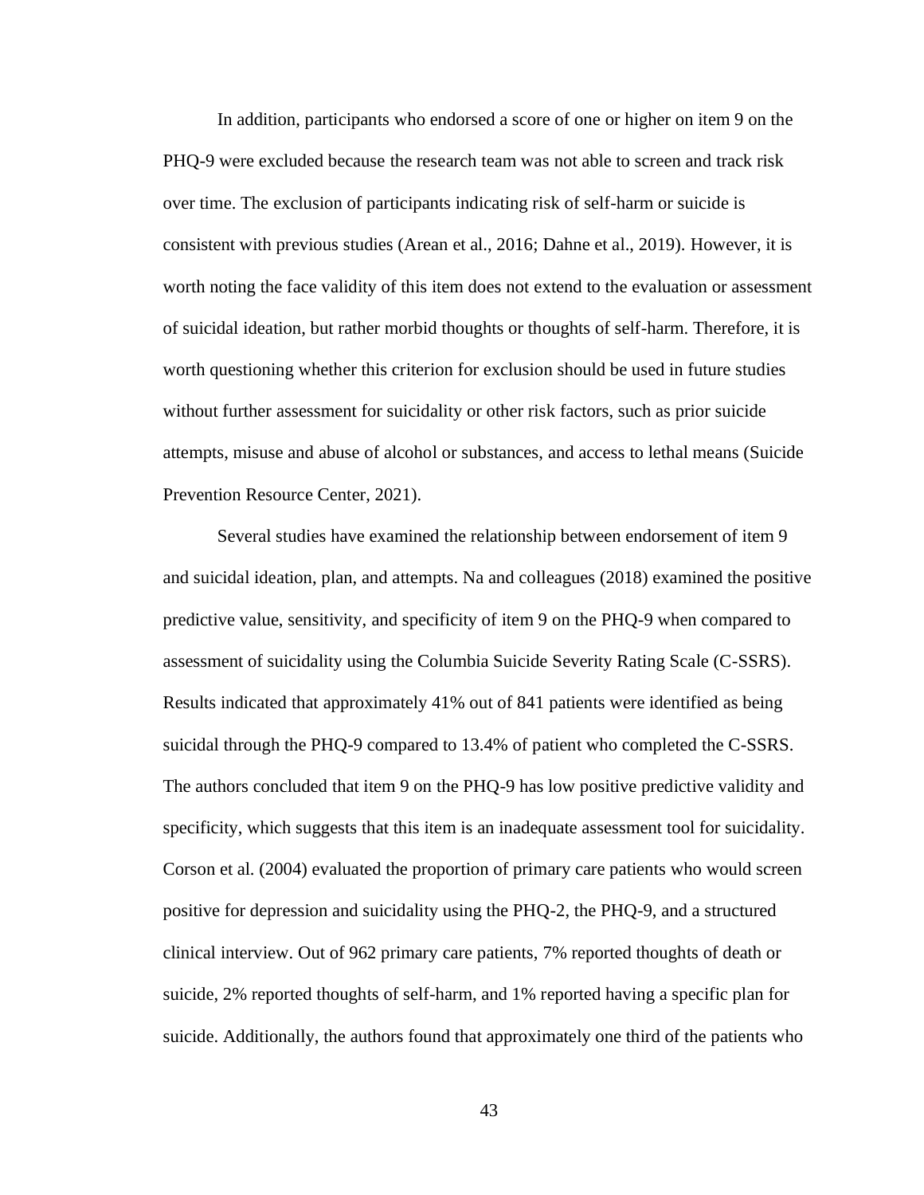In addition, participants who endorsed a score of one or higher on item 9 on the PHQ-9 were excluded because the research team was not able to screen and track risk over time. The exclusion of participants indicating risk of self-harm or suicide is consistent with previous studies (Arean et al., 2016; Dahne et al., 2019). However, it is worth noting the face validity of this item does not extend to the evaluation or assessment of suicidal ideation, but rather morbid thoughts or thoughts of self-harm. Therefore, it is worth questioning whether this criterion for exclusion should be used in future studies without further assessment for suicidality or other risk factors, such as prior suicide attempts, misuse and abuse of alcohol or substances, and access to lethal means (Suicide Prevention Resource Center, 2021).

Several studies have examined the relationship between endorsement of item 9 and suicidal ideation, plan, and attempts. Na and colleagues (2018) examined the positive predictive value, sensitivity, and specificity of item 9 on the PHQ-9 when compared to assessment of suicidality using the Columbia Suicide Severity Rating Scale (C-SSRS). Results indicated that approximately 41% out of 841 patients were identified as being suicidal through the PHQ-9 compared to 13.4% of patient who completed the C-SSRS. The authors concluded that item 9 on the PHQ-9 has low positive predictive validity and specificity, which suggests that this item is an inadequate assessment tool for suicidality. Corson et al. (2004) evaluated the proportion of primary care patients who would screen positive for depression and suicidality using the PHQ-2, the PHQ-9, and a structured clinical interview. Out of 962 primary care patients, 7% reported thoughts of death or suicide, 2% reported thoughts of self-harm, and 1% reported having a specific plan for suicide. Additionally, the authors found that approximately one third of the patients who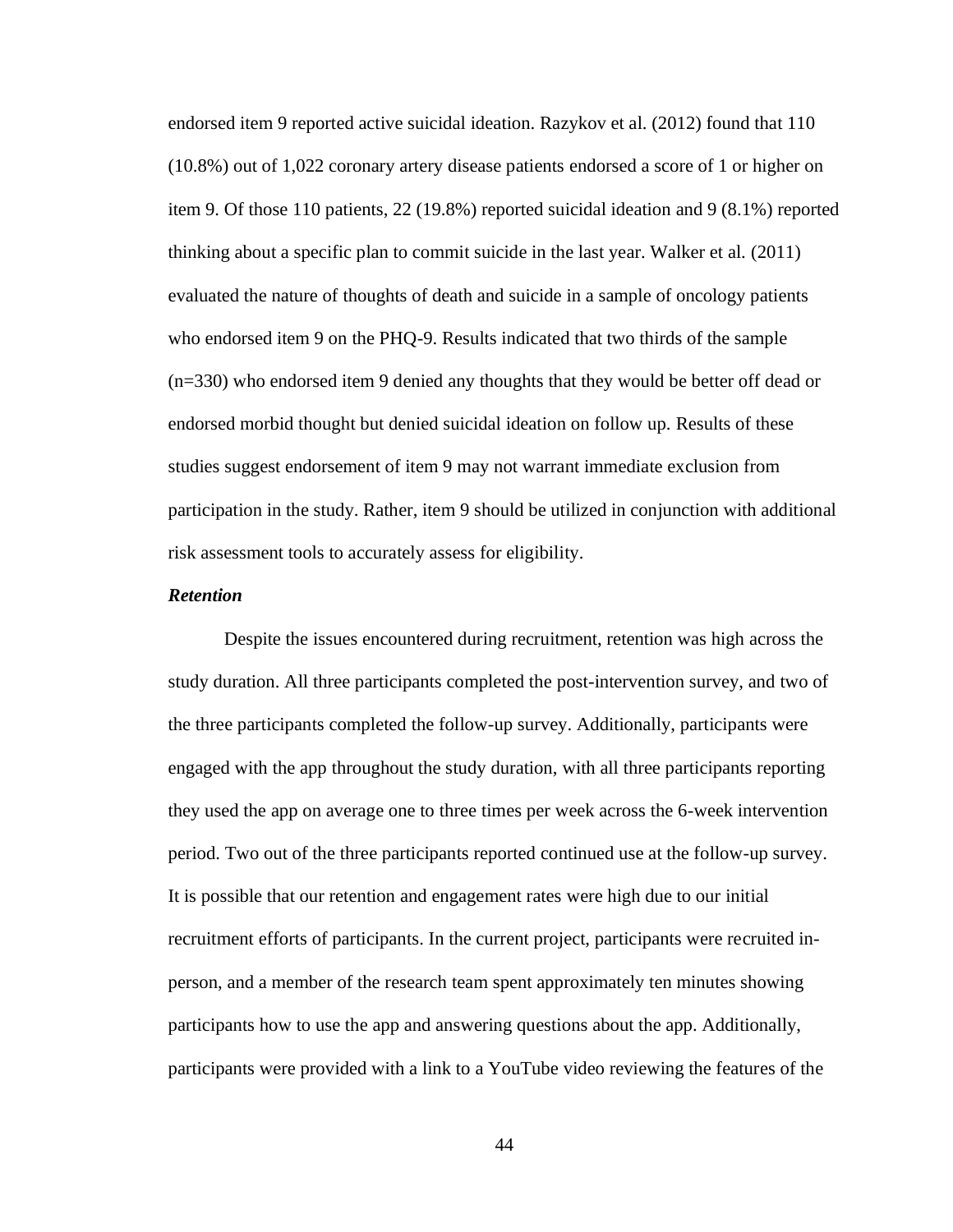endorsed item 9 reported active suicidal ideation. Razykov et al. (2012) found that 110 (10.8%) out of 1,022 coronary artery disease patients endorsed a score of 1 or higher on item 9. Of those 110 patients, 22 (19.8%) reported suicidal ideation and 9 (8.1%) reported thinking about a specific plan to commit suicide in the last year. Walker et al. (2011) evaluated the nature of thoughts of death and suicide in a sample of oncology patients who endorsed item 9 on the PHQ-9. Results indicated that two thirds of the sample (n=330) who endorsed item 9 denied any thoughts that they would be better off dead or endorsed morbid thought but denied suicidal ideation on follow up. Results of these studies suggest endorsement of item 9 may not warrant immediate exclusion from participation in the study. Rather, item 9 should be utilized in conjunction with additional risk assessment tools to accurately assess for eligibility.

### *Retention*

Despite the issues encountered during recruitment, retention was high across the study duration. All three participants completed the post-intervention survey, and two of the three participants completed the follow-up survey. Additionally, participants were engaged with the app throughout the study duration, with all three participants reporting they used the app on average one to three times per week across the 6-week intervention period. Two out of the three participants reported continued use at the follow-up survey. It is possible that our retention and engagement rates were high due to our initial recruitment efforts of participants. In the current project, participants were recruited in-person, and a member of the research team spent approximately ten minutes showing participants how to use the app and answering questions about the app. Additionally, participants were provided with a link to a YouTube video reviewing the features of the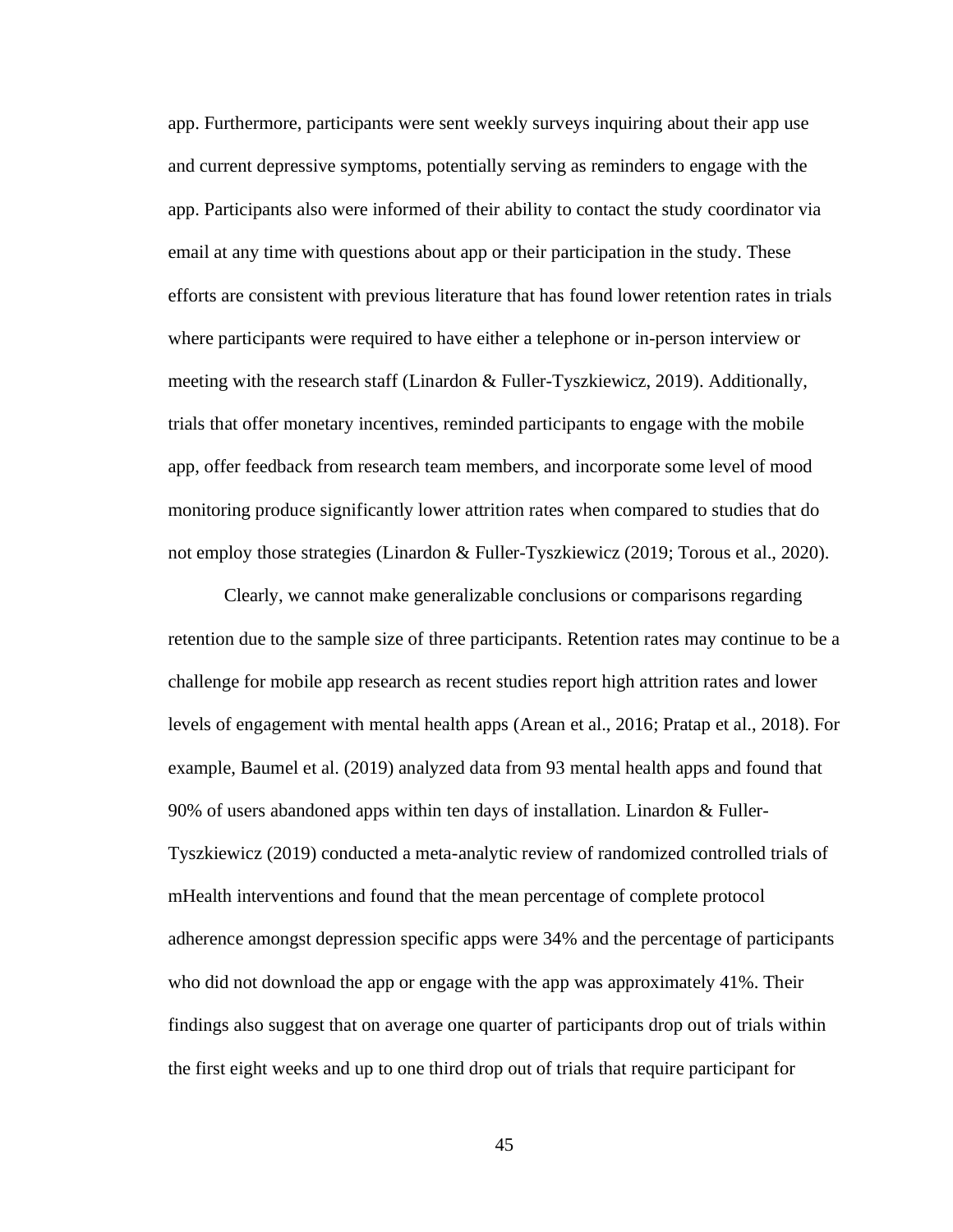app. Furthermore, participants were sent weekly surveys inquiring about their app use and current depressive symptoms, potentially serving as reminders to engage with the app. Participants also were informed of their ability to contact the study coordinator via email at any time with questions about app or their participation in the study. These efforts are consistent with previous literature that has found lower retention rates in trials where participants were required to have either a telephone or in-person interview or meeting with the research staff (Linardon & Fuller-Tyszkiewicz, 2019). Additionally, trials that offer monetary incentives, reminded participants to engage with the mobile app, offer feedback from research team members, and incorporate some level of mood monitoring produce significantly lower attrition rates when compared to studies that do not employ those strategies (Linardon & Fuller-Tyszkiewicz (2019; Torous et al., 2020).

Clearly, we cannot make generalizable conclusions or comparisons regarding retention due to the sample size of three participants. Retention rates may continue to be a challenge for mobile app research as recent studies report high attrition rates and lower levels of engagement with mental health apps (Arean et al., 2016; Pratap et al., 2018). For example, Baumel et al. (2019) analyzed data from 93 mental health apps and found that 90% of users abandoned apps within ten days of installation. Linardon & Fuller-Tyszkiewicz (2019) conducted a meta-analytic review of randomized controlled trials of mHealth interventions and found that the mean percentage of complete protocol adherence amongst depression specific apps were 34% and the percentage of participants who did not download the app or engage with the app was approximately 41%. Their findings also suggest that on average one quarter of participants drop out of trials within the first eight weeks and up to one third drop out of trials that require participant for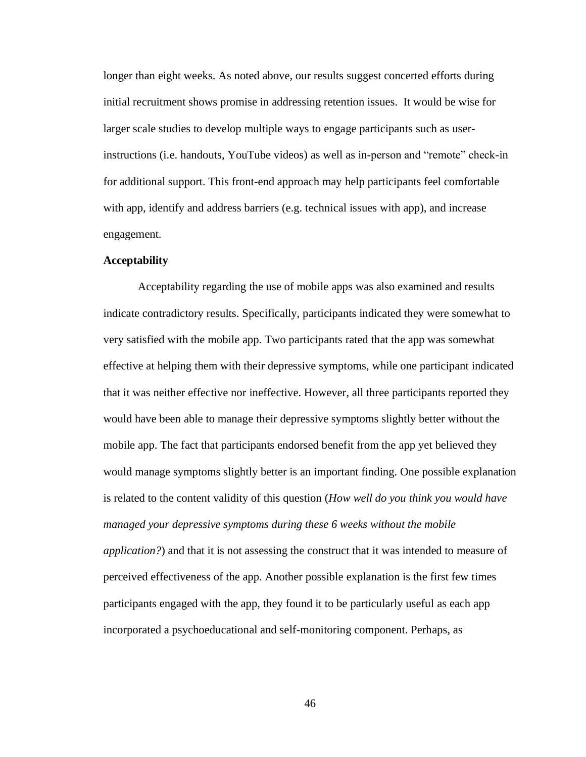longer than eight weeks. As noted above, our results suggest concerted efforts during initial recruitment shows promise in addressing retention issues. It would be wise for larger scale studies to develop multiple ways to engage participants such as user-instructions (i.e. handouts, YouTube videos) as well as in-person and "remote" check-in for additional support. This front-end approach may help participants feel comfortable with app, identify and address barriers (e.g. technical issues with app), and increase engagement.

**Acceptability**

Acceptability regarding the use of mobile apps was also examined and results indicate contradictory results. Specifically, participants indicated they were somewhat to very satisfied with the mobile app. Two participants rated that the app was somewhat effective at helping them with their depressive symptoms, while one participant indicated that it was neither effective nor ineffective. However, all three participants reported they would have been able to manage their depressive symptoms slightly better without the mobile app. The fact that participants endorsed benefit from the app yet believed they would manage symptoms slightly better is an important finding. One possible explanation is related to the content validity of this question (*How well do you think you would have managed your depressive symptoms during these 6 weeks without the mobile application?*) and that it is not assessing the construct that it was intended to measure of perceived effectiveness of the app. Another possible explanation is the first few times participants engaged with the app, they found it to be particularly useful as each app incorporated a psychoeducational and self-monitoring component. Perhaps, as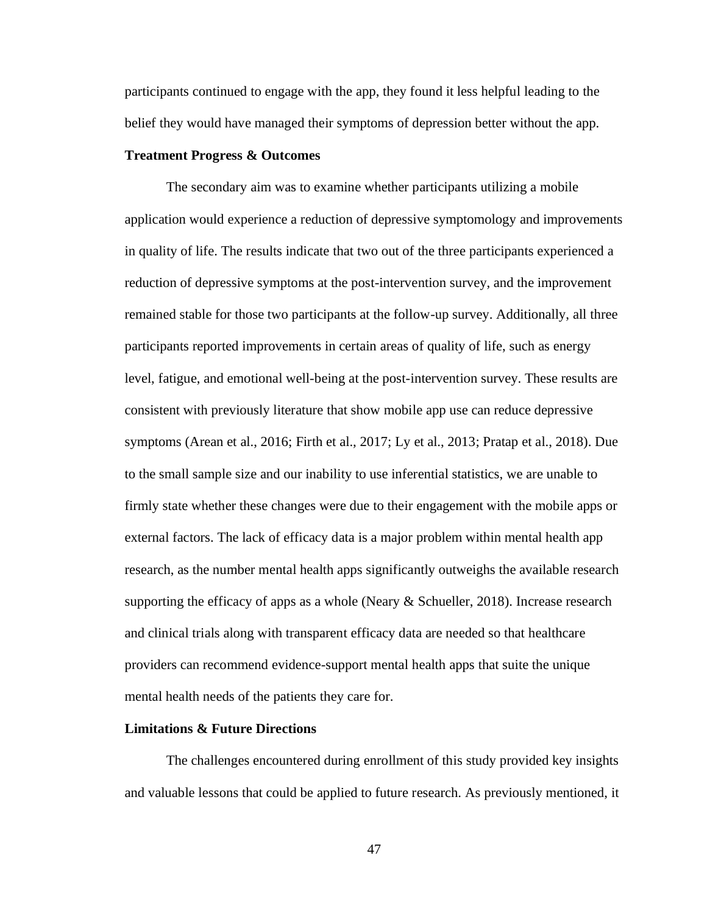participants continued to engage with the app, they found it less helpful leading to the belief they would have managed their symptoms of depression better without the app.

**Treatment Progress & Outcomes**

The secondary aim was to examine whether participants utilizing a mobile application would experience a reduction of depressive symptomology and improvements in quality of life. The results indicate that two out of the three participants experienced a reduction of depressive symptoms at the post-intervention survey, and the improvement remained stable for those two participants at the follow-up survey. Additionally, all three participants reported improvements in certain areas of quality of life, such as energy level, fatigue, and emotional well-being at the post-intervention survey. These results are consistent with previously literature that show mobile app use can reduce depressive symptoms (Arean et al., 2016; Firth et al., 2017; Ly et al., 2013; Pratap et al., 2018). Due to the small sample size and our inability to use inferential statistics, we are unable to firmly state whether these changes were due to their engagement with the mobile apps or external factors. The lack of efficacy data is a major problem within mental health app research, as the number mental health apps significantly outweighs the available research supporting the efficacy of apps as a whole (Neary & Schueller, 2018). Increase research and clinical trials along with transparent efficacy data are needed so that healthcare providers can recommend evidence-support mental health apps that suite the unique mental health needs of the patients they care for.

**Limitations & Future Directions**

The challenges encountered during enrollment of this study provided key insights and valuable lessons that could be applied to future research. As previously mentioned, it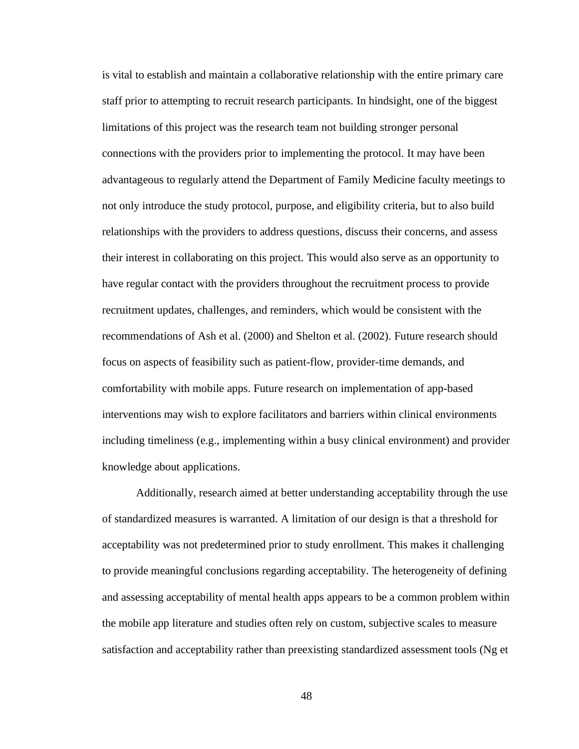is vital to establish and maintain a collaborative relationship with the entire primary care staff prior to attempting to recruit research participants. In hindsight, one of the biggest limitations of this project was the research team not building stronger personal connections with the providers prior to implementing the protocol. It may have been advantageous to regularly attend the Department of Family Medicine faculty meetings to not only introduce the study protocol, purpose, and eligibility criteria, but to also build relationships with the providers to address questions, discuss their concerns, and assess their interest in collaborating on this project. This would also serve as an opportunity to have regular contact with the providers throughout the recruitment process to provide recruitment updates, challenges, and reminders, which would be consistent with the recommendations of Ash et al. (2000) and Shelton et al. (2002). Future research should focus on aspects of feasibility such as patient-flow, provider-time demands, and comfortability with mobile apps. Future research on implementation of app-based interventions may wish to explore facilitators and barriers within clinical environments including timeliness (e.g., implementing within a busy clinical environment) and provider knowledge about applications.

Additionally, research aimed at better understanding acceptability through the use of standardized measures is warranted. A limitation of our design is that a threshold for acceptability was not predetermined prior to study enrollment. This makes it challenging to provide meaningful conclusions regarding acceptability. The heterogeneity of defining and assessing acceptability of mental health apps appears to be a common problem within the mobile app literature and studies often rely on custom, subjective scales to measure satisfaction and acceptability rather than preexisting standardized assessment tools (Ng et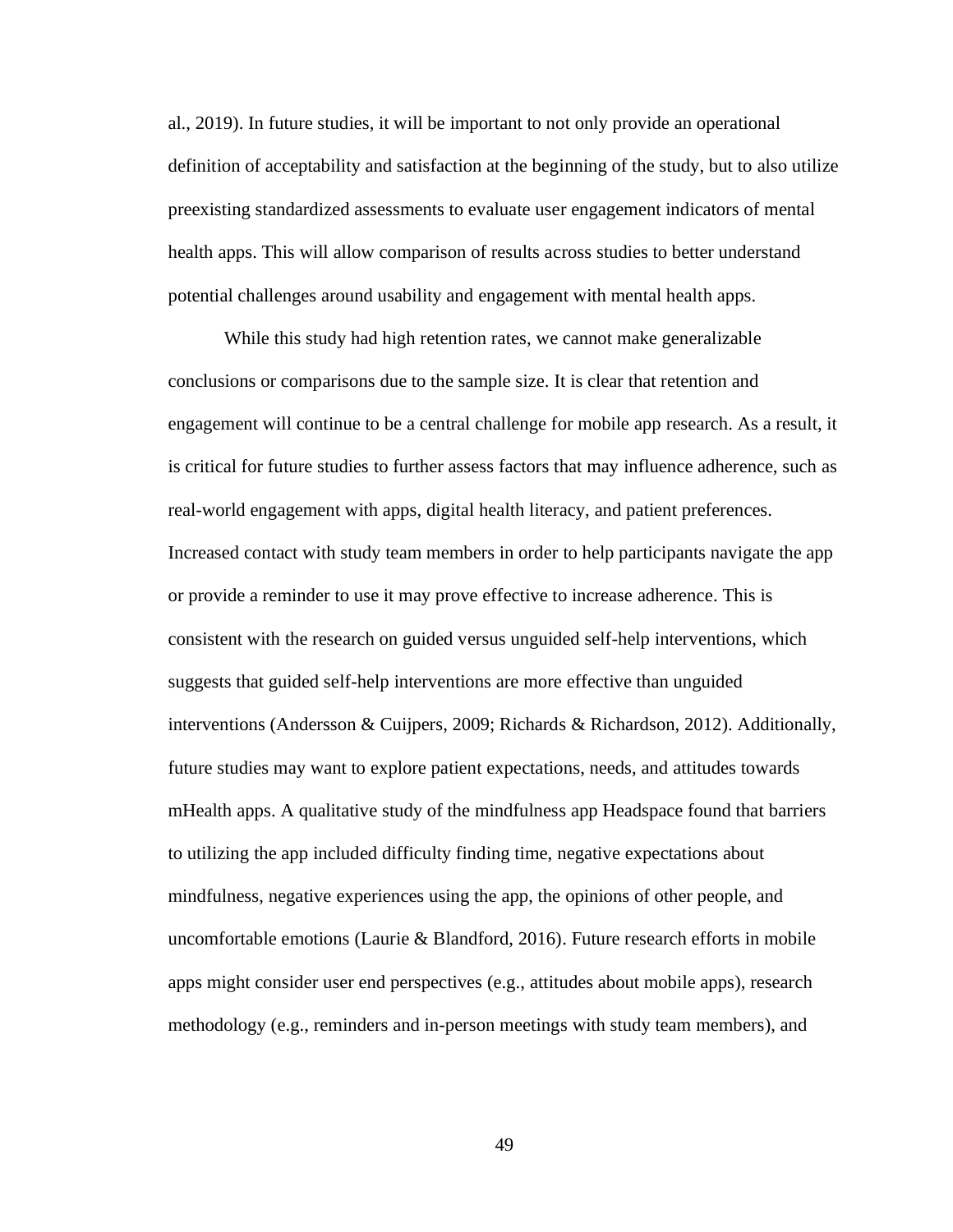al., 2019). In future studies, it will be important to not only provide an operational definition of acceptability and satisfaction at the beginning of the study, but to also utilize preexisting standardized assessments to evaluate user engagement indicators of mental health apps. This will allow comparison of results across studies to better understand potential challenges around usability and engagement with mental health apps.

While this study had high retention rates, we cannot make generalizable conclusions or comparisons due to the sample size. It is clear that retention and engagement will continue to be a central challenge for mobile app research. As a result, it is critical for future studies to further assess factors that may influence adherence, such as real-world engagement with apps, digital health literacy, and patient preferences. Increased contact with study team members in order to help participants navigate the app or provide a reminder to use it may prove effective to increase adherence. This is consistent with the research on guided versus unguided self-help interventions, which suggests that guided self-help interventions are more effective than unguided interventions (Andersson & Cuijpers, 2009; Richards & Richardson, 2012). Additionally, future studies may want to explore patient expectations, needs, and attitudes towards mHealth apps. A qualitative study of the mindfulness app Headspace found that barriers to utilizing the app included difficulty finding time, negative expectations about mindfulness, negative experiences using the app, the opinions of other people, and uncomfortable emotions (Laurie & Blandford, 2016). Future research efforts in mobile apps might consider user end perspectives (e.g., attitudes about mobile apps), research methodology (e.g., reminders and in-person meetings with study team members), and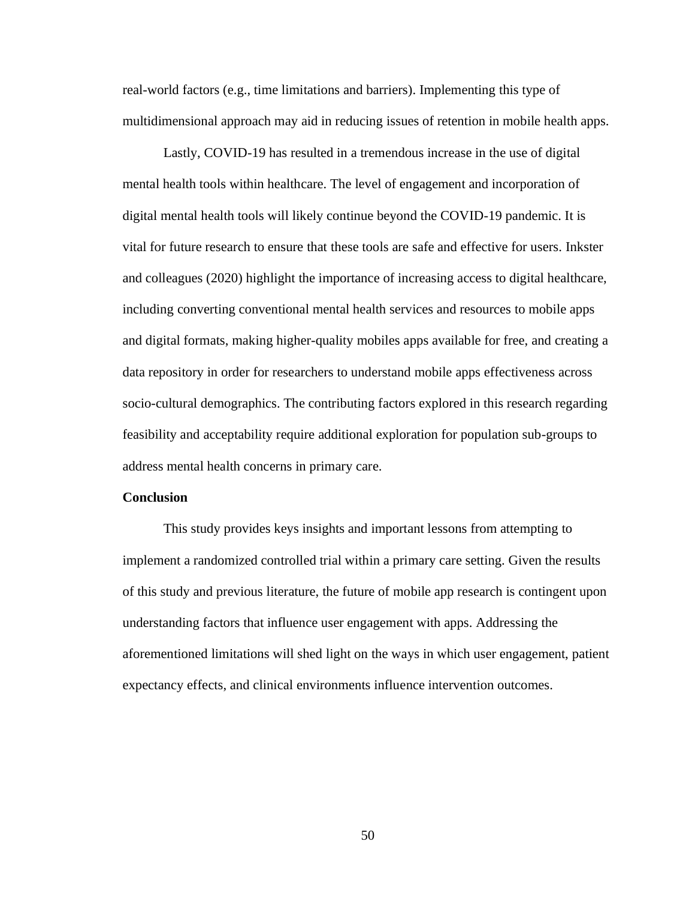real-world factors (e.g., time limitations and barriers). Implementing this type of multidimensional approach may aid in reducing issues of retention in mobile health apps.

Lastly, COVID-19 has resulted in a tremendous increase in the use of digital mental health tools within healthcare. The level of engagement and incorporation of digital mental health tools will likely continue beyond the COVID-19 pandemic. It is vital for future research to ensure that these tools are safe and effective for users. Inkster and colleagues (2020) highlight the importance of increasing access to digital healthcare, including converting conventional mental health services and resources to mobile apps and digital formats, making higher-quality mobiles apps available for free, and creating a data repository in order for researchers to understand mobile apps effectiveness across socio-cultural demographics. The contributing factors explored in this research regarding feasibility and acceptability require additional exploration for population sub-groups to address mental health concerns in primary care.

**Conclusion**

This study provides keys insights and important lessons from attempting to implement a randomized controlled trial within a primary care setting. Given the results of this study and previous literature, the future of mobile app research is contingent upon understanding factors that influence user engagement with apps. Addressing the aforementioned limitations will shed light on the ways in which user engagement, patient expectancy effects, and clinical environments influence intervention outcomes.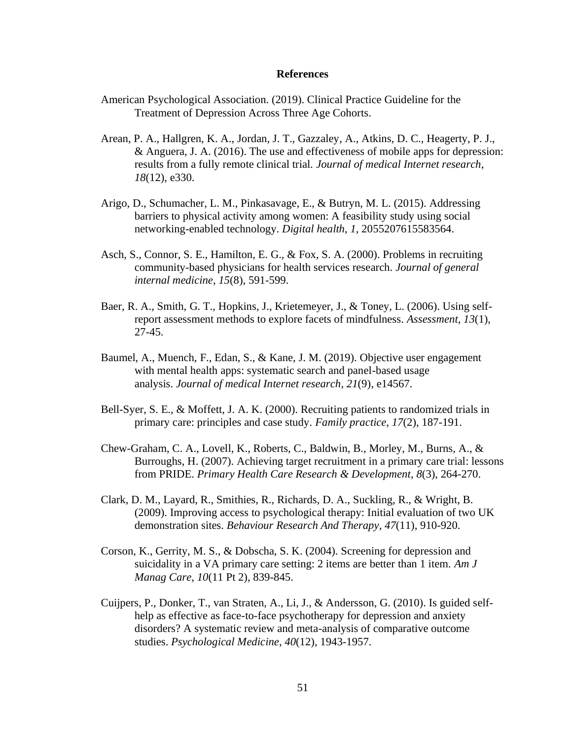# References

American Psychological Association. (2019). Clinical Practice Guideline for the Treatment of Depression Across Three Age Cohorts.

Arean, P. A., Hallgren, K. A., Jordan, J. T., Gazzaley, A., Atkins, D. C., Heagerty, P. J., & Anguera, J. A. (2016). The use and effectiveness of mobile apps for depression: results from a fully remote clinical trial. *Journal of medical Internet research*, *18*(12), e330.

Arigo, D., Schumacher, L. M., Pinkasavage, E., & Butryn, M. L. (2015). Addressing barriers to physical activity among women: A feasibility study using social networking-enabled technology. *Digital health*, *1*, 2055207615583564.

Asch, S., Connor, S. E., Hamilton, E. G., & Fox, S. A. (2000). Problems in recruiting community-based physicians for health services research. *Journal of general internal medicine*, *15*(8), 591-599.

Baer, R. A., Smith, G. T., Hopkins, J., Krietemeyer, J., & Toney, L. (2006). Using self-report assessment methods to explore facets of mindfulness. *Assessment*, *13*(1), 27-45.

Baumel, A., Muench, F., Edan, S., & Kane, J. M. (2019). Objective user engagement with mental health apps: systematic search and panel-based usage analysis. *Journal of medical Internet research*, *21*(9), e14567.

Bell-Syer, S. E., & Moffett, J. A. K. (2000). Recruiting patients to randomized trials in primary care: principles and case study. *Family practice*, *17*(2), 187-191.

Chew-Graham, C. A., Lovell, K., Roberts, C., Baldwin, B., Morley, M., Burns, A., & Burroughs, H. (2007). Achieving target recruitment in a primary care trial: lessons from PRIDE. *Primary Health Care Research & Development*, *8*(3), 264-270.

Clark, D. M., Layard, R., Smithies, R., Richards, D. A., Suckling, R., & Wright, B. (2009). Improving access to psychological therapy: Initial evaluation of two UK demonstration sites. *Behaviour Research And Therapy*, *47*(11), 910-920.

Corson, K., Gerrity, M. S., & Dobscha, S. K. (2004). Screening for depression and suicidality in a VA primary care setting: 2 items are better than 1 item. *Am J Manag Care*, *10*(11 Pt 2), 839-845.

Cuijpers, P., Donker, T., van Straten, A., Li, J., & Andersson, G. (2010). Is guided self-help as effective as face-to-face psychotherapy for depression and anxiety disorders? A systematic review and meta-analysis of comparative outcome studies. *Psychological Medicine*, *40*(12), 1943-1957.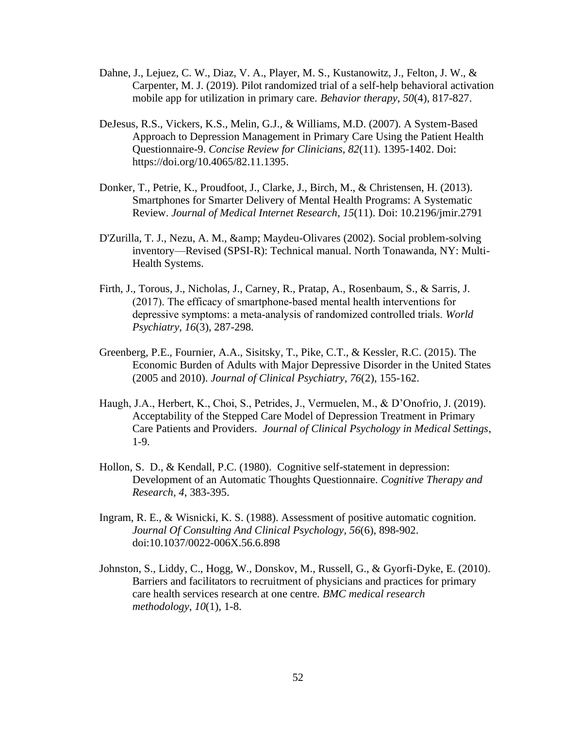Dahne, J., Lejuez, C. W., Diaz, V. A., Player, M. S., Kustanowitz, J., Felton, J. W., & Carpenter, M. J. (2019). Pilot randomized trial of a self-help behavioral activation mobile app for utilization in primary care. *Behavior therapy*, *50*(4), 817-827.

DeJesus, R.S., Vickers, K.S., Melin, G.J., & Williams, M.D. (2007). A System-Based Approach to Depression Management in Primary Care Using the Patient Health Questionnaire-9. *Concise Review for Clinicians, 82*(11). 1395-1402. Doi: https://doi.org/10.4065/82.11.1395.

Donker, T., Petrie, K., Proudfoot, J., Clarke, J., Birch, M., & Christensen, H. (2013). Smartphones for Smarter Delivery of Mental Health Programs: A Systematic Review. *Journal of Medical Internet Research*, *15*(11). Doi: 10.2196/jmir.2791

D'Zurilla, T. J., Nezu, A. M., &amp; Maydeu-Olivares (2002). Social problem-solving inventory—Revised (SPSI-R): Technical manual. North Tonawanda, NY: Multi-Health Systems.

Firth, J., Torous, J., Nicholas, J., Carney, R., Pratap, A., Rosenbaum, S., & Sarris, J. (2017). The efficacy of smartphone-based mental health interventions for depressive symptoms: a meta-analysis of randomized controlled trials. *World Psychiatry*, *16*(3), 287-298.

Greenberg, P.E., Fournier, A.A., Sisitsky, T., Pike, C.T., & Kessler, R.C. (2015). The Economic Burden of Adults with Major Depressive Disorder in the United States (2005 and 2010). *Journal of Clinical Psychiatry, 76*(2), 155-162.

Haugh, J.A., Herbert, K., Choi, S., Petrides, J., Vermuelen, M., & D'Onofrio, J. (2019). Acceptability of the Stepped Care Model of Depression Treatment in Primary Care Patients and Providers. *Journal of Clinical Psychology in Medical Settings*, 1-9.

Hollon, S. D., & Kendall, P.C. (1980). Cognitive self-statement in depression: Development of an Automatic Thoughts Questionnaire. *Cognitive Therapy and Research, 4*, 383-395.

Ingram, R. E., & Wisnicki, K. S. (1988). Assessment of positive automatic cognition. *Journal Of Consulting And Clinical Psychology, 56*(6), 898-902. doi:10.1037/0022-006X.56.6.898

Johnston, S., Liddy, C., Hogg, W., Donskov, M., Russell, G., & Gyorfi-Dyke, E. (2010). Barriers and facilitators to recruitment of physicians and practices for primary care health services research at one centre. *BMC medical research methodology*, *10*(1), 1-8.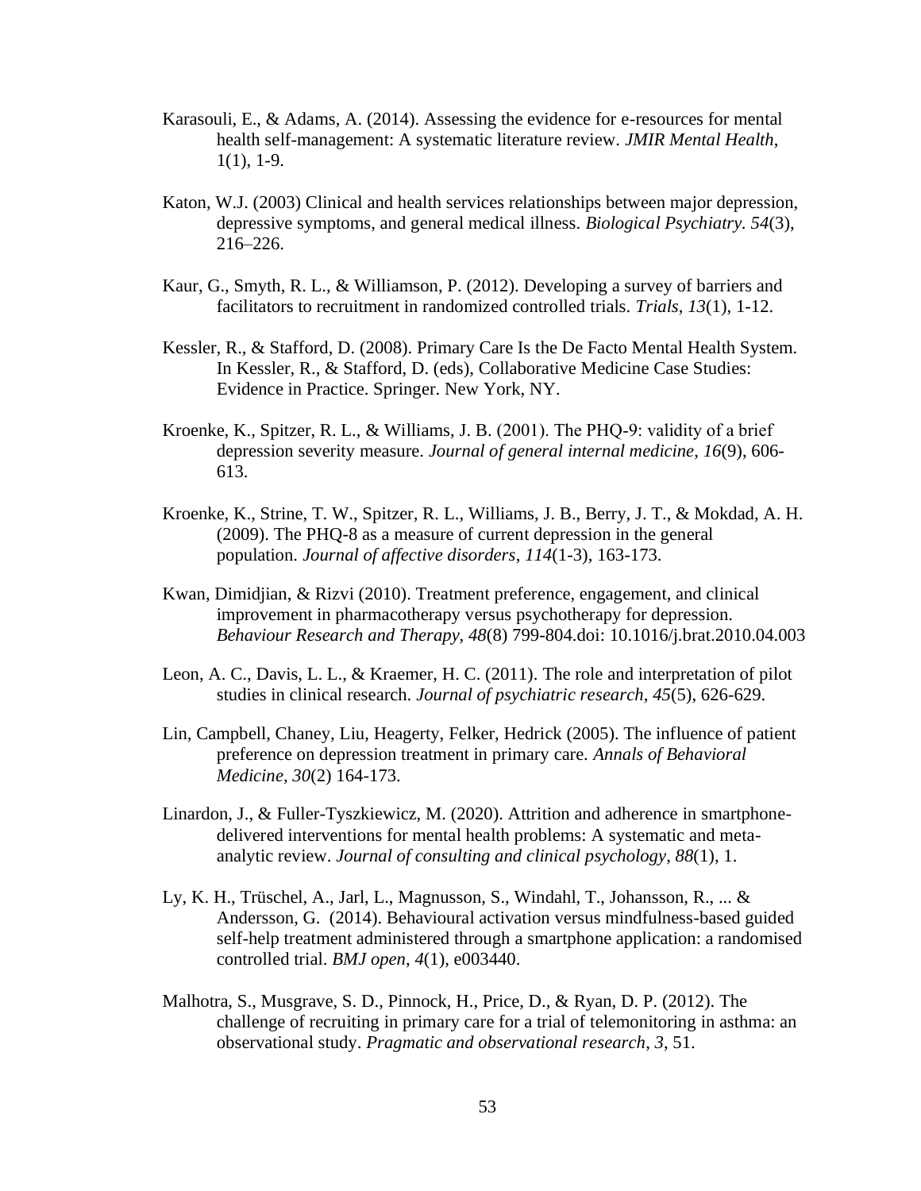Karasouli, E., & Adams, A. (2014). Assessing the evidence for e-resources for mental health self-management: A systematic literature review. *JMIR Mental Health*, 1(1), 1-9.

Katon, W.J. (2003) Clinical and health services relationships between major depression, depressive symptoms, and general medical illness. *Biological Psychiatry. 54*(3), 216–226.

Kaur, G., Smyth, R. L., & Williamson, P. (2012). Developing a survey of barriers and facilitators to recruitment in randomized controlled trials. *Trials*, *13*(1), 1-12.

Kessler, R., & Stafford, D. (2008). Primary Care Is the De Facto Mental Health System. In Kessler, R., & Stafford, D. (eds), Collaborative Medicine Case Studies: Evidence in Practice. Springer. New York, NY.

Kroenke, K., Spitzer, R. L., & Williams, J. B. (2001). The PHQ‐9: validity of a brief depression severity measure. *Journal of general internal medicine*, *16*(9), 606-613.

Kroenke, K., Strine, T. W., Spitzer, R. L., Williams, J. B., Berry, J. T., & Mokdad, A. H. (2009). The PHQ-8 as a measure of current depression in the general population. *Journal of affective disorders*, *114*(1-3), 163-173.

Kwan, Dimidjian, & Rizvi (2010). Treatment preference, engagement, and clinical improvement in pharmacotherapy versus psychotherapy for depression. *Behaviour Research and Therapy*, *48*(8) 799-804.doi: 10.1016/j.brat.2010.04.003

Leon, A. C., Davis, L. L., & Kraemer, H. C. (2011). The role and interpretation of pilot studies in clinical research. *Journal of psychiatric research*, *45*(5), 626-629.

Lin, Campbell, Chaney, Liu, Heagerty, Felker, Hedrick (2005). The influence of patient preference on depression treatment in primary care. *Annals of Behavioral Medicine, 30*(2) 164-173.

Linardon, J., & Fuller-Tyszkiewicz, M. (2020). Attrition and adherence in smartphone-delivered interventions for mental health problems: A systematic and meta-analytic review. *Journal of consulting and clinical psychology*, *88*(1), 1.

Ly, K. H., Trüschel, A., Jarl, L., Magnusson, S., Windahl, T., Johansson, R., ... & Andersson, G. (2014). Behavioural activation versus mindfulness-based guided self-help treatment administered through a smartphone application: a randomised controlled trial. *BMJ open*, *4*(1), e003440.

Malhotra, S., Musgrave, S. D., Pinnock, H., Price, D., & Ryan, D. P. (2012). The challenge of recruiting in primary care for a trial of telemonitoring in asthma: an observational study. *Pragmatic and observational research*, *3*, 51.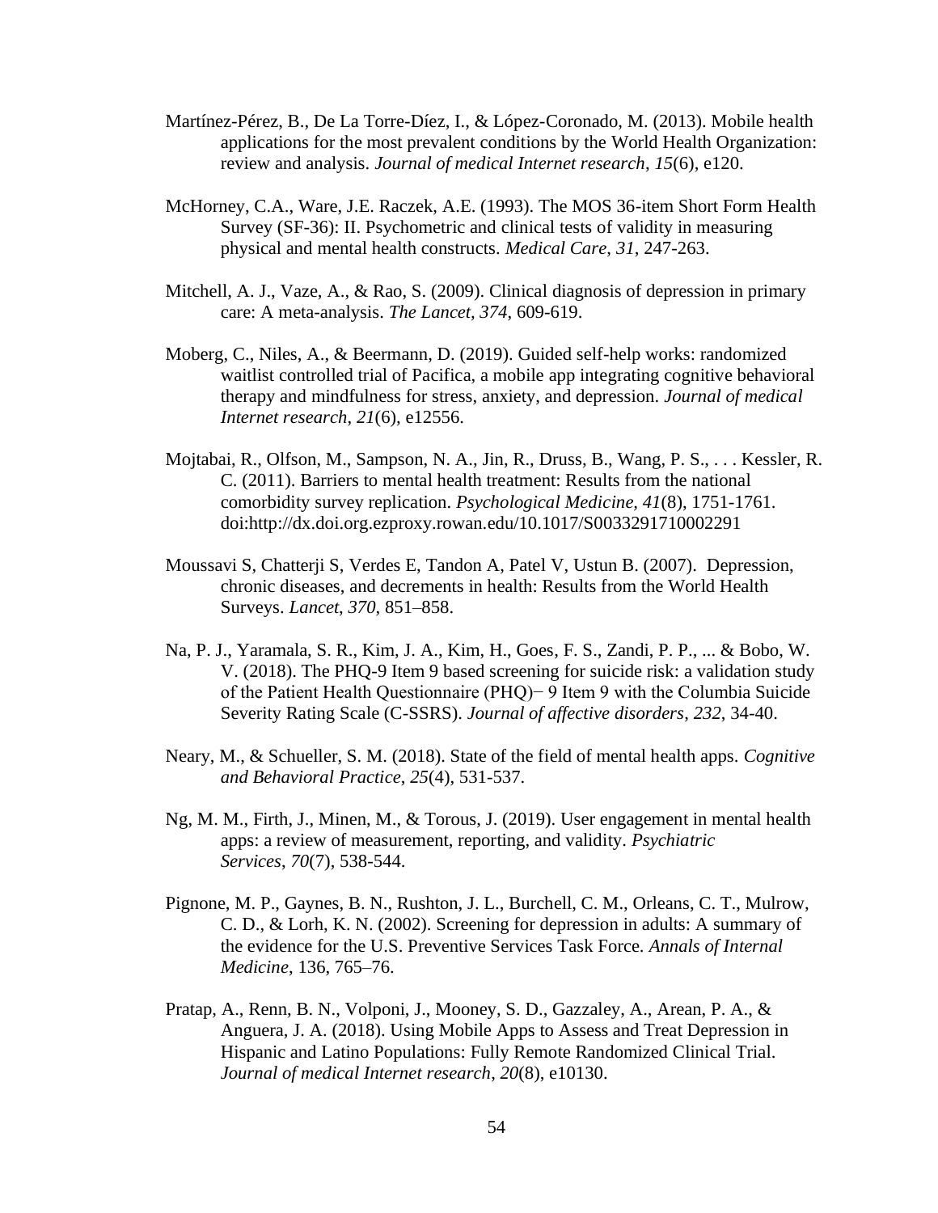Martínez-Pérez, B., De La Torre-Díez, I., & López-Coronado, M. (2013). Mobile health applications for the most prevalent conditions by the World Health Organization: review and analysis. *Journal of medical Internet research*, *15*(6), e120.

McHorney, C.A., Ware, J.E. Raczek, A.E. (1993). The MOS 36-item Short Form Health Survey (SF-36): II. Psychometric and clinical tests of validity in measuring physical and mental health constructs. *Medical Care, 31*, 247-263.

Mitchell, A. J., Vaze, A., & Rao, S. (2009). Clinical diagnosis of depression in primary care: A meta-analysis. *The Lancet, 374*, 609-619.

Moberg, C., Niles, A., & Beermann, D. (2019). Guided self-help works: randomized waitlist controlled trial of Pacifica, a mobile app integrating cognitive behavioral therapy and mindfulness for stress, anxiety, and depression. *Journal of medical Internet research*, *21*(6), e12556.

Mojtabai, R., Olfson, M., Sampson, N. A., Jin, R., Druss, B., Wang, P. S., . . . Kessler, R. C. (2011). Barriers to mental health treatment: Results from the national comorbidity survey replication. *Psychological Medicine, 41*(8), 1751-1761. doi:http://dx.doi.org.ezproxy.rowan.edu/10.1017/S0033291710002291

Moussavi S, Chatterji S, Verdes E, Tandon A, Patel V, Ustun B. (2007). Depression, chronic diseases, and decrements in health: Results from the World Health Surveys. *Lancet*, *370*, 851–858.

Na, P. J., Yaramala, S. R., Kim, J. A., Kim, H., Goes, F. S., Zandi, P. P., ... & Bobo, W. V. (2018). The PHQ-9 Item 9 based screening for suicide risk: a validation study of the Patient Health Questionnaire (PHQ)− 9 Item 9 with the Columbia Suicide Severity Rating Scale (C-SSRS). *Journal of affective disorders*, *232*, 34-40.

Neary, M., & Schueller, S. M. (2018). State of the field of mental health apps. *Cognitive and Behavioral Practice*, *25*(4), 531-537.

Ng, M. M., Firth, J., Minen, M., & Torous, J. (2019). User engagement in mental health apps: a review of measurement, reporting, and validity. *Psychiatric Services*, *70*(7), 538-544.

Pignone, M. P., Gaynes, B. N., Rushton, J. L., Burchell, C. M., Orleans, C. T., Mulrow, C. D., & Lorh, K. N. (2002). Screening for depression in adults: A summary of the evidence for the U.S. Preventive Services Task Force. *Annals of Internal Medicine*, 136, 765–76.

Pratap, A., Renn, B. N., Volponi, J., Mooney, S. D., Gazzaley, A., Arean, P. A., & Anguera, J. A. (2018). Using Mobile Apps to Assess and Treat Depression in Hispanic and Latino Populations: Fully Remote Randomized Clinical Trial. *Journal of medical Internet research*, *20*(8), e10130.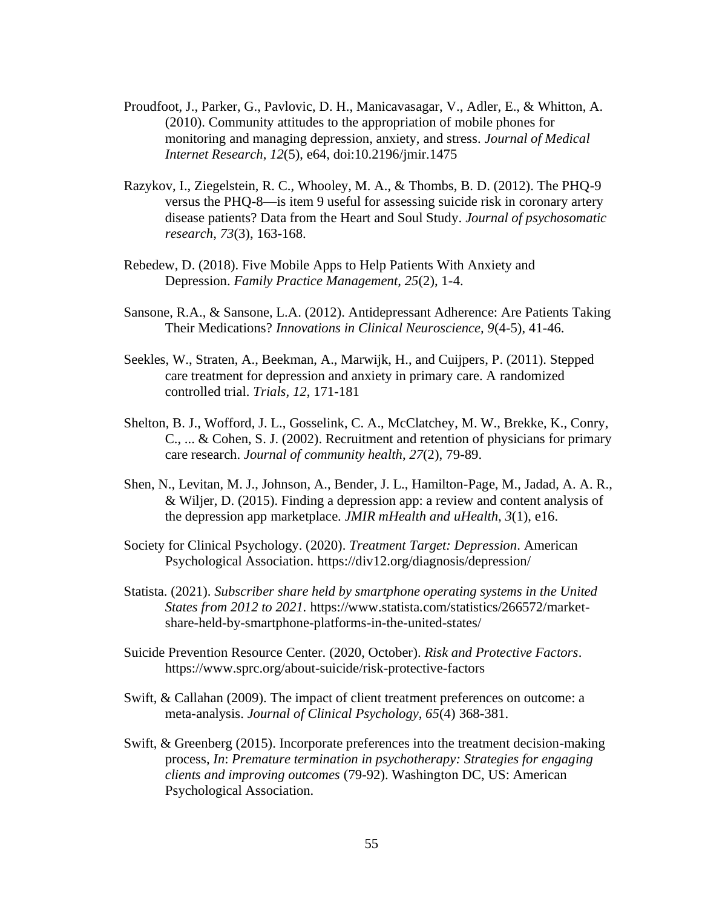Proudfoot, J., Parker, G., Pavlovic, D. H., Manicavasagar, V., Adler, E., & Whitton, A. (2010). Community attitudes to the appropriation of mobile phones for monitoring and managing depression, anxiety, and stress. *Journal of Medical Internet Research*, *12*(5), e64, doi:10.2196/jmir.1475

Razykov, I., Ziegelstein, R. C., Whooley, M. A., & Thombs, B. D. (2012). The PHQ-9 versus the PHQ-8—is item 9 useful for assessing suicide risk in coronary artery disease patients? Data from the Heart and Soul Study. *Journal of psychosomatic research*, *73*(3), 163-168.

Rebedew, D. (2018). Five Mobile Apps to Help Patients With Anxiety and Depression. *Family Practice Management*, *25*(2), 1-4.

Sansone, R.A., & Sansone, L.A. (2012). Antidepressant Adherence: Are Patients Taking Their Medications? *Innovations in Clinical Neuroscience, 9*(4-5), 41-46.

Seekles, W., Straten, A., Beekman, A., Marwijk, H., and Cuijpers, P. (2011). Stepped care treatment for depression and anxiety in primary care. A randomized controlled trial. *Trials, 12*, 171-181

Shelton, B. J., Wofford, J. L., Gosselink, C. A., McClatchey, M. W., Brekke, K., Conry, C., ... & Cohen, S. J. (2002). Recruitment and retention of physicians for primary care research. *Journal of community health*, *27*(2), 79-89.

Shen, N., Levitan, M. J., Johnson, A., Bender, J. L., Hamilton-Page, M., Jadad, A. A. R., & Wiljer, D. (2015). Finding a depression app: a review and content analysis of the depression app marketplace. *JMIR mHealth and uHealth*, *3*(1), e16.

Society for Clinical Psychology. (2020). *Treatment Target: Depression*. American Psychological Association. https://div12.org/diagnosis/depression/

Statista. (2021). *Subscriber share held by smartphone operating systems in the United States from 2012 to 2021.* https://www.statista.com/statistics/266572/market-share-held-by-smartphone-platforms-in-the-united-states/

Suicide Prevention Resource Center. (2020, October). *Risk and Protective Factors*. https://www.sprc.org/about-suicide/risk-protective-factors

Swift, & Callahan (2009). The impact of client treatment preferences on outcome: a meta-analysis. *Journal of Clinical Psychology, 65*(4) 368-381.

Swift, & Greenberg (2015). Incorporate preferences into the treatment decision-making process, *In*: *Premature termination in psychotherapy: Strategies for engaging clients and improving outcomes* (79-92). Washington DC, US: American Psychological Association.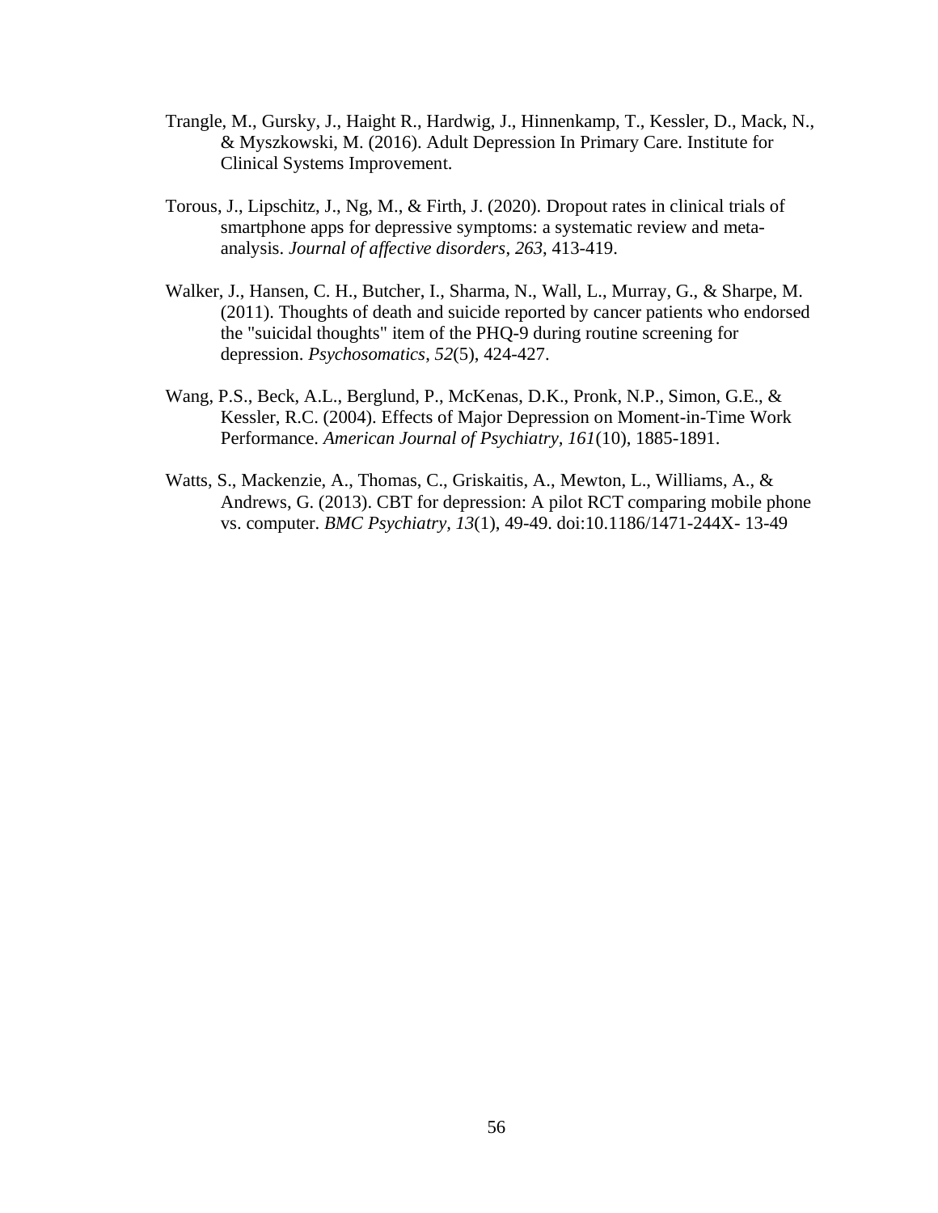Trangle, M., Gursky, J., Haight R., Hardwig, J., Hinnenkamp, T., Kessler, D., Mack, N., & Myszkowski, M. (2016). Adult Depression In Primary Care. Institute for Clinical Systems Improvement.

Torous, J., Lipschitz, J., Ng, M., & Firth, J. (2020). Dropout rates in clinical trials of smartphone apps for depressive symptoms: a systematic review and meta-analysis. *Journal of affective disorders*, *263*, 413-419.

Walker, J., Hansen, C. H., Butcher, I., Sharma, N., Wall, L., Murray, G., & Sharpe, M. (2011). Thoughts of death and suicide reported by cancer patients who endorsed the "suicidal thoughts" item of the PHQ-9 during routine screening for depression. *Psychosomatics*, *52*(5), 424-427.

Wang, P.S., Beck, A.L., Berglund, P., McKenas, D.K., Pronk, N.P., Simon, G.E., & Kessler, R.C. (2004). Effects of Major Depression on Moment-in-Time Work Performance. *American Journal of Psychiatry, 161*(10), 1885-1891.

Watts, S., Mackenzie, A., Thomas, C., Griskaitis, A., Mewton, L., Williams, A., & Andrews, G. (2013). CBT for depression: A pilot RCT comparing mobile phone vs. computer. *BMC Psychiatry*, *13*(1), 49-49. doi:10.1186/1471-244X- 13-49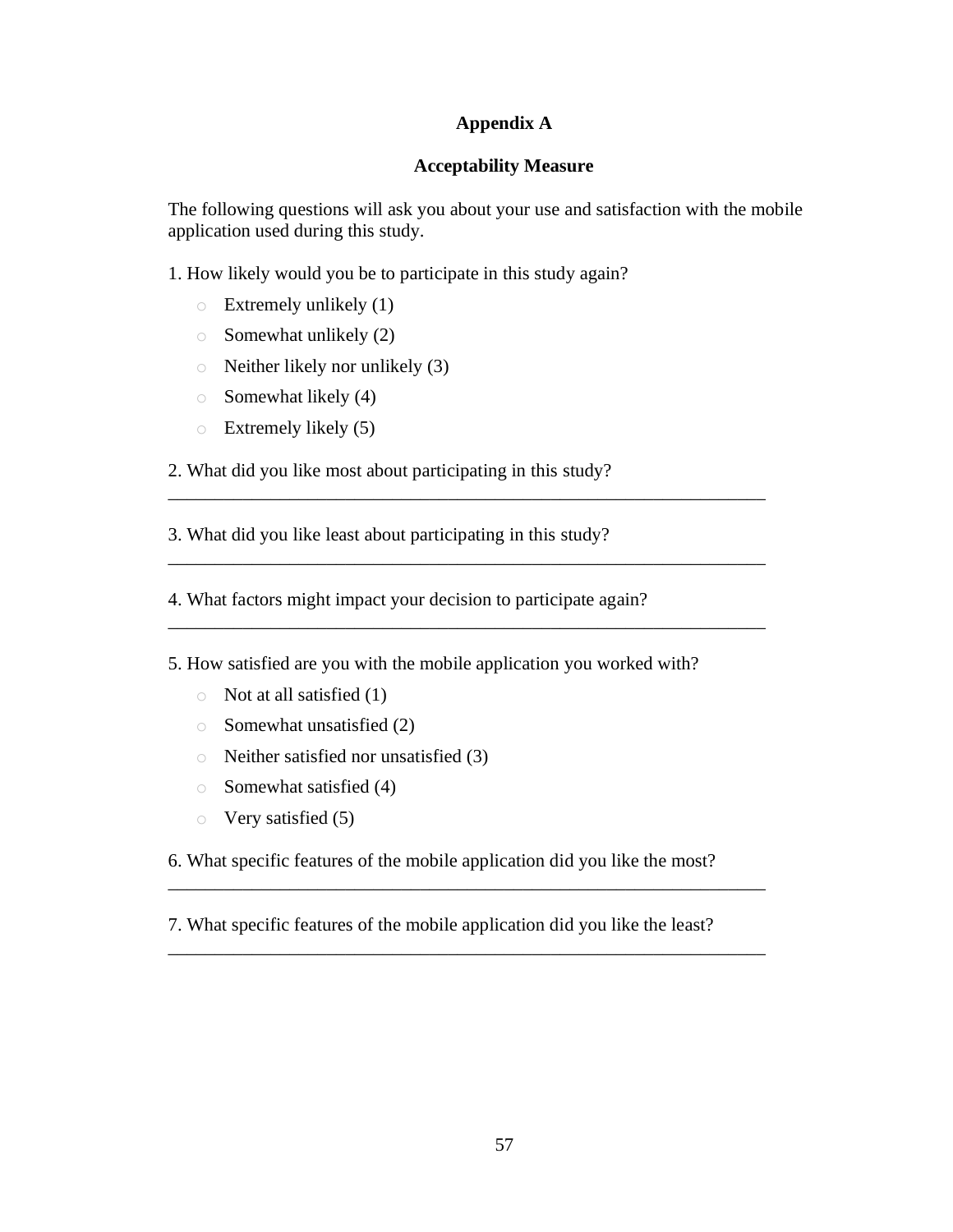# Appendix A

## Acceptability Measure

The following questions will ask you about your use and satisfaction with the mobile application used during this study.

1. How likely would you be to participate in this study again?

- Extremely unlikely (1)
- Somewhat unlikely (2)
- Neither likely nor unlikely (3)
- Somewhat likely (4)
- Extremely likely (5)

2. What did you like most about participating in this study?

_________________________________________________________________

3. What did you like least about participating in this study?

_________________________________________________________________

4. What factors might impact your decision to participate again?

_________________________________________________________________

5. How satisfied are you with the mobile application you worked with?

- Not at all satisfied (1)
- Somewhat unsatisfied (2)
- Neither satisfied nor unsatisfied (3)
- Somewhat satisfied (4)
- Very satisfied (5)

6. What specific features of the mobile application did you like the most?

_________________________________________________________________

7. What specific features of the mobile application did you like the least?

_________________________________________________________________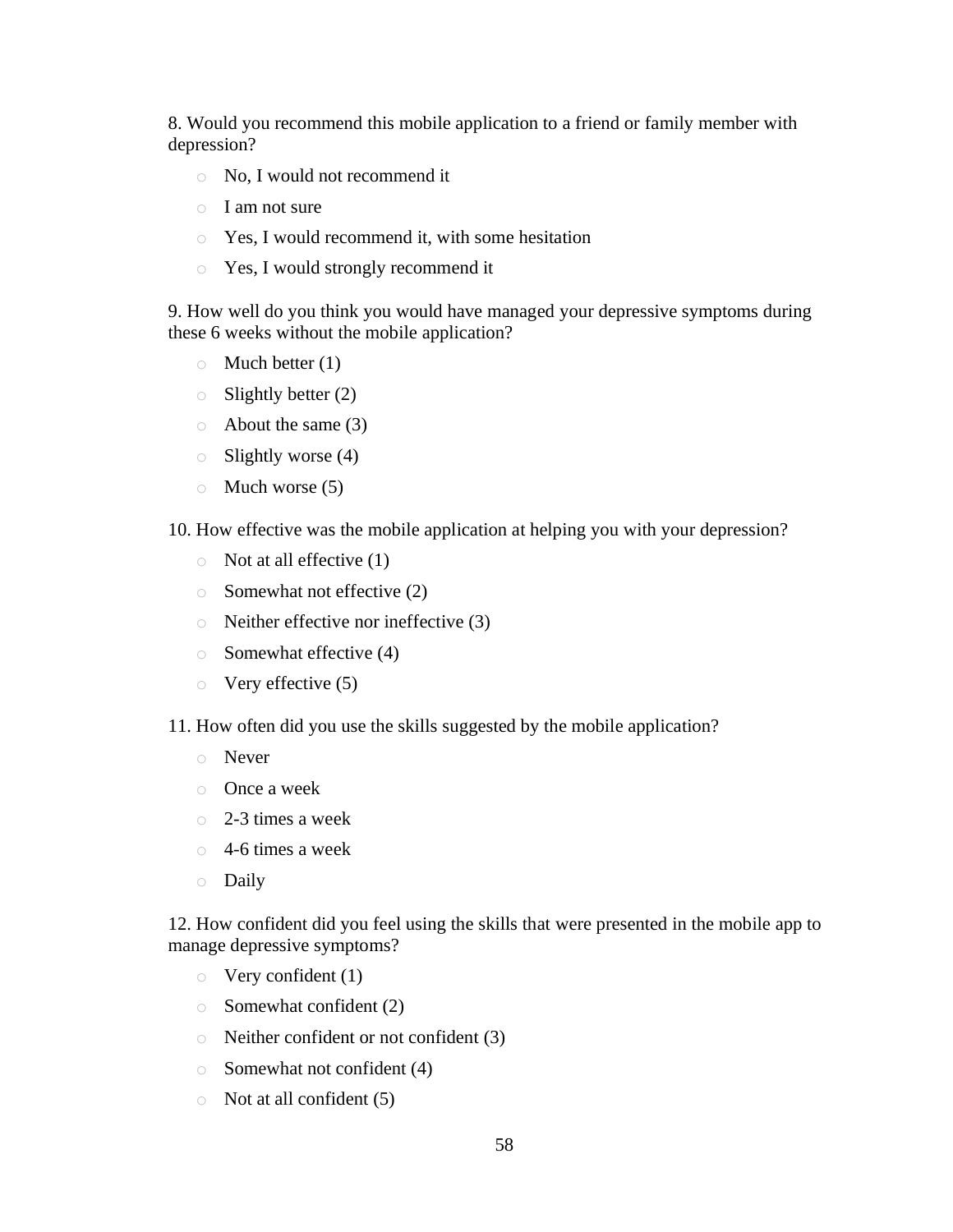8. Would you recommend this mobile application to a friend or family member with depression?

- No, I would not recommend it
- I am not sure
- Yes, I would recommend it, with some hesitation
- Yes, I would strongly recommend it

9. How well do you think you would have managed your depressive symptoms during these 6 weeks without the mobile application?

- Much better (1)
- Slightly better (2)
- About the same (3)
- Slightly worse (4)
- Much worse (5)

10. How effective was the mobile application at helping you with your depression?

- Not at all effective (1)
- Somewhat not effective (2)
- Neither effective nor ineffective (3)
- Somewhat effective (4)
- Very effective (5)

11. How often did you use the skills suggested by the mobile application?

- Never
- Once a week
- 2-3 times a week
- 4-6 times a week
- Daily

12. How confident did you feel using the skills that were presented in the mobile app to manage depressive symptoms?

- Very confident (1)
- Somewhat confident (2)
- Neither confident or not confident (3)
- Somewhat not confident (4)
- Not at all confident (5)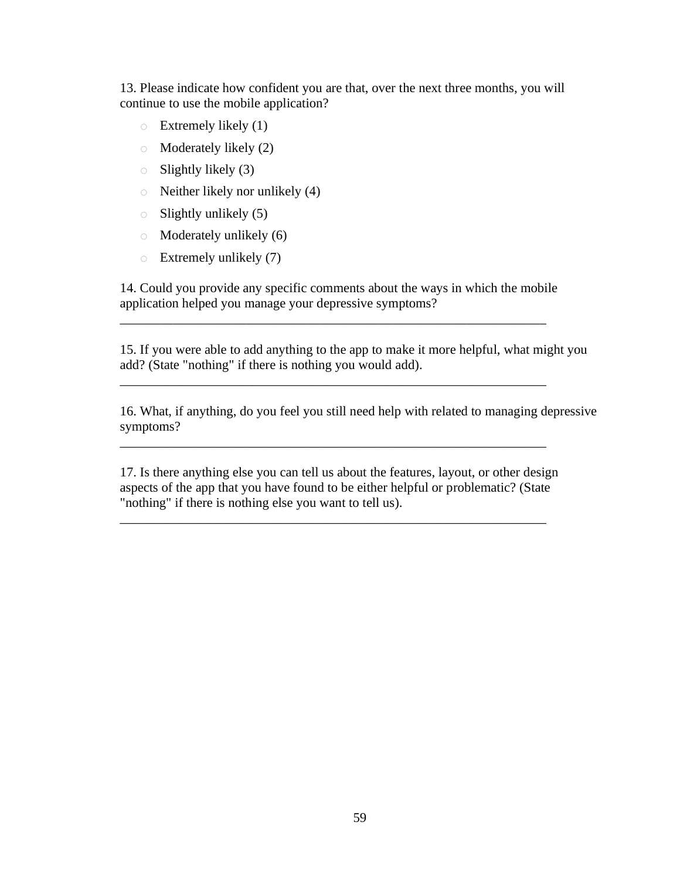13. Please indicate how confident you are that, over the next three months, you will continue to use the mobile application?

- Extremely likely (1)
- Moderately likely (2)
- Slightly likely (3)
- Neither likely nor unlikely (4)
- Slightly unlikely (5)
- Moderately unlikely (6)
- Extremely unlikely (7)

14. Could you provide any specific comments about the ways in which the mobile application helped you manage your depressive symptoms?

________________________________________________________________

15. If you were able to add anything to the app to make it more helpful, what might you add? (State "nothing" if there is nothing you would add).

________________________________________________________________

16. What, if anything, do you feel you still need help with related to managing depressive symptoms?

________________________________________________________________

17. Is there anything else you can tell us about the features, layout, or other design aspects of the app that you have found to be either helpful or problematic? (State "nothing" if there is nothing else you want to tell us).

________________________________________________________________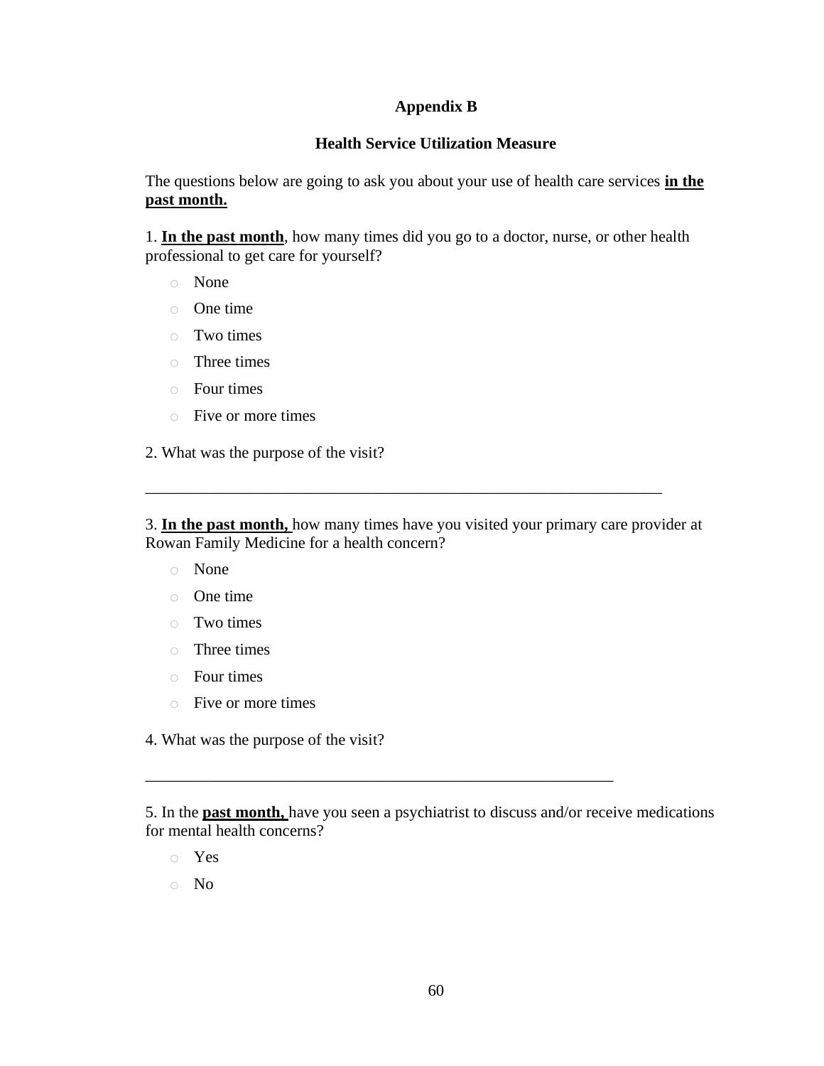# Appendix B

## Health Service Utilization Measure

The questions below are going to ask you about your use of health care services **in the past month.**

1. **In the past month**, how many times did you go to a doctor, nurse, or other health professional to get care for yourself?

- None
- One time
- Two times
- Three times
- Four times
- Five or more times

2. What was the purpose of the visit?

_________________________________________________________________

3. **In the past month,** how many times have you visited your primary care provider at Rowan Family Medicine for a health concern?

- None
- One time
- Two times
- Three times
- Four times
- Five or more times

4. What was the purpose of the visit?

___________________________________________________________

5. In the **past month,** have you seen a psychiatrist to discuss and/or receive medications for mental health concerns?

- Yes
- No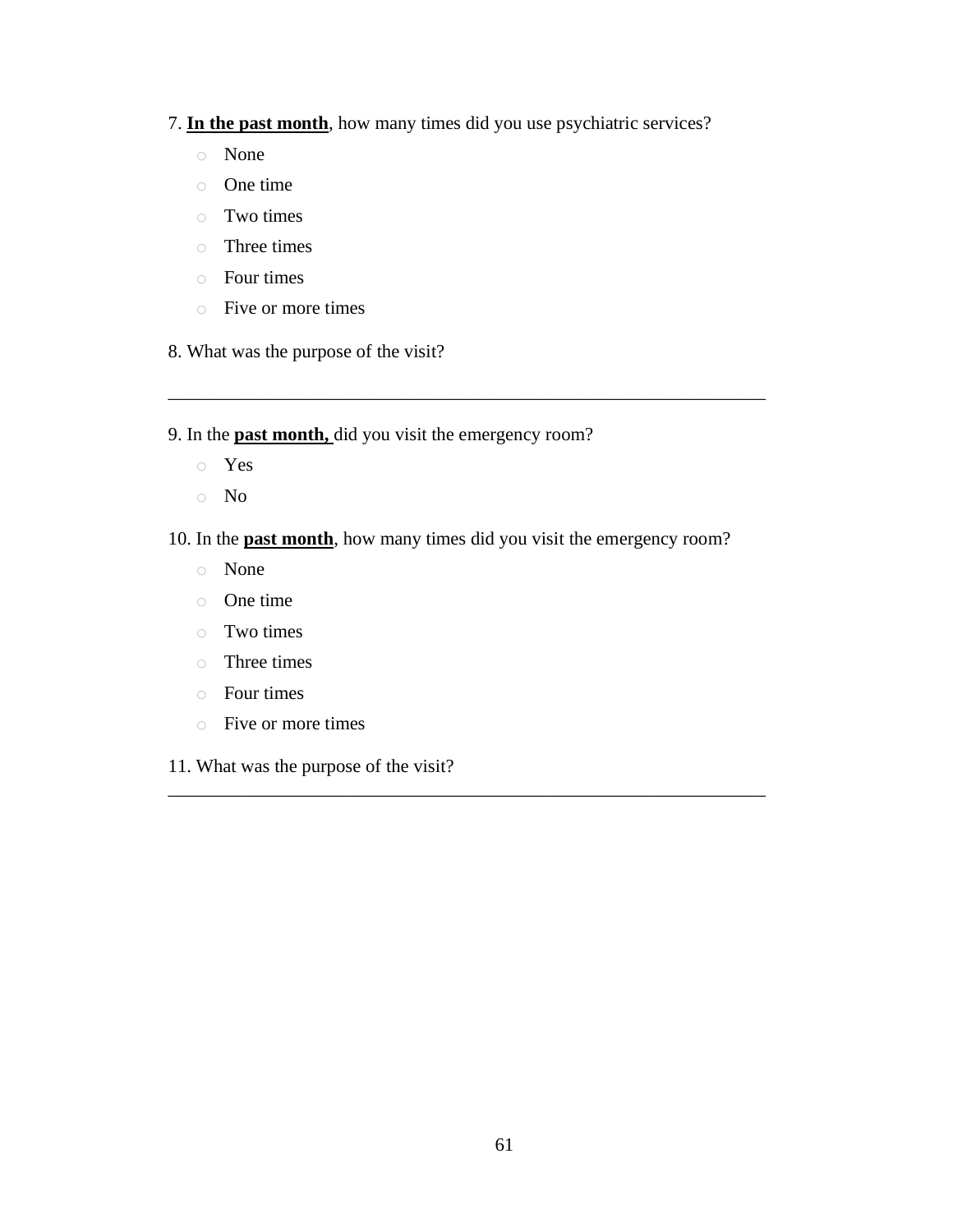7. **In the past month**, how many times did you use psychiatric services?

- None
- One time
- Two times
- Three times
- Four times
- Five or more times

8. What was the purpose of the visit?

_______________________________________________________________

9. In the **past month,** did you visit the emergency room?

- Yes
- No

10. In the **past month**, how many times did you visit the emergency room?

- None
- One time
- Two times
- Three times
- Four times
- Five or more times

11. What was the purpose of the visit?

_______________________________________________________________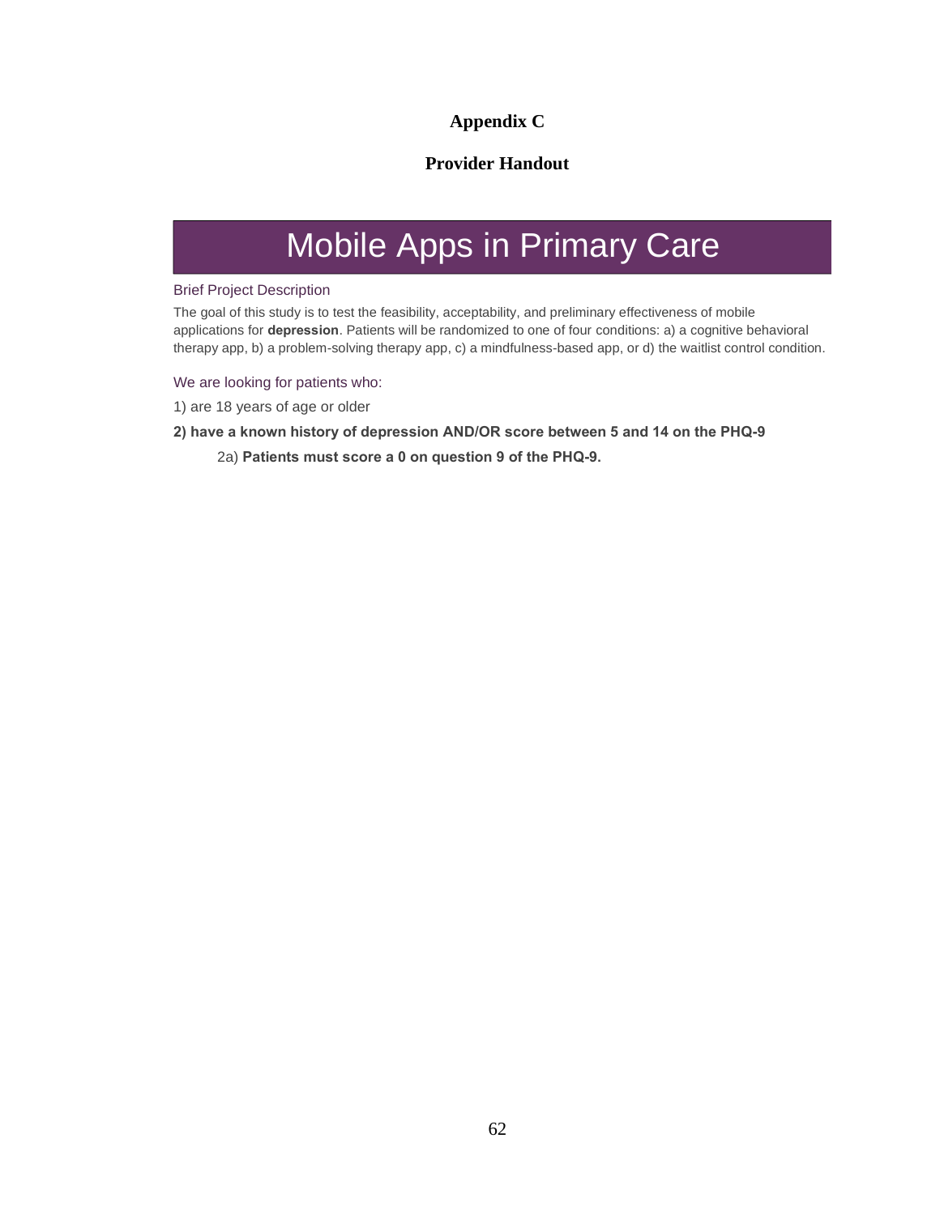**Appendix C**

**Provider Handout**

# Mobile Apps in Primary Care

### Brief Project Description

The goal of this study is to test the feasibility, acceptability, and preliminary effectiveness of mobile applications for **depression**. Patients will be randomized to one of four conditions: a) a cognitive behavioral therapy app, b) a problem-solving therapy app, c) a mindfulness-based app, or d) the waitlist control condition.

### We are looking for patients who:

1) are 18 years of age or older

**2) have a known history of depression AND/OR score between 5 and 14 on the PHQ-9**

2a) **Patients must score a 0 on question 9 of the PHQ-9.**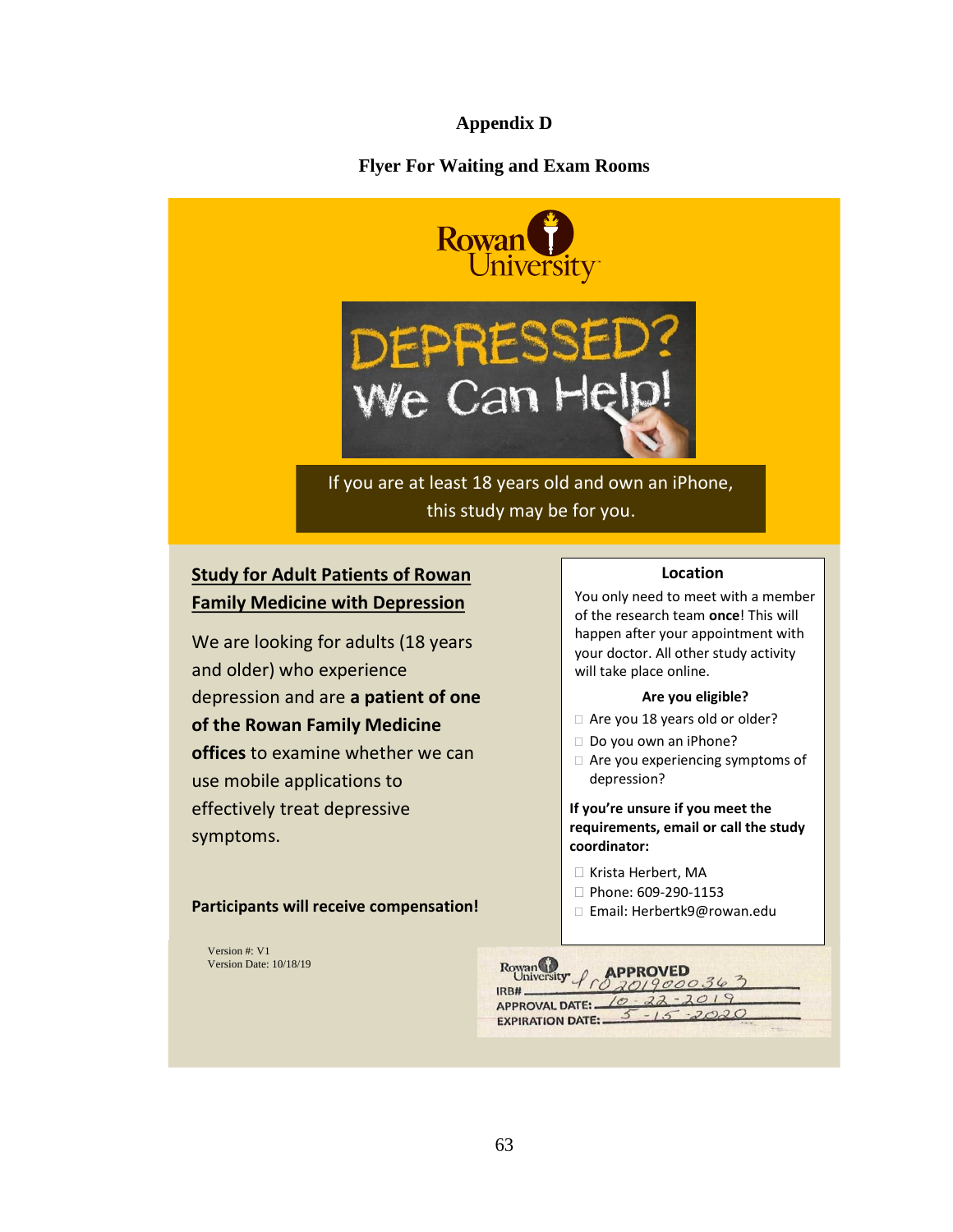# Appendix D

## Flyer For Waiting and Exam Rooms

Rowan University

DEPRESSED? We Can Help!

If you are at least 18 years old and own an iPhone, this study may be for you.

**Study for Adult Patients of Rowan Family Medicine with Depression**

We are looking for adults (18 years and older) who experience depression and are **a patient of one of the Rowan Family Medicine offices** to examine whether we can use mobile applications to effectively treat depressive symptoms.

**Participants will receive compensation!**

**Location**

You only need to meet with a member of the research team **once**! This will happen after your appointment with your doctor. All other study activity will take place online.

**Are you eligible?**

- Are you 18 years old or older?
- Do you own an iPhone?
- Are you experiencing symptoms of depression?

**If you're unsure if you meet the requirements, email or call the study coordinator:**

- Krista Herbert, MA
- Phone: 609-290-1153
- Email: Herbertk9@rowan.edu

Version #: V1
Version Date: 10/18/19

Rowan University APPROVED
IRB# Pro2019000363
APPROVAL DATE: 10-22-2019
EXPIRATION DATE: 5-15-2020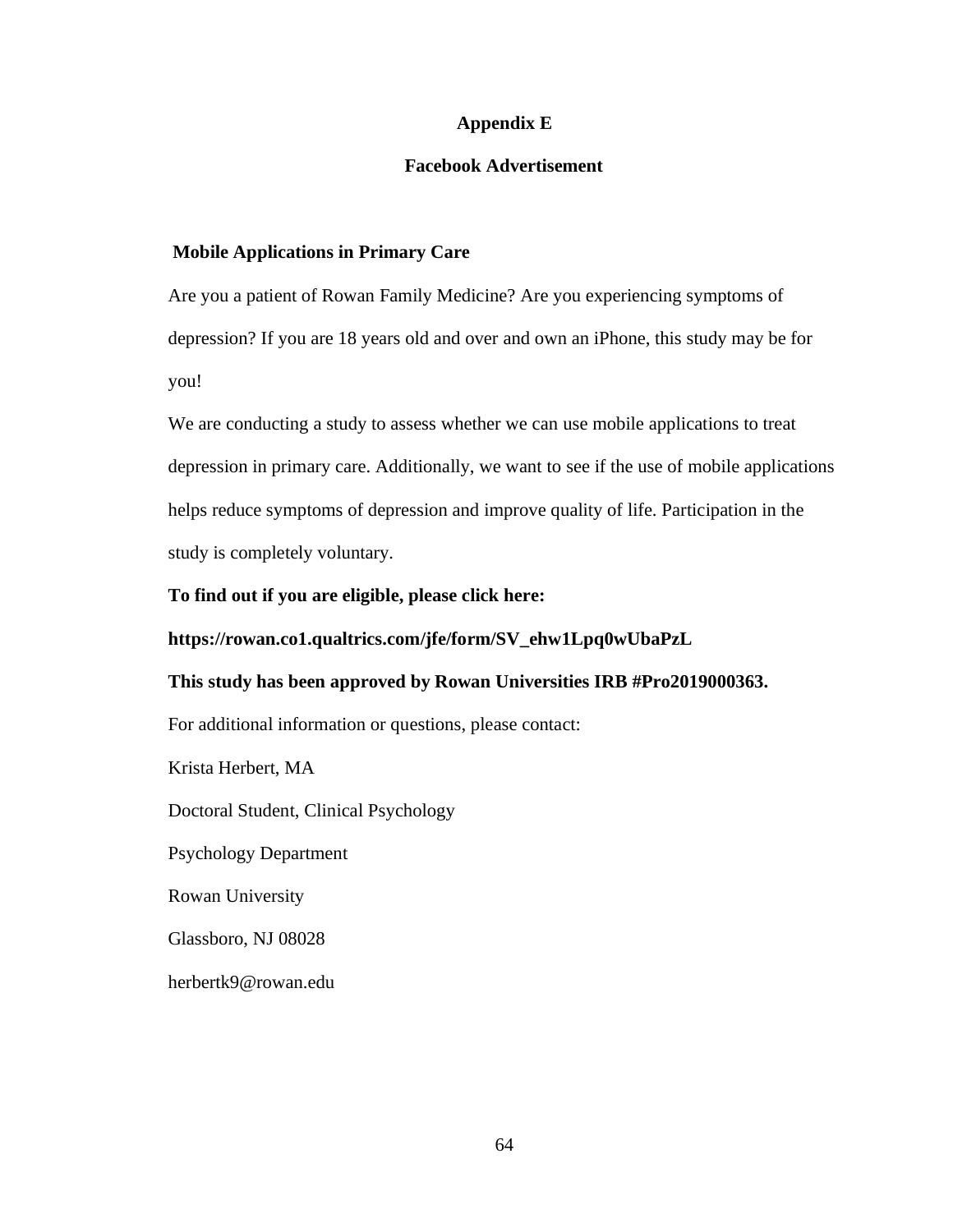# Appendix E

## Facebook Advertisement

**Mobile Applications in Primary Care**

Are you a patient of Rowan Family Medicine? Are you experiencing symptoms of depression? If you are 18 years old and over and own an iPhone, this study may be for you!

We are conducting a study to assess whether we can use mobile applications to treat depression in primary care. Additionally, we want to see if the use of mobile applications helps reduce symptoms of depression and improve quality of life. Participation in the study is completely voluntary.

**To find out if you are eligible, please click here:**

**https://rowan.co1.qualtrics.com/jfe/form/SV_ehw1Lpq0wUbaPzL**

**This study has been approved by Rowan Universities IRB #Pro2019000363.**

For additional information or questions, please contact:

Krista Herbert, MA

Doctoral Student, Clinical Psychology

Psychology Department

Rowan University

Glassboro, NJ 08028

herbertk9@rowan.edu